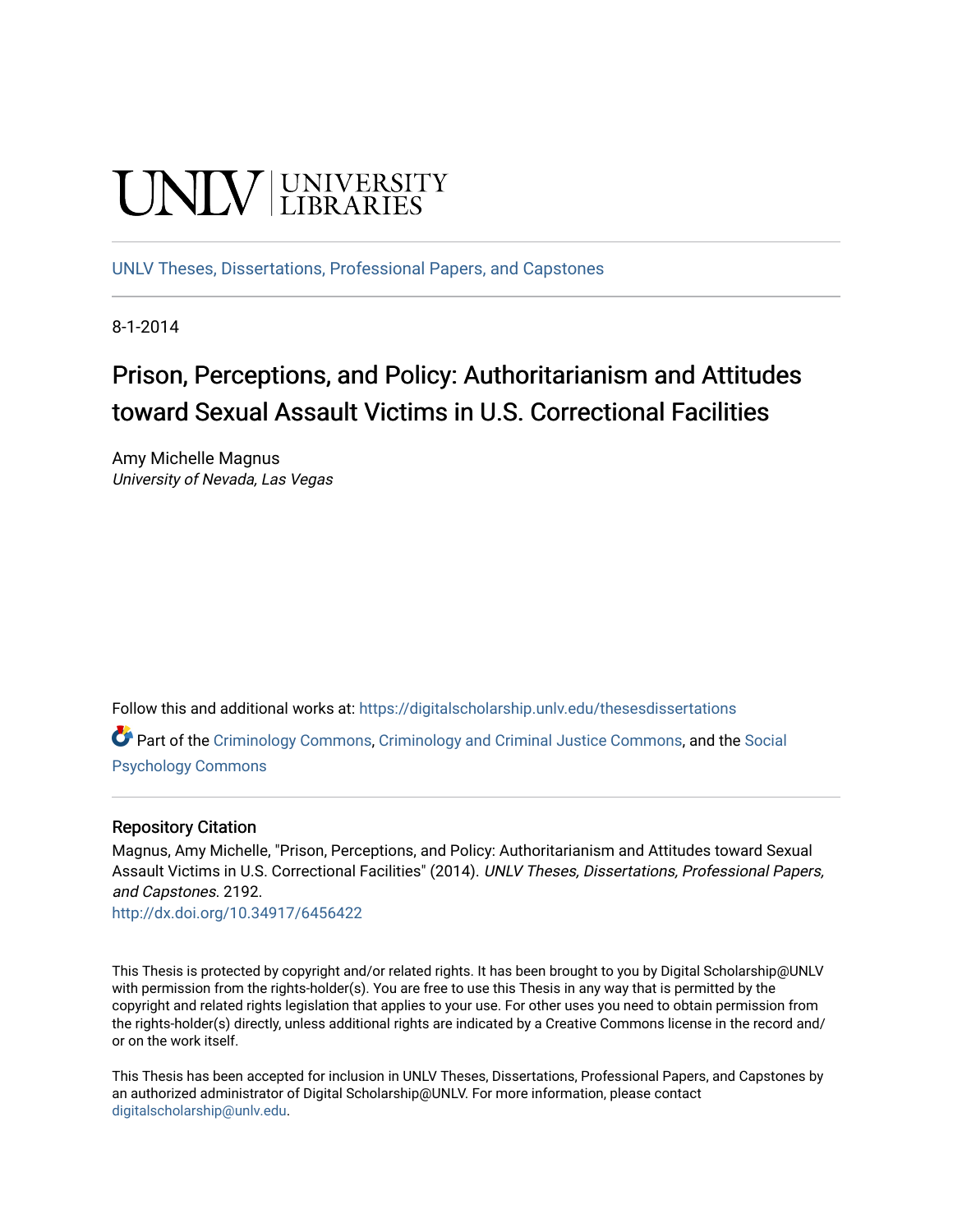UNLV | UNIVERSITY LIBRARIES

UNLV Theses, Dissertations, Professional Papers, and Capstones

8-1-2014

# Prison, Perceptions, and Policy: Authoritarianism and Attitudes toward Sexual Assault Victims in U.S. Correctional Facilities

Amy Michelle Magnus
*University of Nevada, Las Vegas*

Follow this and additional works at: https://digitalscholarship.unlv.edu/thesesdissertations

Part of the Criminology Commons, Criminology and Criminal Justice Commons, and the Social Psychology Commons

## Repository Citation

Magnus, Amy Michelle, "Prison, Perceptions, and Policy: Authoritarianism and Attitudes toward Sexual Assault Victims in U.S. Correctional Facilities" (2014). *UNLV Theses, Dissertations, Professional Papers, and Capstones*. 2192.
http://dx.doi.org/10.34917/6456422

This Thesis is protected by copyright and/or related rights. It has been brought to you by Digital Scholarship@UNLV with permission from the rights-holder(s). You are free to use this Thesis in any way that is permitted by the copyright and related rights legislation that applies to your use. For other uses you need to obtain permission from the rights-holder(s) directly, unless additional rights are indicated by a Creative Commons license in the record and/or on the work itself.

This Thesis has been accepted for inclusion in UNLV Theses, Dissertations, Professional Papers, and Capstones by an authorized administrator of Digital Scholarship@UNLV. For more information, please contact digitalscholarship@unlv.edu.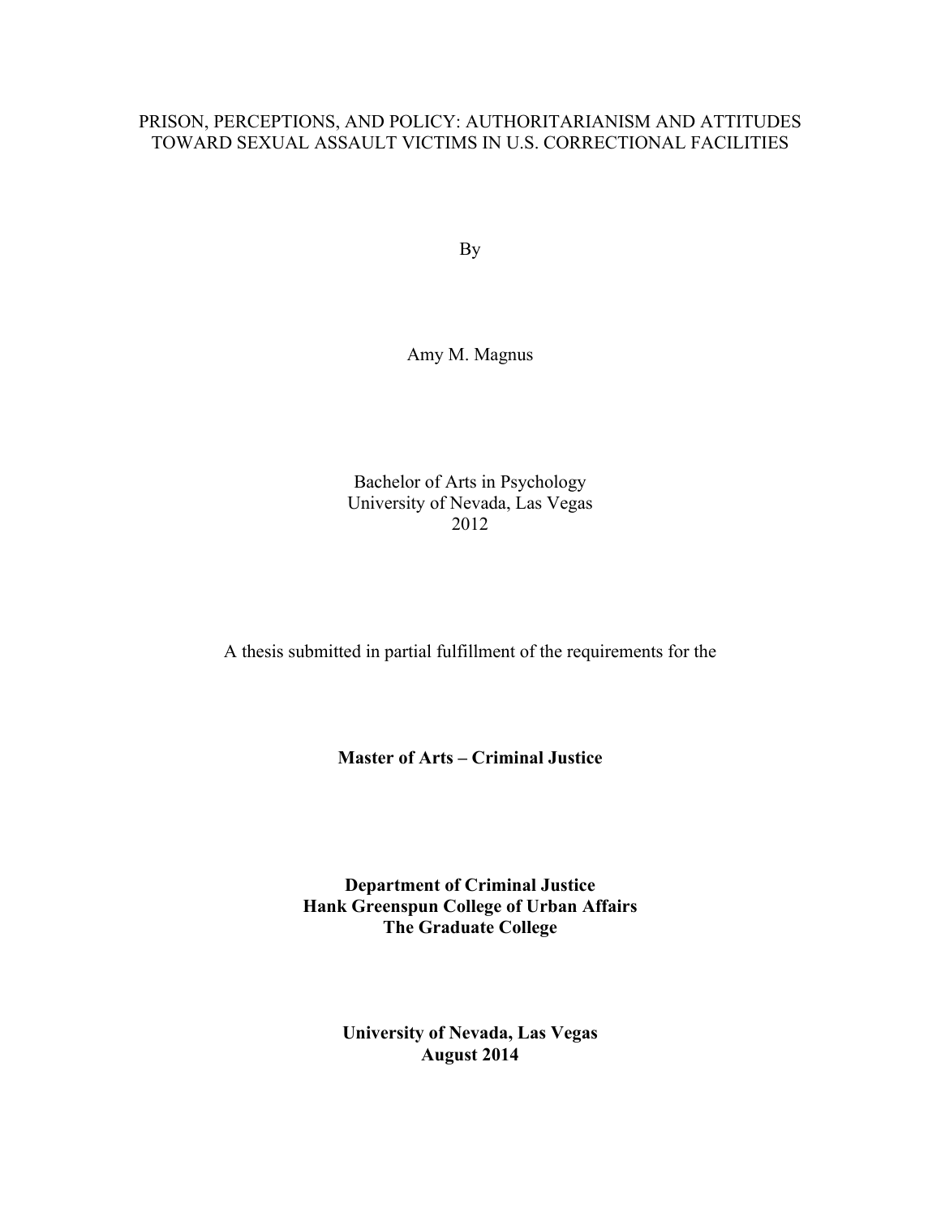PRISON, PERCEPTIONS, AND POLICY: AUTHORITARIANISM AND ATTITUDES TOWARD SEXUAL ASSAULT VICTIMS IN U.S. CORRECTIONAL FACILITIES

By

Amy M. Magnus

Bachelor of Arts in Psychology
University of Nevada, Las Vegas
2012

A thesis submitted in partial fulfillment of the requirements for the

**Master of Arts – Criminal Justice**

**Department of Criminal Justice**
**Hank Greenspun College of Urban Affairs**
**The Graduate College**

**University of Nevada, Las Vegas**
**August 2014**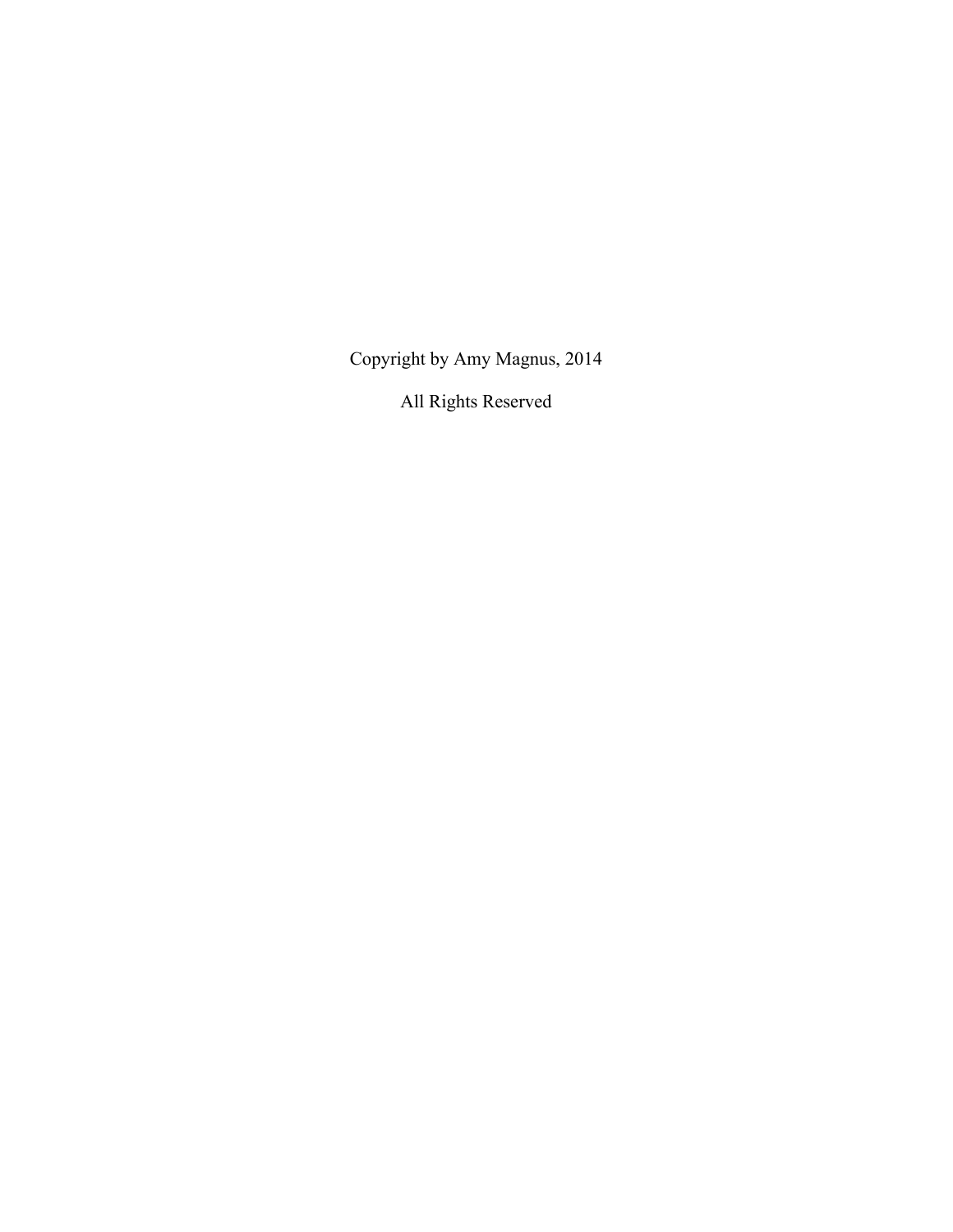Copyright by Amy Magnus, 2014

All Rights Reserved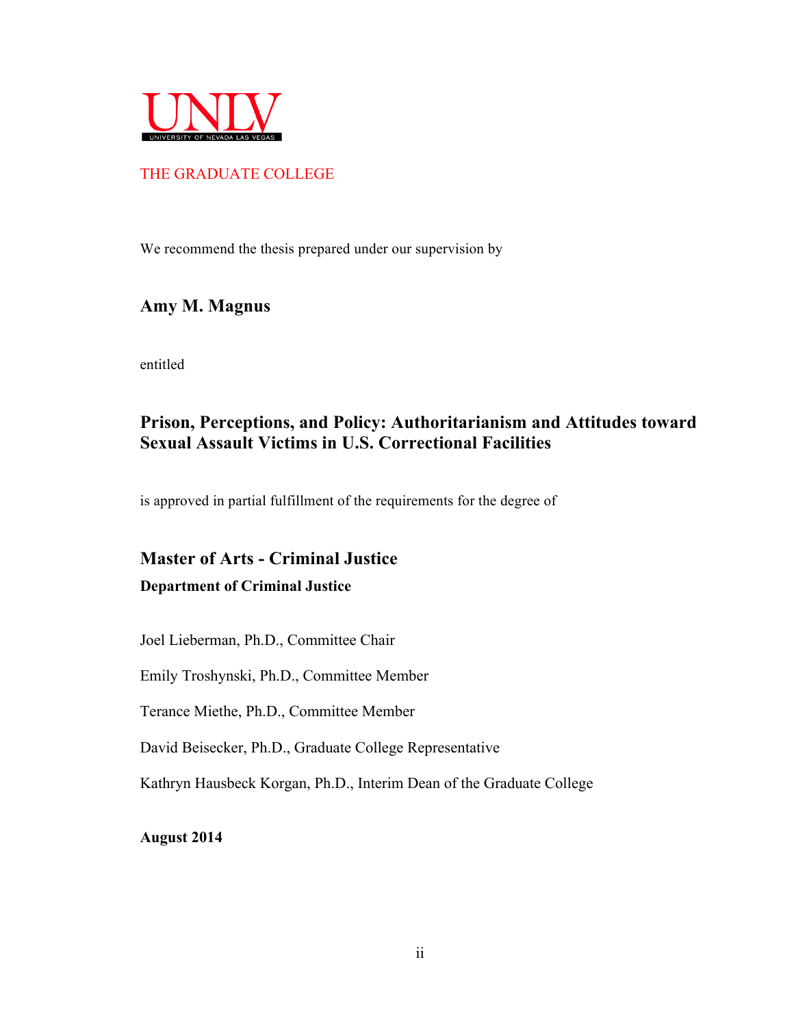UNLV
UNIVERSITY OF NEVADA LAS VEGAS

THE GRADUATE COLLEGE

We recommend the thesis prepared under our supervision by

**Amy M. Magnus**

entitled

**Prison, Perceptions, and Policy: Authoritarianism and Attitudes toward Sexual Assault Victims in U.S. Correctional Facilities**

is approved in partial fulfillment of the requirements for the degree of

**Master of Arts - Criminal Justice**

**Department of Criminal Justice**

Joel Lieberman, Ph.D., Committee Chair

Emily Troshynski, Ph.D., Committee Member

Terance Miethe, Ph.D., Committee Member

David Beisecker, Ph.D., Graduate College Representative

Kathryn Hausbeck Korgan, Ph.D., Interim Dean of the Graduate College

**August 2014**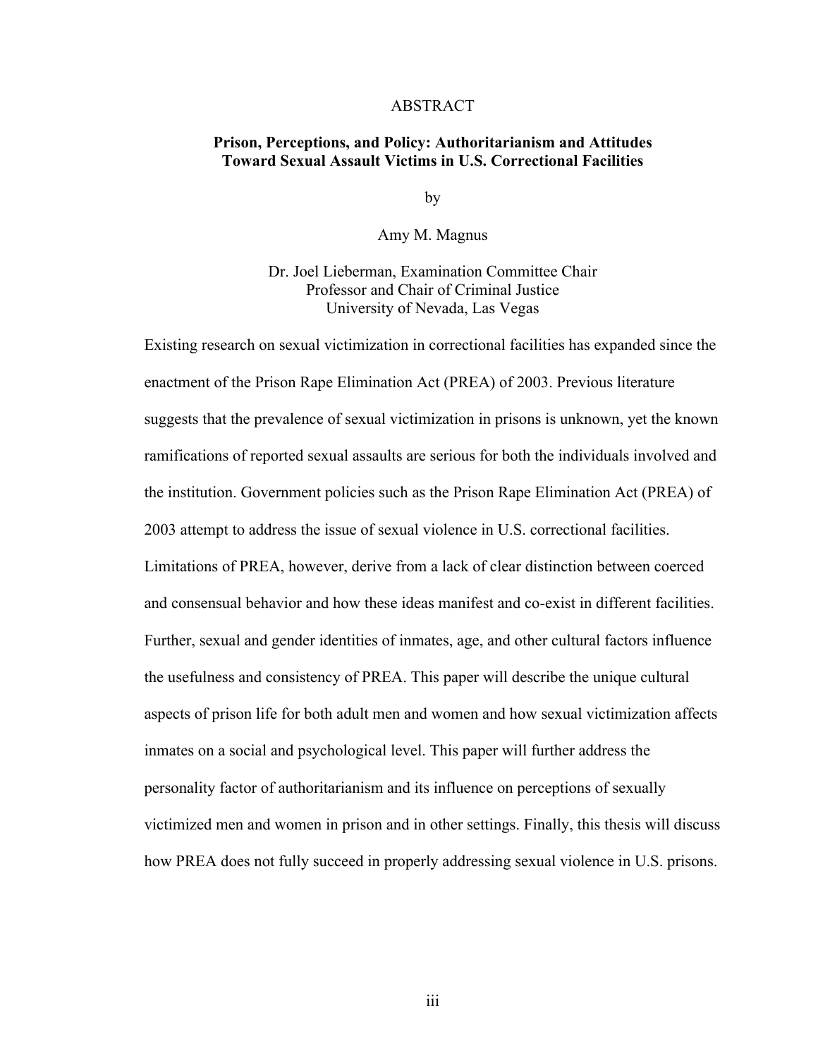# ABSTRACT

**Prison, Perceptions, and Policy: Authoritarianism and Attitudes Toward Sexual Assault Victims in U.S. Correctional Facilities**

by

Amy M. Magnus

Dr. Joel Lieberman, Examination Committee Chair
Professor and Chair of Criminal Justice
University of Nevada, Las Vegas

Existing research on sexual victimization in correctional facilities has expanded since the enactment of the Prison Rape Elimination Act (PREA) of 2003. Previous literature suggests that the prevalence of sexual victimization in prisons is unknown, yet the known ramifications of reported sexual assaults are serious for both the individuals involved and the institution. Government policies such as the Prison Rape Elimination Act (PREA) of 2003 attempt to address the issue of sexual violence in U.S. correctional facilities. Limitations of PREA, however, derive from a lack of clear distinction between coerced and consensual behavior and how these ideas manifest and co-exist in different facilities. Further, sexual and gender identities of inmates, age, and other cultural factors influence the usefulness and consistency of PREA. This paper will describe the unique cultural aspects of prison life for both adult men and women and how sexual victimization affects inmates on a social and psychological level. This paper will further address the personality factor of authoritarianism and its influence on perceptions of sexually victimized men and women in prison and in other settings. Finally, this thesis will discuss how PREA does not fully succeed in properly addressing sexual violence in U.S. prisons.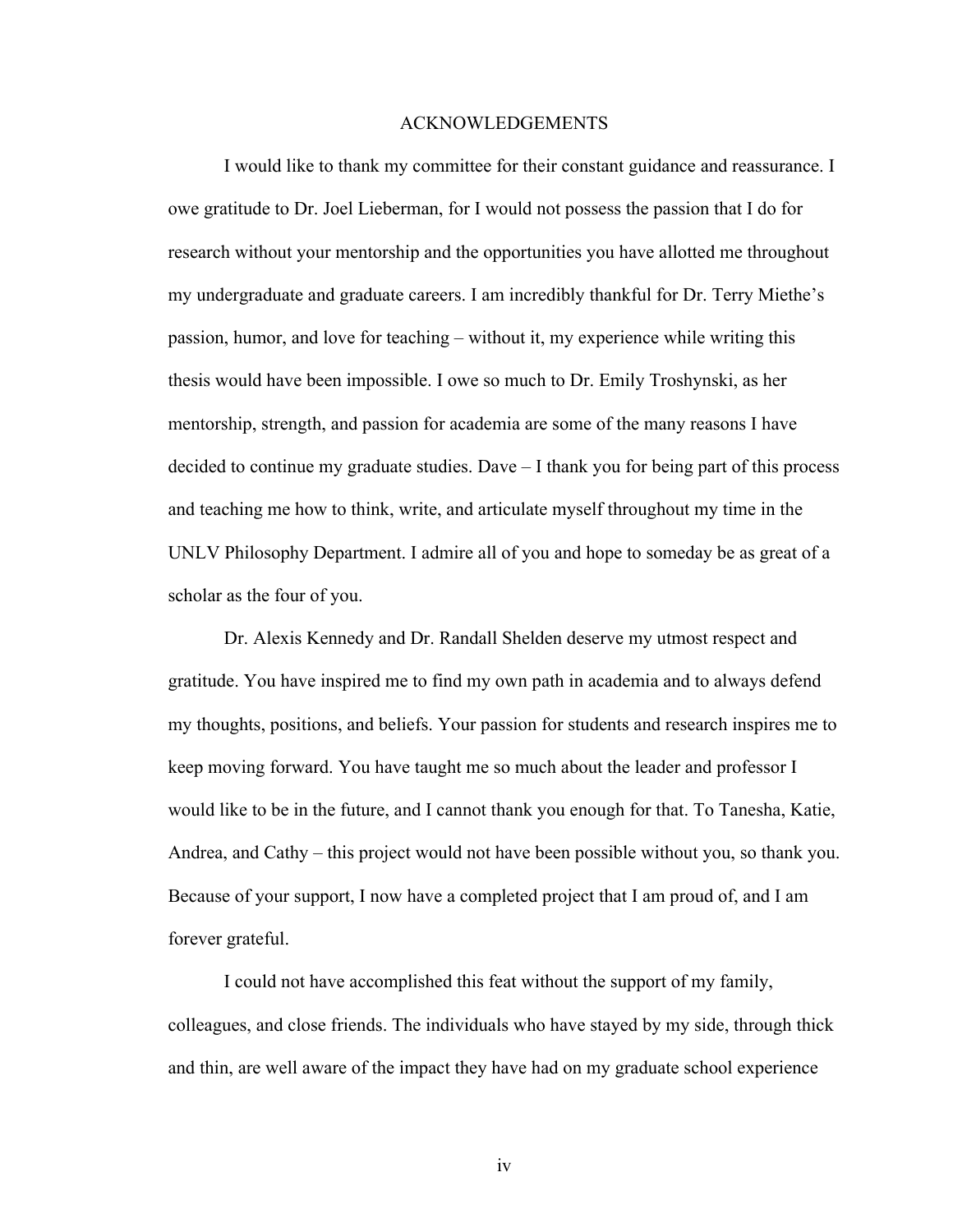# ACKNOWLEDGEMENTS

I would like to thank my committee for their constant guidance and reassurance. I owe gratitude to Dr. Joel Lieberman, for I would not possess the passion that I do for research without your mentorship and the opportunities you have allotted me throughout my undergraduate and graduate careers. I am incredibly thankful for Dr. Terry Miethe's passion, humor, and love for teaching – without it, my experience while writing this thesis would have been impossible. I owe so much to Dr. Emily Troshynski, as her mentorship, strength, and passion for academia are some of the many reasons I have decided to continue my graduate studies. Dave – I thank you for being part of this process and teaching me how to think, write, and articulate myself throughout my time in the UNLV Philosophy Department. I admire all of you and hope to someday be as great of a scholar as the four of you.

Dr. Alexis Kennedy and Dr. Randall Shelden deserve my utmost respect and gratitude. You have inspired me to find my own path in academia and to always defend my thoughts, positions, and beliefs. Your passion for students and research inspires me to keep moving forward. You have taught me so much about the leader and professor I would like to be in the future, and I cannot thank you enough for that. To Tanesha, Katie, Andrea, and Cathy – this project would not have been possible without you, so thank you. Because of your support, I now have a completed project that I am proud of, and I am forever grateful.

I could not have accomplished this feat without the support of my family, colleagues, and close friends. The individuals who have stayed by my side, through thick and thin, are well aware of the impact they have had on my graduate school experience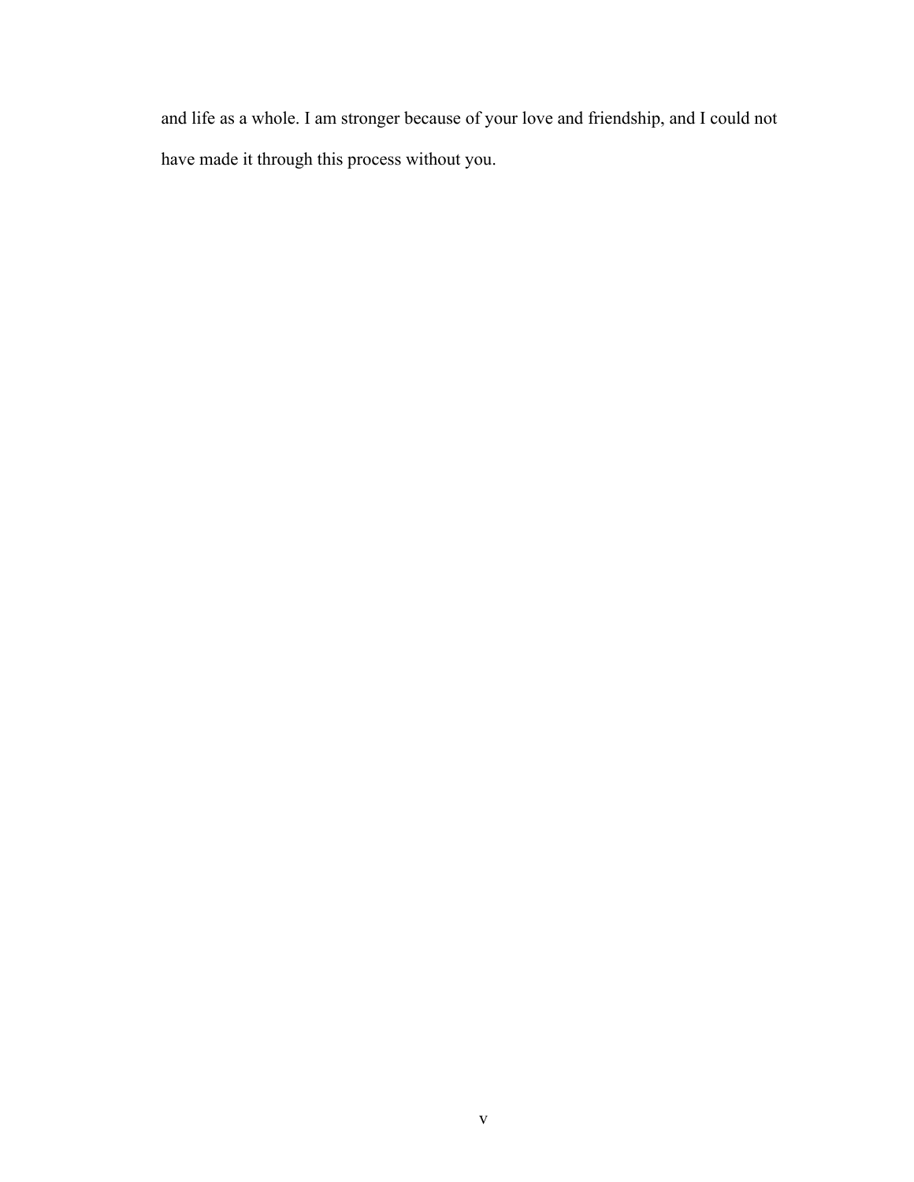and life as a whole. I am stronger because of your love and friendship, and I could not have made it through this process without you.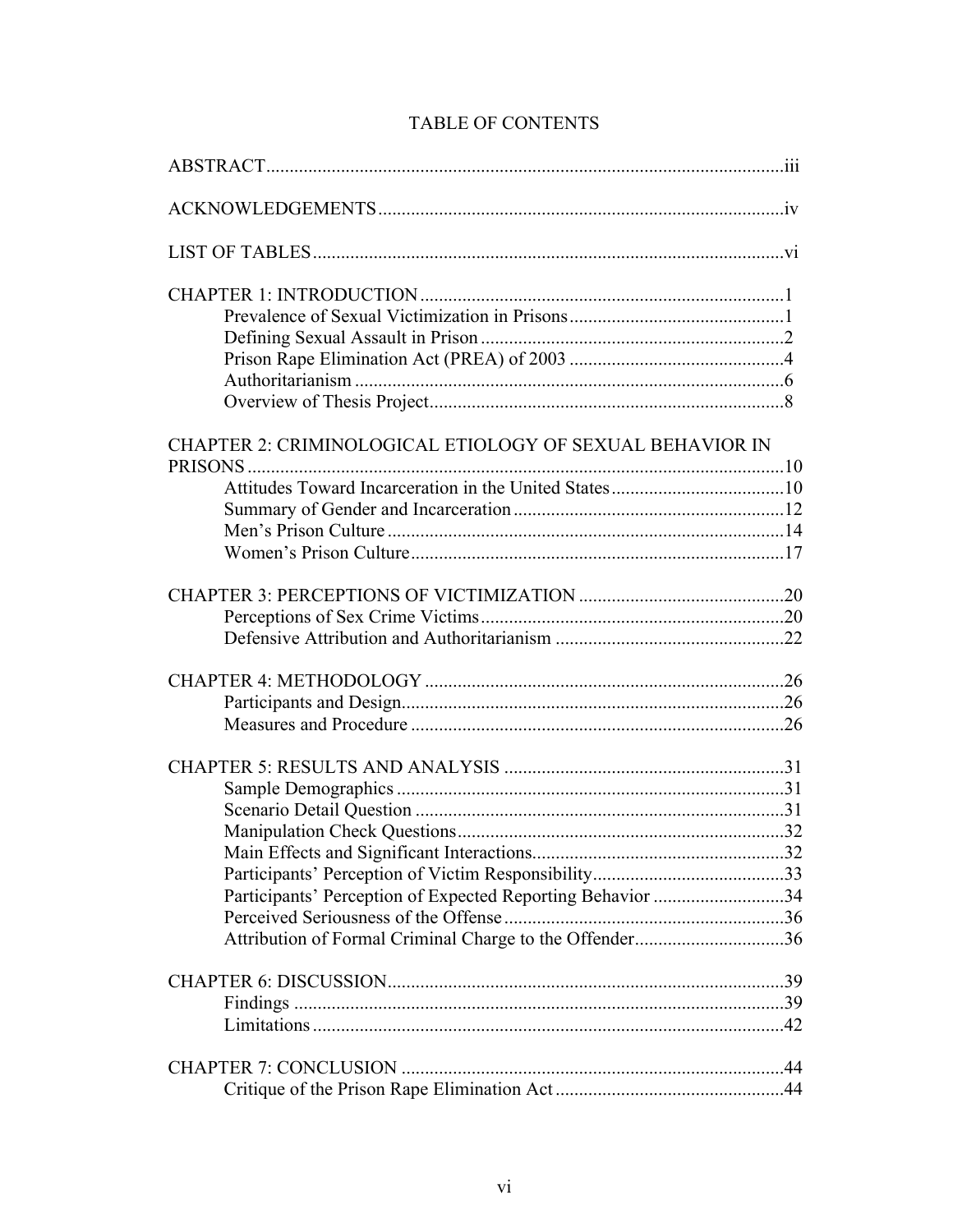# TABLE OF CONTENTS

ABSTRACT .......... iii

ACKNOWLEDGEMENTS .......... iv

LIST OF TABLES .......... vi

CHAPTER 1: INTRODUCTION .......... 1
- Prevalence of Sexual Victimization in Prisons .......... 1
- Defining Sexual Assault in Prison .......... 2
- Prison Rape Elimination Act (PREA) of 2003 .......... 4
- Authoritarianism .......... 6
- Overview of Thesis Project .......... 8

CHAPTER 2: CRIMINOLOGICAL ETIOLOGY OF SEXUAL BEHAVIOR IN PRISONS .......... 10
- Attitudes Toward Incarceration in the United States .......... 10
- Summary of Gender and Incarceration .......... 12
- Men's Prison Culture .......... 14
- Women's Prison Culture .......... 17

CHAPTER 3: PERCEPTIONS OF VICTIMIZATION .......... 20
- Perceptions of Sex Crime Victims .......... 20
- Defensive Attribution and Authoritarianism .......... 22

CHAPTER 4: METHODOLOGY .......... 26
- Participants and Design .......... 26
- Measures and Procedure .......... 26

CHAPTER 5: RESULTS AND ANALYSIS .......... 31
- Sample Demographics .......... 31
- Scenario Detail Question .......... 31
- Manipulation Check Questions .......... 32
- Main Effects and Significant Interactions .......... 32
- Participants' Perception of Victim Responsibility .......... 33
- Participants' Perception of Expected Reporting Behavior .......... 34
- Perceived Seriousness of the Offense .......... 36
- Attribution of Formal Criminal Charge to the Offender .......... 36

CHAPTER 6: DISCUSSION .......... 39
- Findings .......... 39
- Limitations .......... 42

CHAPTER 7: CONCLUSION .......... 44
- Critique of the Prison Rape Elimination Act .......... 44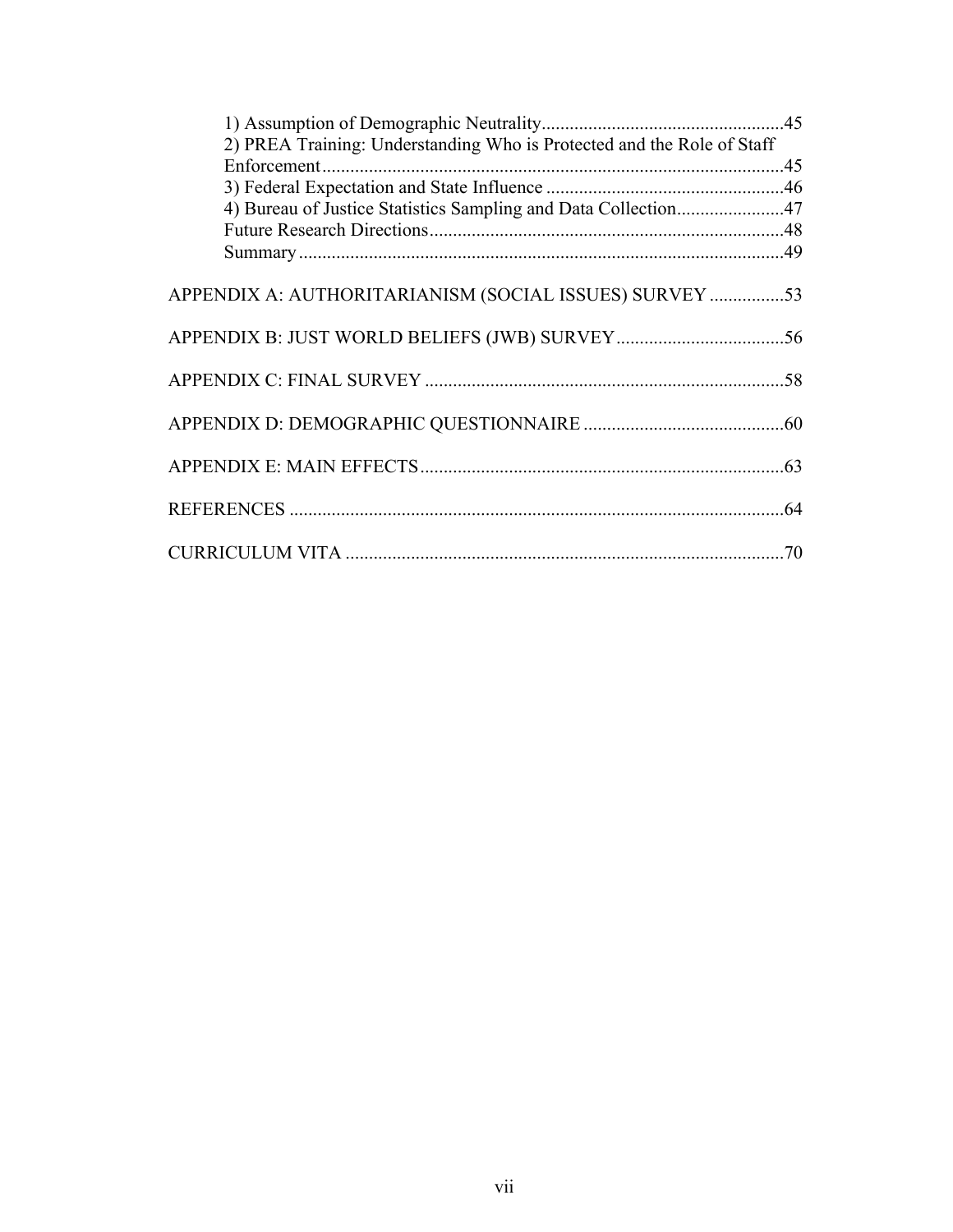1) Assumption of Demographic Neutrality....................................................45
2) PREA Training: Understanding Who is Protected and the Role of Staff Enforcement....................................................................................................45
3) Federal Expectation and State Influence ...................................................46
4) Bureau of Justice Statistics Sampling and Data Collection.......................47
Future Research Directions............................................................................48
Summary........................................................................................................49

APPENDIX A: AUTHORITARIANISM (SOCIAL ISSUES) SURVEY ................53

APPENDIX B: JUST WORLD BELIEFS (JWB) SURVEY....................................56

APPENDIX C: FINAL SURVEY .............................................................................58

APPENDIX D: DEMOGRAPHIC QUESTIONNAIRE ...........................................60

APPENDIX E: MAIN EFFECTS..............................................................................63

REFERENCES ..........................................................................................................64

CURRICULUM VITA ..............................................................................................70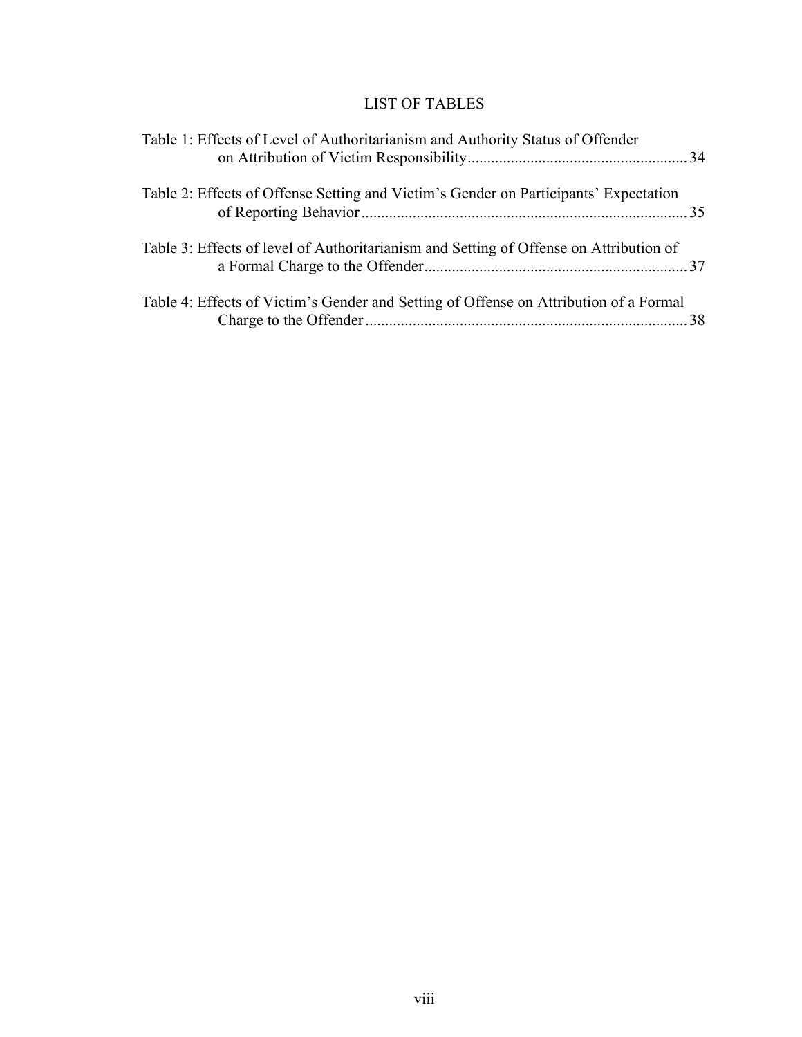# LIST OF TABLES

Table 1: Effects of Level of Authoritarianism and Authority Status of Offender on Attribution of Victim Responsibility ........................................................ 34

Table 2: Effects of Offense Setting and Victim's Gender on Participants' Expectation of Reporting Behavior .................................................................................. 35

Table 3: Effects of level of Authoritarianism and Setting of Offense on Attribution of a Formal Charge to the Offender .................................................................. 37

Table 4: Effects of Victim's Gender and Setting of Offense on Attribution of a Formal Charge to the Offender ................................................................................. 38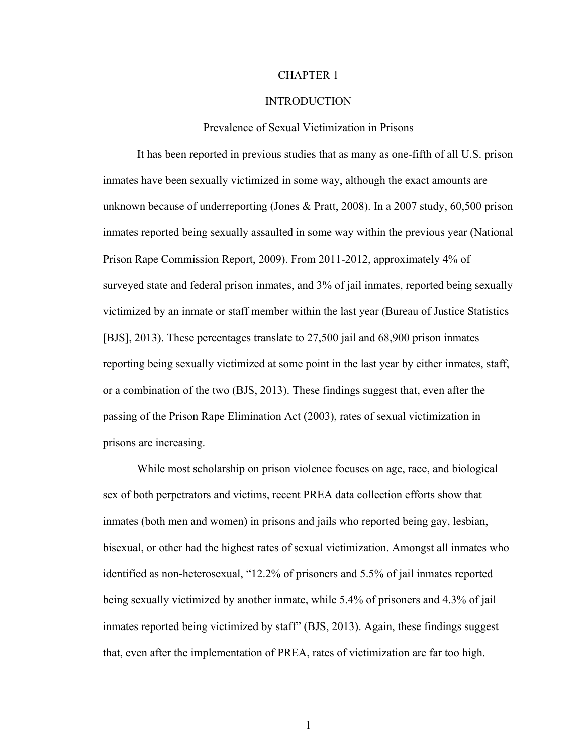# CHAPTER 1

# INTRODUCTION

## Prevalence of Sexual Victimization in Prisons

It has been reported in previous studies that as many as one-fifth of all U.S. prison inmates have been sexually victimized in some way, although the exact amounts are unknown because of underreporting (Jones & Pratt, 2008). In a 2007 study, 60,500 prison inmates reported being sexually assaulted in some way within the previous year (National Prison Rape Commission Report, 2009). From 2011-2012, approximately 4% of surveyed state and federal prison inmates, and 3% of jail inmates, reported being sexually victimized by an inmate or staff member within the last year (Bureau of Justice Statistics [BJS], 2013). These percentages translate to 27,500 jail and 68,900 prison inmates reporting being sexually victimized at some point in the last year by either inmates, staff, or a combination of the two (BJS, 2013). These findings suggest that, even after the passing of the Prison Rape Elimination Act (2003), rates of sexual victimization in prisons are increasing.

While most scholarship on prison violence focuses on age, race, and biological sex of both perpetrators and victims, recent PREA data collection efforts show that inmates (both men and women) in prisons and jails who reported being gay, lesbian, bisexual, or other had the highest rates of sexual victimization. Amongst all inmates who identified as non-heterosexual, "12.2% of prisoners and 5.5% of jail inmates reported being sexually victimized by another inmate, while 5.4% of prisoners and 4.3% of jail inmates reported being victimized by staff" (BJS, 2013). Again, these findings suggest that, even after the implementation of PREA, rates of victimization are far too high.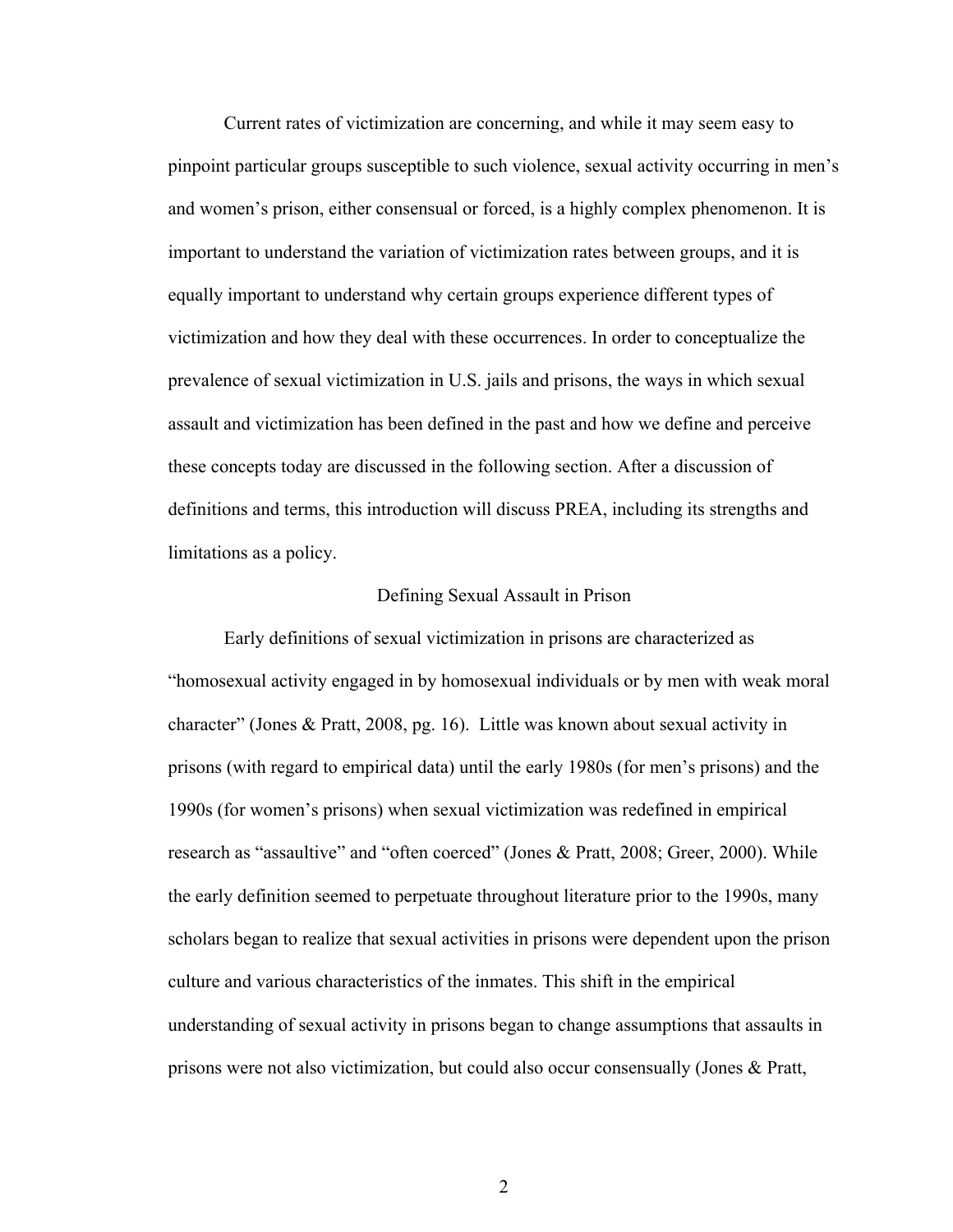Current rates of victimization are concerning, and while it may seem easy to pinpoint particular groups susceptible to such violence, sexual activity occurring in men's and women's prison, either consensual or forced, is a highly complex phenomenon. It is important to understand the variation of victimization rates between groups, and it is equally important to understand why certain groups experience different types of victimization and how they deal with these occurrences. In order to conceptualize the prevalence of sexual victimization in U.S. jails and prisons, the ways in which sexual assault and victimization has been defined in the past and how we define and perceive these concepts today are discussed in the following section. After a discussion of definitions and terms, this introduction will discuss PREA, including its strengths and limitations as a policy.

## Defining Sexual Assault in Prison

Early definitions of sexual victimization in prisons are characterized as "homosexual activity engaged in by homosexual individuals or by men with weak moral character" (Jones & Pratt, 2008, pg. 16). Little was known about sexual activity in prisons (with regard to empirical data) until the early 1980s (for men's prisons) and the 1990s (for women's prisons) when sexual victimization was redefined in empirical research as "assaultive" and "often coerced" (Jones & Pratt, 2008; Greer, 2000). While the early definition seemed to perpetuate throughout literature prior to the 1990s, many scholars began to realize that sexual activities in prisons were dependent upon the prison culture and various characteristics of the inmates. This shift in the empirical understanding of sexual activity in prisons began to change assumptions that assaults in prisons were not also victimization, but could also occur consensually (Jones & Pratt,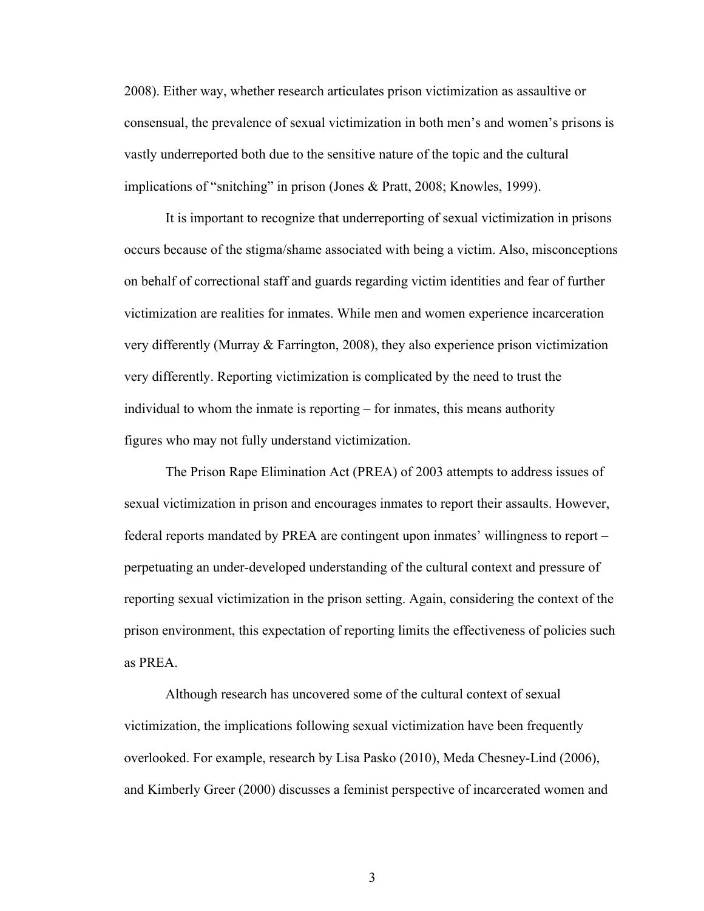2008). Either way, whether research articulates prison victimization as assaultive or consensual, the prevalence of sexual victimization in both men's and women's prisons is vastly underreported both due to the sensitive nature of the topic and the cultural implications of "snitching" in prison (Jones & Pratt, 2008; Knowles, 1999).

It is important to recognize that underreporting of sexual victimization in prisons occurs because of the stigma/shame associated with being a victim. Also, misconceptions on behalf of correctional staff and guards regarding victim identities and fear of further victimization are realities for inmates. While men and women experience incarceration very differently (Murray & Farrington, 2008), they also experience prison victimization very differently. Reporting victimization is complicated by the need to trust the individual to whom the inmate is reporting – for inmates, this means authority figures who may not fully understand victimization.

The Prison Rape Elimination Act (PREA) of 2003 attempts to address issues of sexual victimization in prison and encourages inmates to report their assaults. However, federal reports mandated by PREA are contingent upon inmates' willingness to report – perpetuating an under-developed understanding of the cultural context and pressure of reporting sexual victimization in the prison setting. Again, considering the context of the prison environment, this expectation of reporting limits the effectiveness of policies such as PREA.

Although research has uncovered some of the cultural context of sexual victimization, the implications following sexual victimization have been frequently overlooked. For example, research by Lisa Pasko (2010), Meda Chesney-Lind (2006), and Kimberly Greer (2000) discusses a feminist perspective of incarcerated women and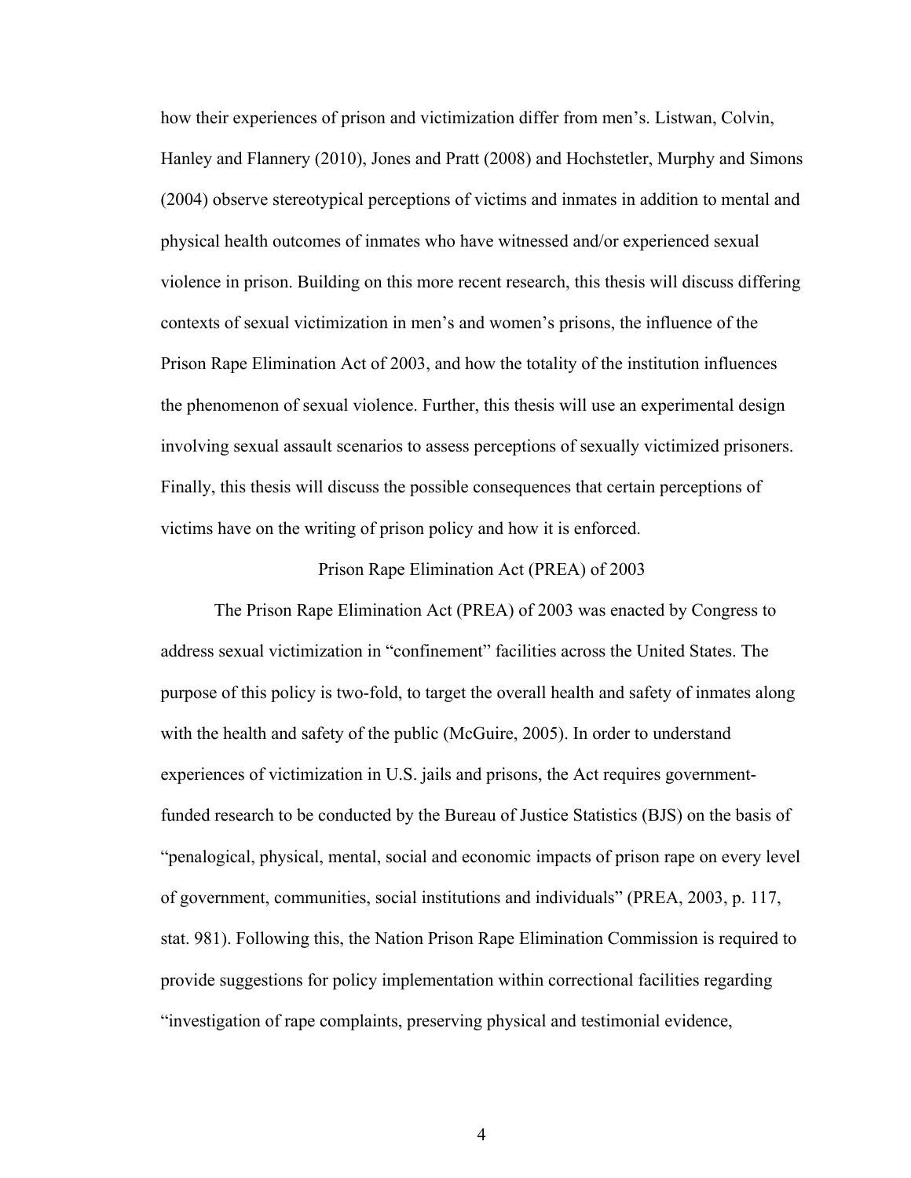how their experiences of prison and victimization differ from men's. Listwan, Colvin, Hanley and Flannery (2010), Jones and Pratt (2008) and Hochstetler, Murphy and Simons (2004) observe stereotypical perceptions of victims and inmates in addition to mental and physical health outcomes of inmates who have witnessed and/or experienced sexual violence in prison. Building on this more recent research, this thesis will discuss differing contexts of sexual victimization in men's and women's prisons, the influence of the Prison Rape Elimination Act of 2003, and how the totality of the institution influences the phenomenon of sexual violence. Further, this thesis will use an experimental design involving sexual assault scenarios to assess perceptions of sexually victimized prisoners. Finally, this thesis will discuss the possible consequences that certain perceptions of victims have on the writing of prison policy and how it is enforced.

## Prison Rape Elimination Act (PREA) of 2003

The Prison Rape Elimination Act (PREA) of 2003 was enacted by Congress to address sexual victimization in "confinement" facilities across the United States. The purpose of this policy is two-fold, to target the overall health and safety of inmates along with the health and safety of the public (McGuire, 2005). In order to understand experiences of victimization in U.S. jails and prisons, the Act requires government-funded research to be conducted by the Bureau of Justice Statistics (BJS) on the basis of "penalogical, physical, mental, social and economic impacts of prison rape on every level of government, communities, social institutions and individuals" (PREA, 2003, p. 117, stat. 981). Following this, the Nation Prison Rape Elimination Commission is required to provide suggestions for policy implementation within correctional facilities regarding "investigation of rape complaints, preserving physical and testimonial evidence,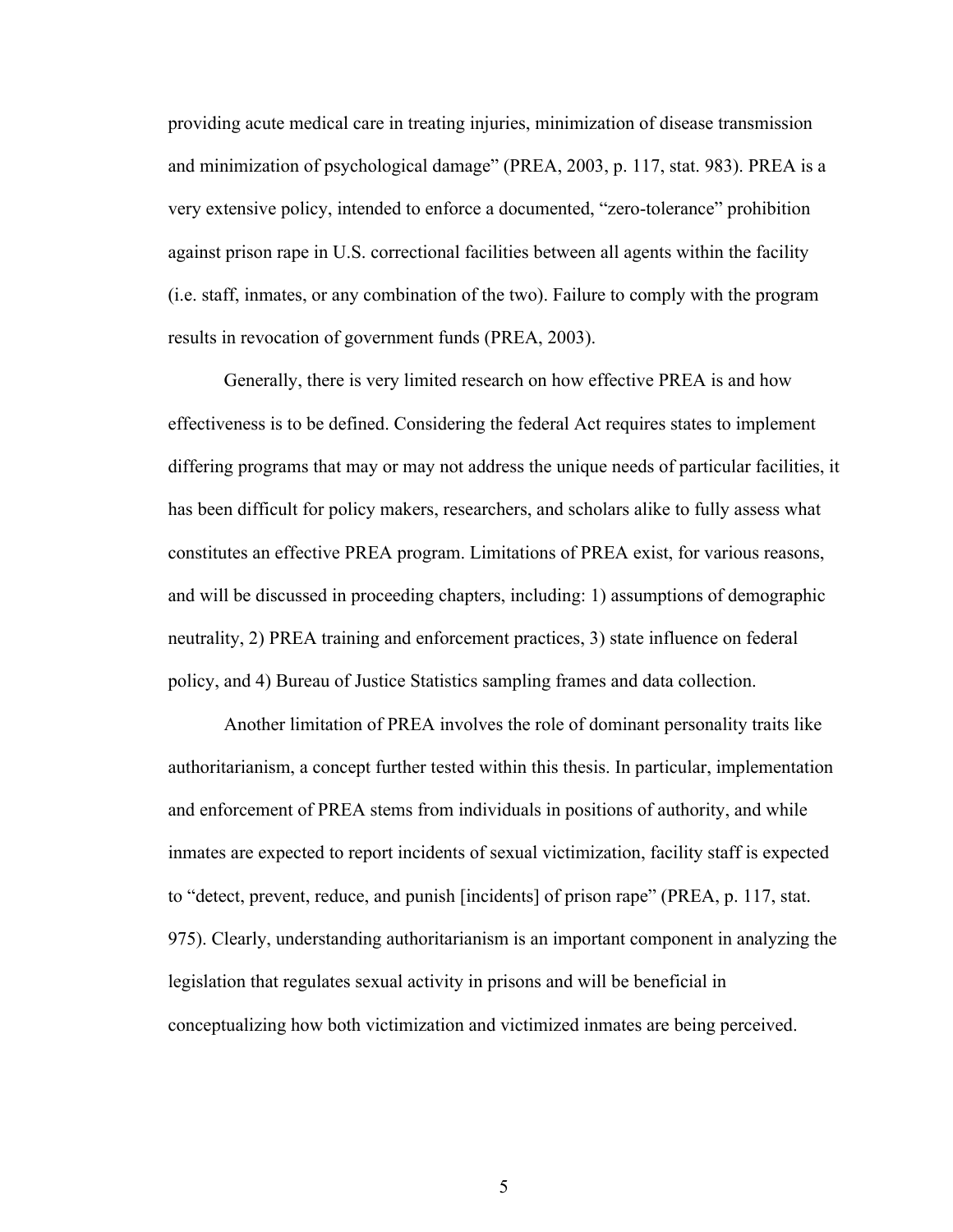providing acute medical care in treating injuries, minimization of disease transmission and minimization of psychological damage" (PREA, 2003, p. 117, stat. 983). PREA is a very extensive policy, intended to enforce a documented, "zero-tolerance" prohibition against prison rape in U.S. correctional facilities between all agents within the facility (i.e. staff, inmates, or any combination of the two). Failure to comply with the program results in revocation of government funds (PREA, 2003).

Generally, there is very limited research on how effective PREA is and how effectiveness is to be defined. Considering the federal Act requires states to implement differing programs that may or may not address the unique needs of particular facilities, it has been difficult for policy makers, researchers, and scholars alike to fully assess what constitutes an effective PREA program. Limitations of PREA exist, for various reasons, and will be discussed in proceeding chapters, including: 1) assumptions of demographic neutrality, 2) PREA training and enforcement practices, 3) state influence on federal policy, and 4) Bureau of Justice Statistics sampling frames and data collection.

Another limitation of PREA involves the role of dominant personality traits like authoritarianism, a concept further tested within this thesis. In particular, implementation and enforcement of PREA stems from individuals in positions of authority, and while inmates are expected to report incidents of sexual victimization, facility staff is expected to "detect, prevent, reduce, and punish [incidents] of prison rape" (PREA, p. 117, stat. 975). Clearly, understanding authoritarianism is an important component in analyzing the legislation that regulates sexual activity in prisons and will be beneficial in conceptualizing how both victimization and victimized inmates are being perceived.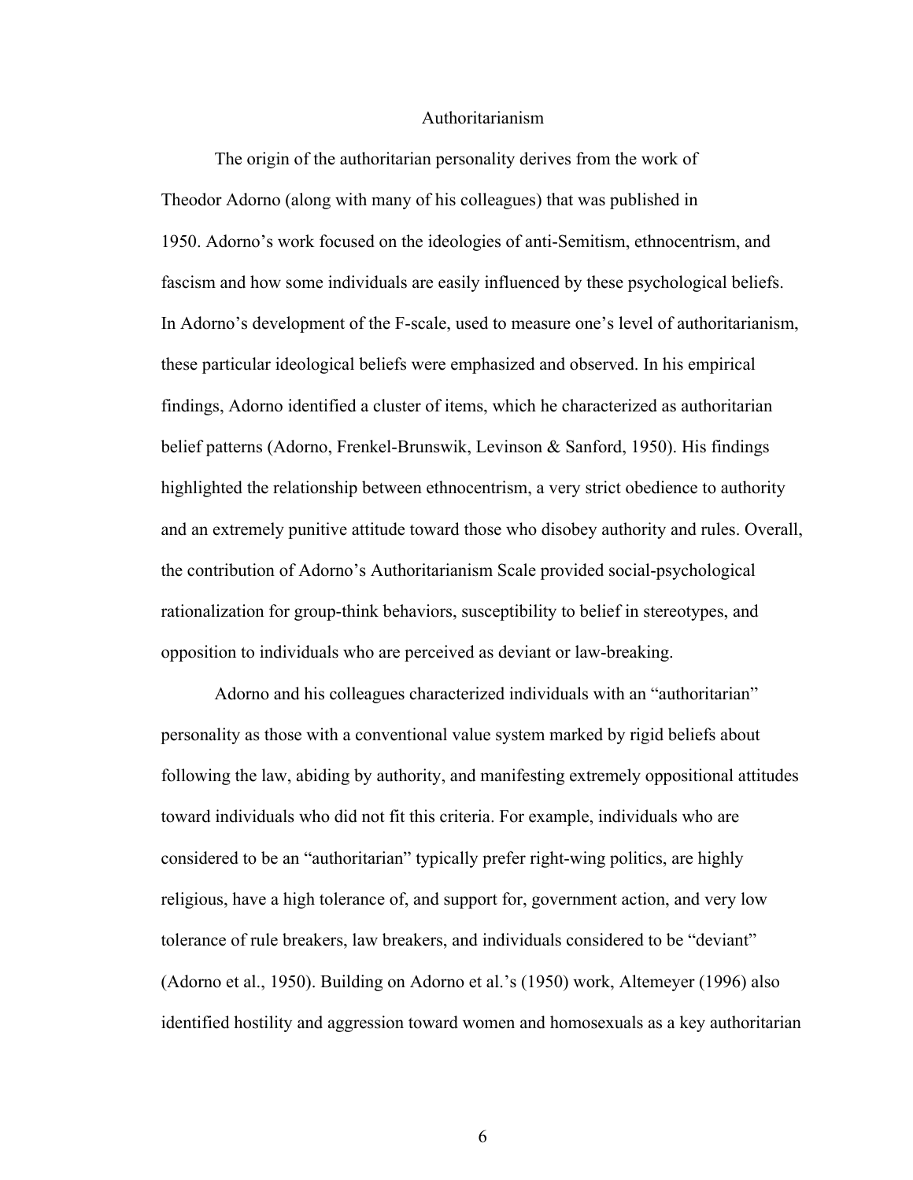## Authoritarianism

The origin of the authoritarian personality derives from the work of Theodor Adorno (along with many of his colleagues) that was published in 1950. Adorno's work focused on the ideologies of anti-Semitism, ethnocentrism, and fascism and how some individuals are easily influenced by these psychological beliefs. In Adorno's development of the F-scale, used to measure one's level of authoritarianism, these particular ideological beliefs were emphasized and observed. In his empirical findings, Adorno identified a cluster of items, which he characterized as authoritarian belief patterns (Adorno, Frenkel-Brunswik, Levinson & Sanford, 1950). His findings highlighted the relationship between ethnocentrism, a very strict obedience to authority and an extremely punitive attitude toward those who disobey authority and rules. Overall, the contribution of Adorno's Authoritarianism Scale provided social-psychological rationalization for group-think behaviors, susceptibility to belief in stereotypes, and opposition to individuals who are perceived as deviant or law-breaking.

Adorno and his colleagues characterized individuals with an "authoritarian" personality as those with a conventional value system marked by rigid beliefs about following the law, abiding by authority, and manifesting extremely oppositional attitudes toward individuals who did not fit this criteria. For example, individuals who are considered to be an "authoritarian" typically prefer right-wing politics, are highly religious, have a high tolerance of, and support for, government action, and very low tolerance of rule breakers, law breakers, and individuals considered to be "deviant" (Adorno et al., 1950). Building on Adorno et al.'s (1950) work, Altemeyer (1996) also identified hostility and aggression toward women and homosexuals as a key authoritarian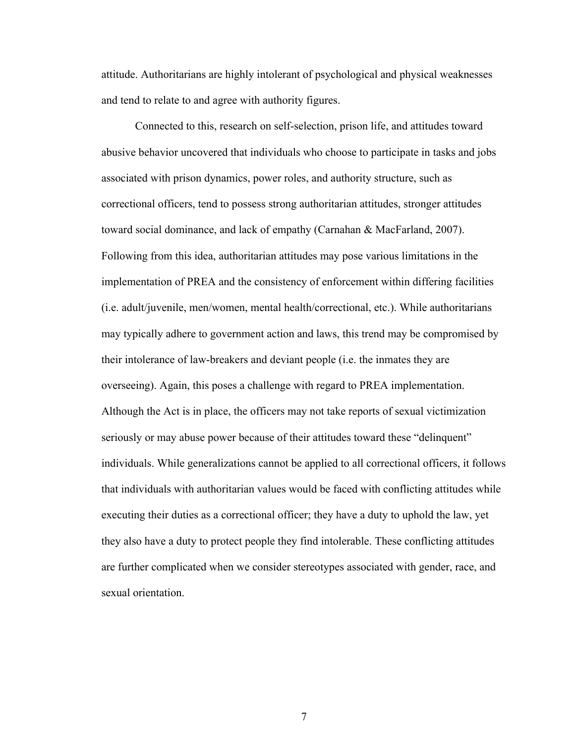attitude. Authoritarians are highly intolerant of psychological and physical weaknesses and tend to relate to and agree with authority figures.

Connected to this, research on self-selection, prison life, and attitudes toward abusive behavior uncovered that individuals who choose to participate in tasks and jobs associated with prison dynamics, power roles, and authority structure, such as correctional officers, tend to possess strong authoritarian attitudes, stronger attitudes toward social dominance, and lack of empathy (Carnahan & MacFarland, 2007). Following from this idea, authoritarian attitudes may pose various limitations in the implementation of PREA and the consistency of enforcement within differing facilities (i.e. adult/juvenile, men/women, mental health/correctional, etc.). While authoritarians may typically adhere to government action and laws, this trend may be compromised by their intolerance of law-breakers and deviant people (i.e. the inmates they are overseeing). Again, this poses a challenge with regard to PREA implementation. Although the Act is in place, the officers may not take reports of sexual victimization seriously or may abuse power because of their attitudes toward these "delinquent" individuals. While generalizations cannot be applied to all correctional officers, it follows that individuals with authoritarian values would be faced with conflicting attitudes while executing their duties as a correctional officer; they have a duty to uphold the law, yet they also have a duty to protect people they find intolerable. These conflicting attitudes are further complicated when we consider stereotypes associated with gender, race, and sexual orientation.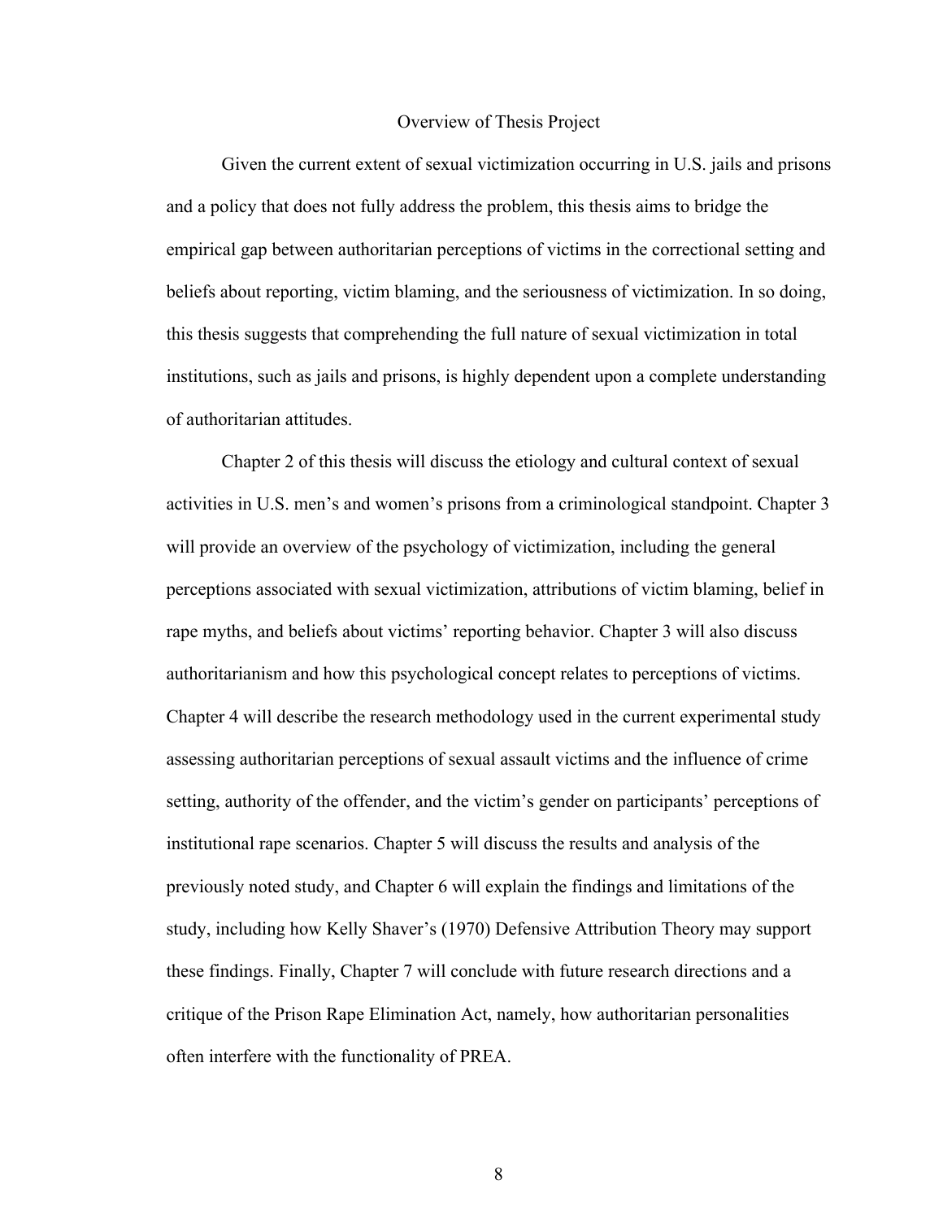## Overview of Thesis Project

Given the current extent of sexual victimization occurring in U.S. jails and prisons and a policy that does not fully address the problem, this thesis aims to bridge the empirical gap between authoritarian perceptions of victims in the correctional setting and beliefs about reporting, victim blaming, and the seriousness of victimization. In so doing, this thesis suggests that comprehending the full nature of sexual victimization in total institutions, such as jails and prisons, is highly dependent upon a complete understanding of authoritarian attitudes.

Chapter 2 of this thesis will discuss the etiology and cultural context of sexual activities in U.S. men's and women's prisons from a criminological standpoint. Chapter 3 will provide an overview of the psychology of victimization, including the general perceptions associated with sexual victimization, attributions of victim blaming, belief in rape myths, and beliefs about victims' reporting behavior. Chapter 3 will also discuss authoritarianism and how this psychological concept relates to perceptions of victims. Chapter 4 will describe the research methodology used in the current experimental study assessing authoritarian perceptions of sexual assault victims and the influence of crime setting, authority of the offender, and the victim's gender on participants' perceptions of institutional rape scenarios. Chapter 5 will discuss the results and analysis of the previously noted study, and Chapter 6 will explain the findings and limitations of the study, including how Kelly Shaver's (1970) Defensive Attribution Theory may support these findings. Finally, Chapter 7 will conclude with future research directions and a critique of the Prison Rape Elimination Act, namely, how authoritarian personalities often interfere with the functionality of PREA.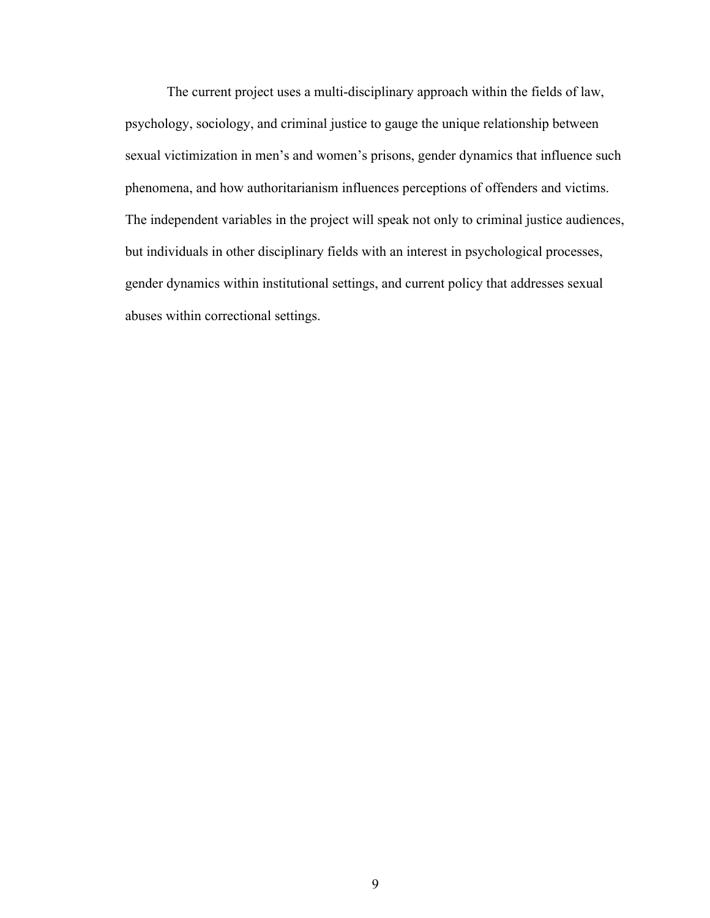The current project uses a multi-disciplinary approach within the fields of law, psychology, sociology, and criminal justice to gauge the unique relationship between sexual victimization in men's and women's prisons, gender dynamics that influence such phenomena, and how authoritarianism influences perceptions of offenders and victims. The independent variables in the project will speak not only to criminal justice audiences, but individuals in other disciplinary fields with an interest in psychological processes, gender dynamics within institutional settings, and current policy that addresses sexual abuses within correctional settings.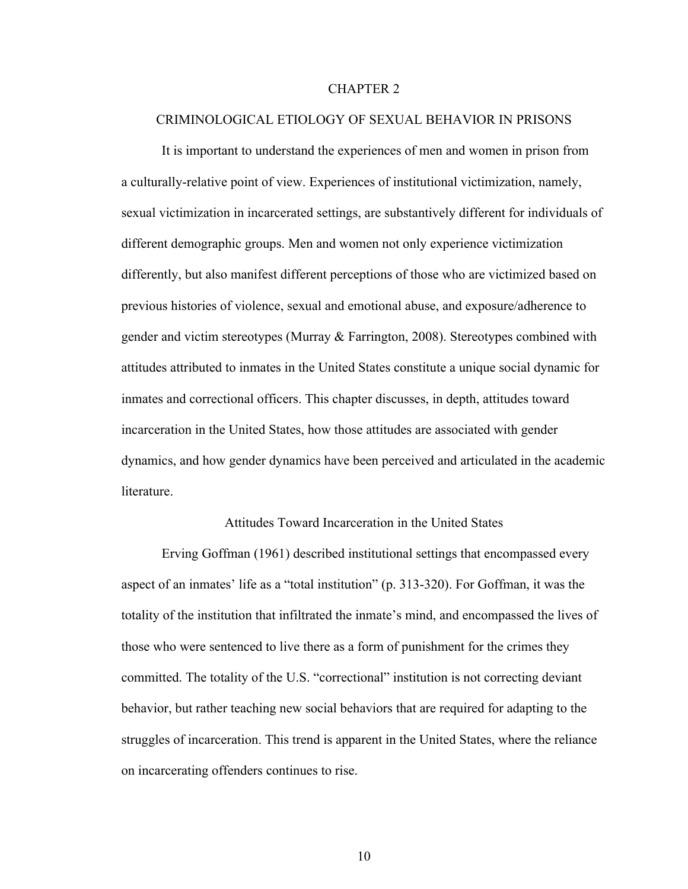# CHAPTER 2

# CRIMINOLOGICAL ETIOLOGY OF SEXUAL BEHAVIOR IN PRISONS

It is important to understand the experiences of men and women in prison from a culturally-relative point of view. Experiences of institutional victimization, namely, sexual victimization in incarcerated settings, are substantively different for individuals of different demographic groups. Men and women not only experience victimization differently, but also manifest different perceptions of those who are victimized based on previous histories of violence, sexual and emotional abuse, and exposure/adherence to gender and victim stereotypes (Murray & Farrington, 2008). Stereotypes combined with attitudes attributed to inmates in the United States constitute a unique social dynamic for inmates and correctional officers. This chapter discusses, in depth, attitudes toward incarceration in the United States, how those attitudes are associated with gender dynamics, and how gender dynamics have been perceived and articulated in the academic literature.

## Attitudes Toward Incarceration in the United States

Erving Goffman (1961) described institutional settings that encompassed every aspect of an inmates' life as a "total institution" (p. 313-320). For Goffman, it was the totality of the institution that infiltrated the inmate's mind, and encompassed the lives of those who were sentenced to live there as a form of punishment for the crimes they committed. The totality of the U.S. "correctional" institution is not correcting deviant behavior, but rather teaching new social behaviors that are required for adapting to the struggles of incarceration. This trend is apparent in the United States, where the reliance on incarcerating offenders continues to rise.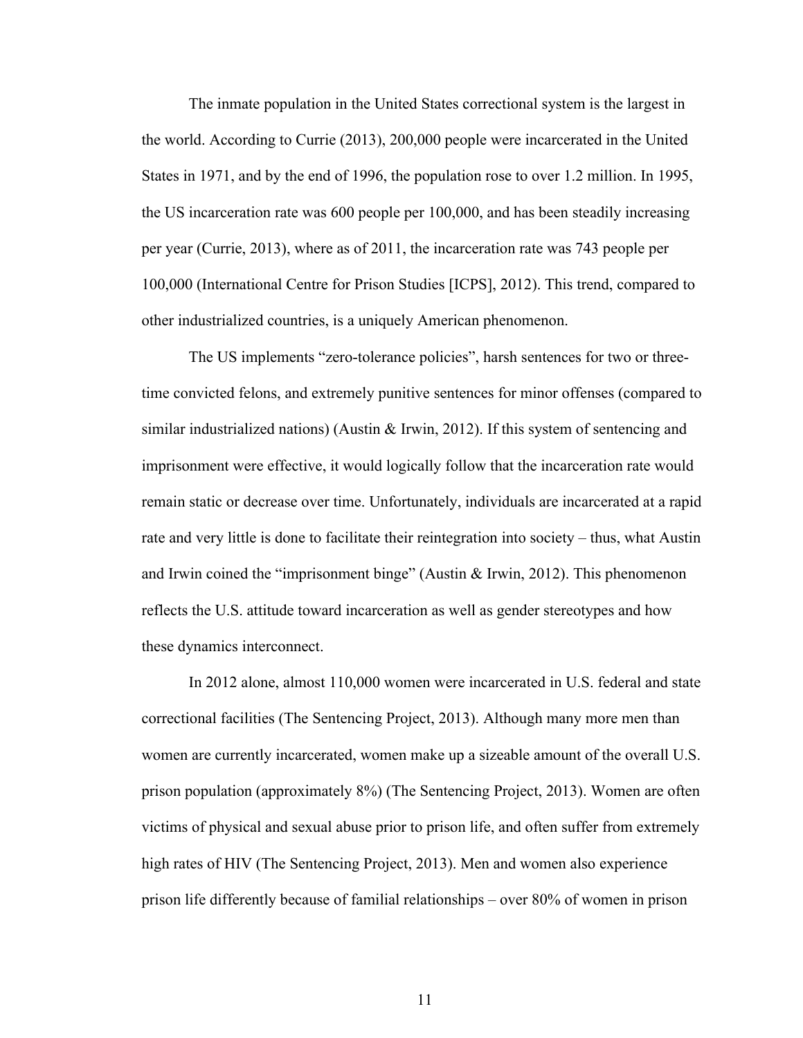The inmate population in the United States correctional system is the largest in the world. According to Currie (2013), 200,000 people were incarcerated in the United States in 1971, and by the end of 1996, the population rose to over 1.2 million. In 1995, the US incarceration rate was 600 people per 100,000, and has been steadily increasing per year (Currie, 2013), where as of 2011, the incarceration rate was 743 people per 100,000 (International Centre for Prison Studies [ICPS], 2012). This trend, compared to other industrialized countries, is a uniquely American phenomenon.

The US implements "zero-tolerance policies", harsh sentences for two or three-time convicted felons, and extremely punitive sentences for minor offenses (compared to similar industrialized nations) (Austin & Irwin, 2012). If this system of sentencing and imprisonment were effective, it would logically follow that the incarceration rate would remain static or decrease over time. Unfortunately, individuals are incarcerated at a rapid rate and very little is done to facilitate their reintegration into society – thus, what Austin and Irwin coined the "imprisonment binge" (Austin & Irwin, 2012). This phenomenon reflects the U.S. attitude toward incarceration as well as gender stereotypes and how these dynamics interconnect.

In 2012 alone, almost 110,000 women were incarcerated in U.S. federal and state correctional facilities (The Sentencing Project, 2013). Although many more men than women are currently incarcerated, women make up a sizeable amount of the overall U.S. prison population (approximately 8%) (The Sentencing Project, 2013). Women are often victims of physical and sexual abuse prior to prison life, and often suffer from extremely high rates of HIV (The Sentencing Project, 2013). Men and women also experience prison life differently because of familial relationships – over 80% of women in prison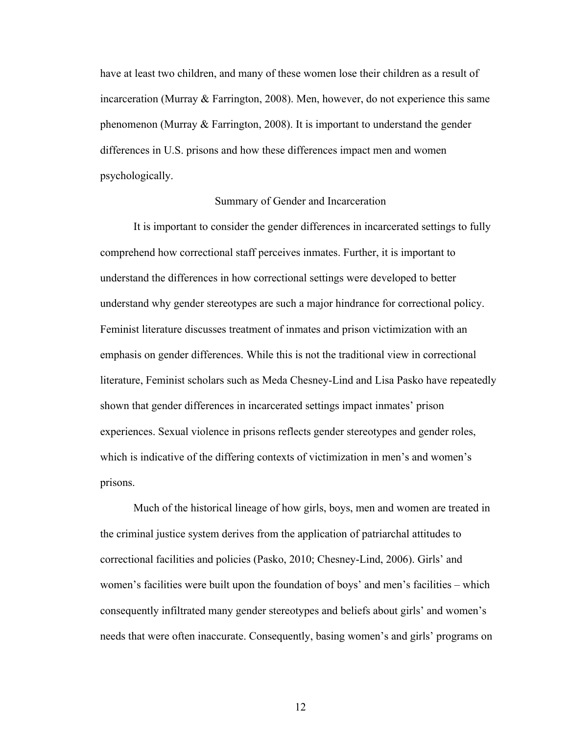have at least two children, and many of these women lose their children as a result of incarceration (Murray & Farrington, 2008). Men, however, do not experience this same phenomenon (Murray & Farrington, 2008). It is important to understand the gender differences in U.S. prisons and how these differences impact men and women psychologically.

## Summary of Gender and Incarceration

It is important to consider the gender differences in incarcerated settings to fully comprehend how correctional staff perceives inmates. Further, it is important to understand the differences in how correctional settings were developed to better understand why gender stereotypes are such a major hindrance for correctional policy. Feminist literature discusses treatment of inmates and prison victimization with an emphasis on gender differences. While this is not the traditional view in correctional literature, Feminist scholars such as Meda Chesney-Lind and Lisa Pasko have repeatedly shown that gender differences in incarcerated settings impact inmates' prison experiences. Sexual violence in prisons reflects gender stereotypes and gender roles, which is indicative of the differing contexts of victimization in men's and women's prisons.

Much of the historical lineage of how girls, boys, men and women are treated in the criminal justice system derives from the application of patriarchal attitudes to correctional facilities and policies (Pasko, 2010; Chesney-Lind, 2006). Girls' and women's facilities were built upon the foundation of boys' and men's facilities – which consequently infiltrated many gender stereotypes and beliefs about girls' and women's needs that were often inaccurate. Consequently, basing women's and girls' programs on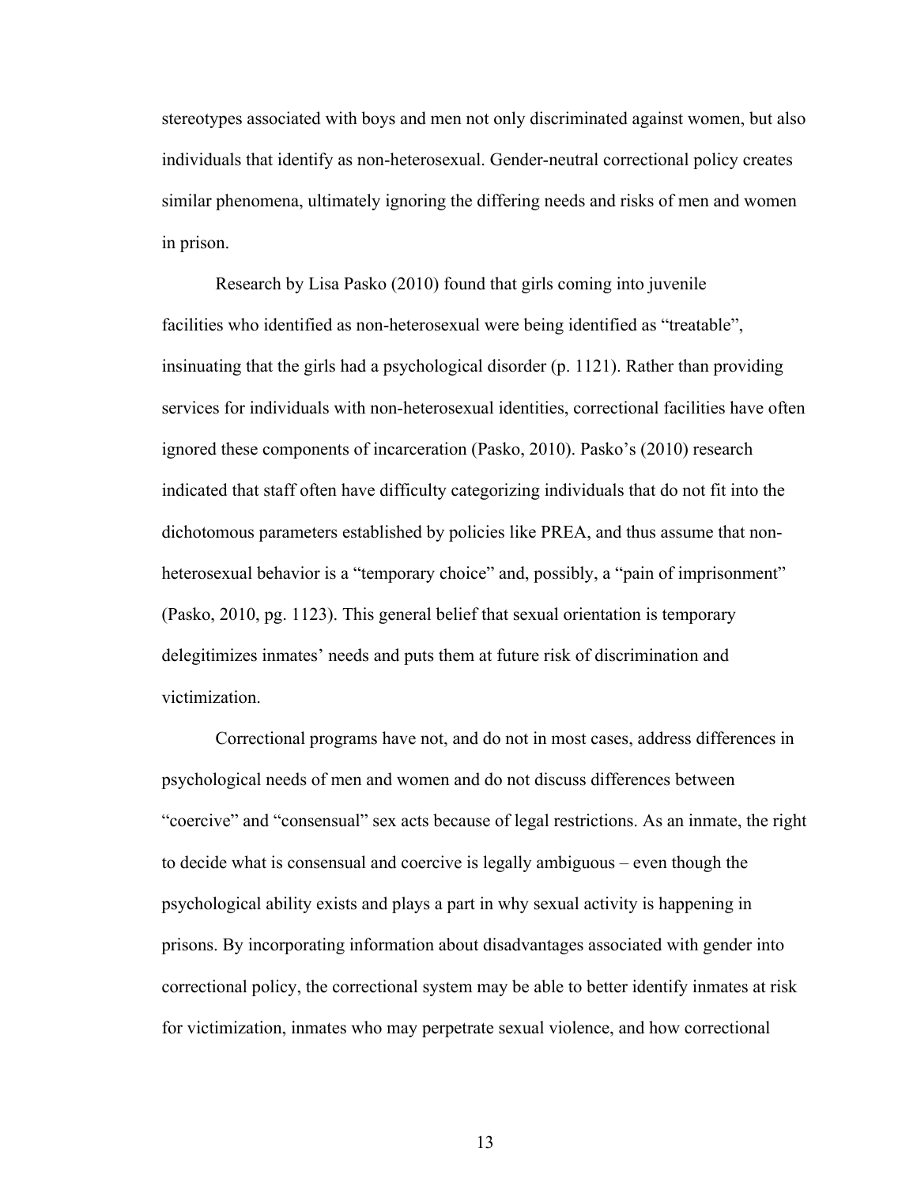stereotypes associated with boys and men not only discriminated against women, but also individuals that identify as non-heterosexual. Gender-neutral correctional policy creates similar phenomena, ultimately ignoring the differing needs and risks of men and women in prison.

Research by Lisa Pasko (2010) found that girls coming into juvenile facilities who identified as non-heterosexual were being identified as "treatable", insinuating that the girls had a psychological disorder (p. 1121). Rather than providing services for individuals with non-heterosexual identities, correctional facilities have often ignored these components of incarceration (Pasko, 2010). Pasko's (2010) research indicated that staff often have difficulty categorizing individuals that do not fit into the dichotomous parameters established by policies like PREA, and thus assume that non-heterosexual behavior is a "temporary choice" and, possibly, a "pain of imprisonment" (Pasko, 2010, pg. 1123). This general belief that sexual orientation is temporary delegitimizes inmates' needs and puts them at future risk of discrimination and victimization.

Correctional programs have not, and do not in most cases, address differences in psychological needs of men and women and do not discuss differences between "coercive" and "consensual" sex acts because of legal restrictions. As an inmate, the right to decide what is consensual and coercive is legally ambiguous – even though the psychological ability exists and plays a part in why sexual activity is happening in prisons. By incorporating information about disadvantages associated with gender into correctional policy, the correctional system may be able to better identify inmates at risk for victimization, inmates who may perpetrate sexual violence, and how correctional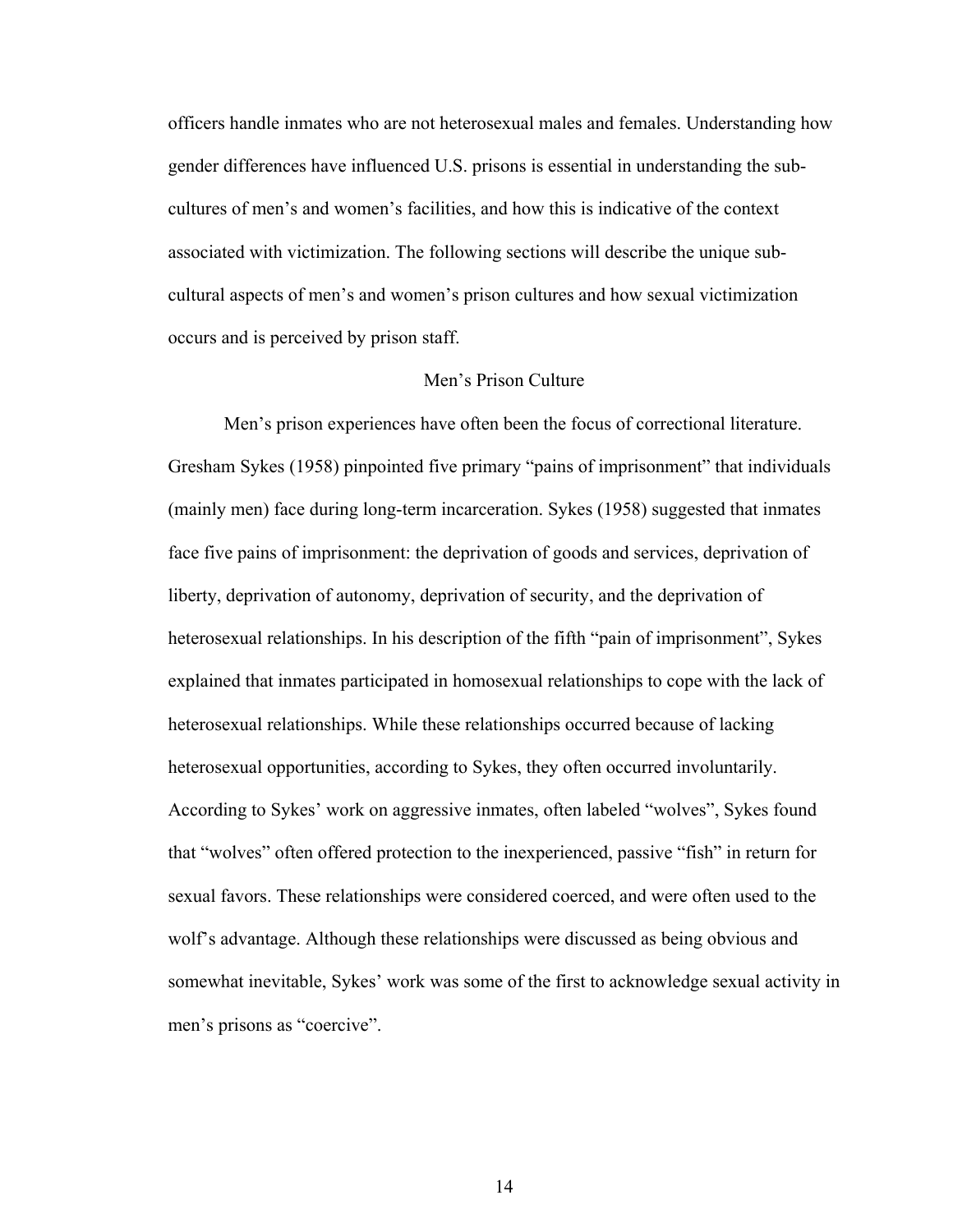officers handle inmates who are not heterosexual males and females. Understanding how gender differences have influenced U.S. prisons is essential in understanding the sub-cultures of men's and women's facilities, and how this is indicative of the context associated with victimization. The following sections will describe the unique sub-cultural aspects of men's and women's prison cultures and how sexual victimization occurs and is perceived by prison staff.

## Men's Prison Culture

Men's prison experiences have often been the focus of correctional literature. Gresham Sykes (1958) pinpointed five primary "pains of imprisonment" that individuals (mainly men) face during long-term incarceration. Sykes (1958) suggested that inmates face five pains of imprisonment: the deprivation of goods and services, deprivation of liberty, deprivation of autonomy, deprivation of security, and the deprivation of heterosexual relationships. In his description of the fifth "pain of imprisonment", Sykes explained that inmates participated in homosexual relationships to cope with the lack of heterosexual relationships. While these relationships occurred because of lacking heterosexual opportunities, according to Sykes, they often occurred involuntarily. According to Sykes' work on aggressive inmates, often labeled "wolves", Sykes found that "wolves" often offered protection to the inexperienced, passive "fish" in return for sexual favors. These relationships were considered coerced, and were often used to the wolf's advantage. Although these relationships were discussed as being obvious and somewhat inevitable, Sykes' work was some of the first to acknowledge sexual activity in men's prisons as "coercive".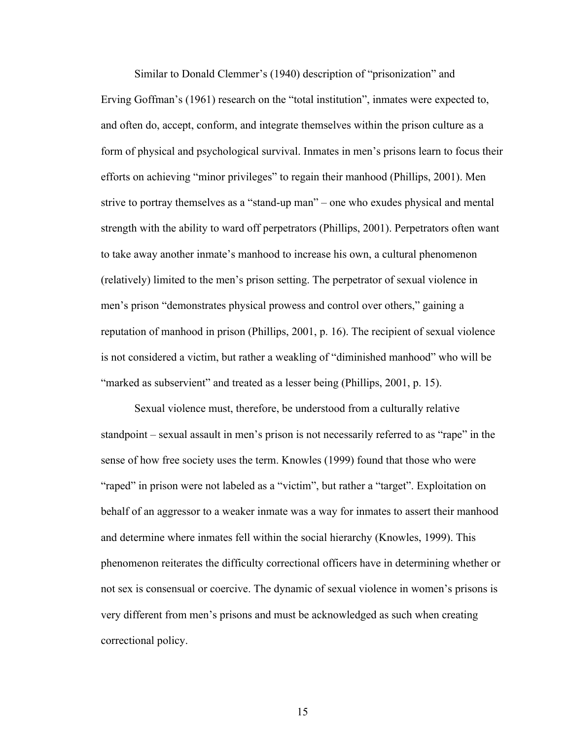Similar to Donald Clemmer's (1940) description of "prisonization" and Erving Goffman's (1961) research on the "total institution", inmates were expected to, and often do, accept, conform, and integrate themselves within the prison culture as a form of physical and psychological survival. Inmates in men's prisons learn to focus their efforts on achieving "minor privileges" to regain their manhood (Phillips, 2001). Men strive to portray themselves as a "stand-up man" – one who exudes physical and mental strength with the ability to ward off perpetrators (Phillips, 2001). Perpetrators often want to take away another inmate's manhood to increase his own, a cultural phenomenon (relatively) limited to the men's prison setting. The perpetrator of sexual violence in men's prison "demonstrates physical prowess and control over others," gaining a reputation of manhood in prison (Phillips, 2001, p. 16). The recipient of sexual violence is not considered a victim, but rather a weakling of "diminished manhood" who will be "marked as subservient" and treated as a lesser being (Phillips, 2001, p. 15).

Sexual violence must, therefore, be understood from a culturally relative standpoint – sexual assault in men's prison is not necessarily referred to as "rape" in the sense of how free society uses the term. Knowles (1999) found that those who were "raped" in prison were not labeled as a "victim", but rather a "target". Exploitation on behalf of an aggressor to a weaker inmate was a way for inmates to assert their manhood and determine where inmates fell within the social hierarchy (Knowles, 1999). This phenomenon reiterates the difficulty correctional officers have in determining whether or not sex is consensual or coercive. The dynamic of sexual violence in women's prisons is very different from men's prisons and must be acknowledged as such when creating correctional policy.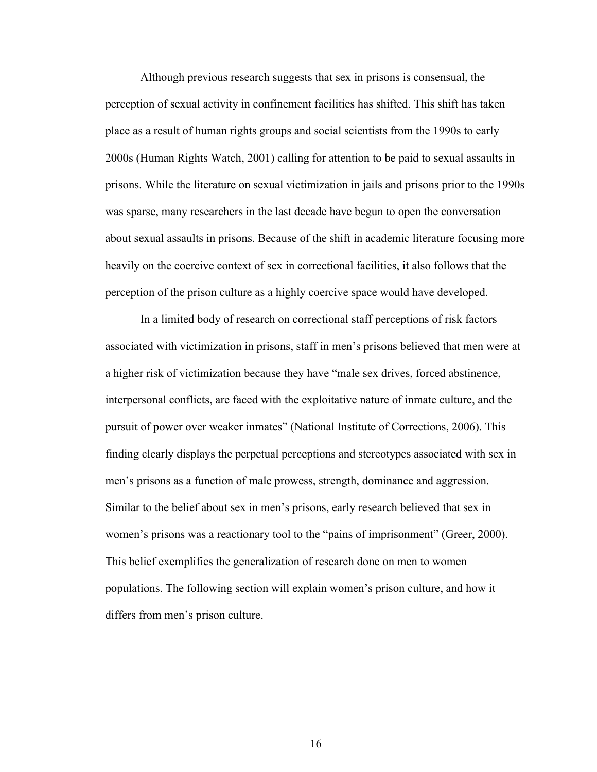Although previous research suggests that sex in prisons is consensual, the perception of sexual activity in confinement facilities has shifted. This shift has taken place as a result of human rights groups and social scientists from the 1990s to early 2000s (Human Rights Watch, 2001) calling for attention to be paid to sexual assaults in prisons. While the literature on sexual victimization in jails and prisons prior to the 1990s was sparse, many researchers in the last decade have begun to open the conversation about sexual assaults in prisons. Because of the shift in academic literature focusing more heavily on the coercive context of sex in correctional facilities, it also follows that the perception of the prison culture as a highly coercive space would have developed.

In a limited body of research on correctional staff perceptions of risk factors associated with victimization in prisons, staff in men's prisons believed that men were at a higher risk of victimization because they have "male sex drives, forced abstinence, interpersonal conflicts, are faced with the exploitative nature of inmate culture, and the pursuit of power over weaker inmates" (National Institute of Corrections, 2006). This finding clearly displays the perpetual perceptions and stereotypes associated with sex in men's prisons as a function of male prowess, strength, dominance and aggression. Similar to the belief about sex in men's prisons, early research believed that sex in women's prisons was a reactionary tool to the "pains of imprisonment" (Greer, 2000). This belief exemplifies the generalization of research done on men to women populations. The following section will explain women's prison culture, and how it differs from men's prison culture.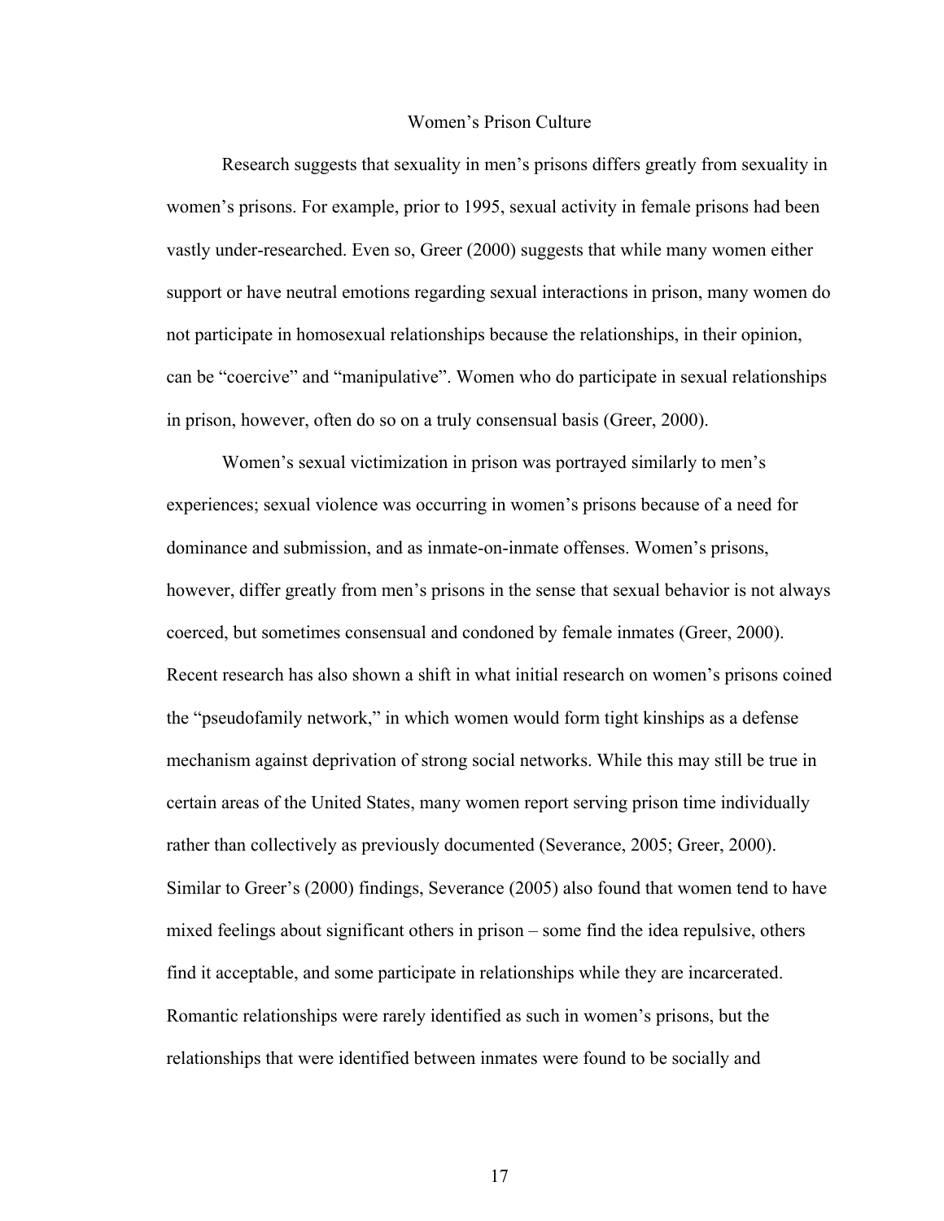## Women's Prison Culture

Research suggests that sexuality in men's prisons differs greatly from sexuality in women's prisons. For example, prior to 1995, sexual activity in female prisons had been vastly under-researched. Even so, Greer (2000) suggests that while many women either support or have neutral emotions regarding sexual interactions in prison, many women do not participate in homosexual relationships because the relationships, in their opinion, can be "coercive" and "manipulative". Women who do participate in sexual relationships in prison, however, often do so on a truly consensual basis (Greer, 2000).

Women's sexual victimization in prison was portrayed similarly to men's experiences; sexual violence was occurring in women's prisons because of a need for dominance and submission, and as inmate-on-inmate offenses. Women's prisons, however, differ greatly from men's prisons in the sense that sexual behavior is not always coerced, but sometimes consensual and condoned by female inmates (Greer, 2000). Recent research has also shown a shift in what initial research on women's prisons coined the "pseudofamily network," in which women would form tight kinships as a defense mechanism against deprivation of strong social networks. While this may still be true in certain areas of the United States, many women report serving prison time individually rather than collectively as previously documented (Severance, 2005; Greer, 2000). Similar to Greer's (2000) findings, Severance (2005) also found that women tend to have mixed feelings about significant others in prison – some find the idea repulsive, others find it acceptable, and some participate in relationships while they are incarcerated. Romantic relationships were rarely identified as such in women's prisons, but the relationships that were identified between inmates were found to be socially and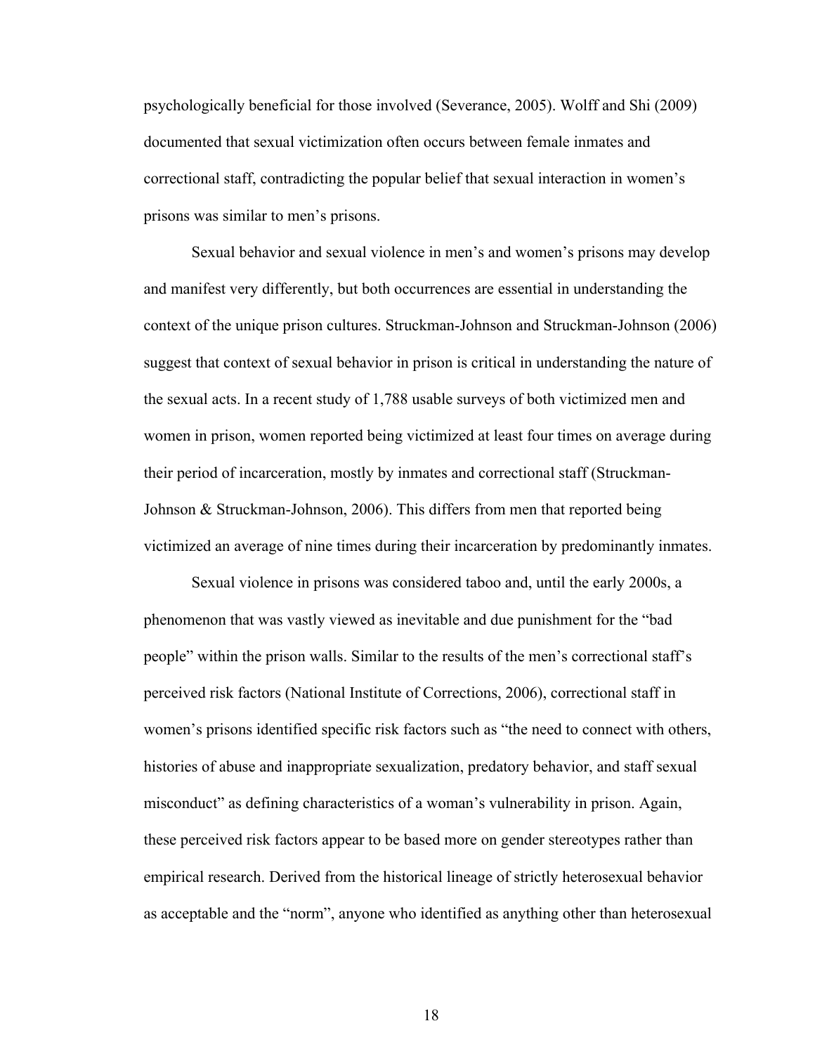psychologically beneficial for those involved (Severance, 2005). Wolff and Shi (2009) documented that sexual victimization often occurs between female inmates and correctional staff, contradicting the popular belief that sexual interaction in women's prisons was similar to men's prisons.

Sexual behavior and sexual violence in men's and women's prisons may develop and manifest very differently, but both occurrences are essential in understanding the context of the unique prison cultures. Struckman-Johnson and Struckman-Johnson (2006) suggest that context of sexual behavior in prison is critical in understanding the nature of the sexual acts. In a recent study of 1,788 usable surveys of both victimized men and women in prison, women reported being victimized at least four times on average during their period of incarceration, mostly by inmates and correctional staff (Struckman-Johnson & Struckman-Johnson, 2006). This differs from men that reported being victimized an average of nine times during their incarceration by predominantly inmates.

Sexual violence in prisons was considered taboo and, until the early 2000s, a phenomenon that was vastly viewed as inevitable and due punishment for the "bad people" within the prison walls. Similar to the results of the men's correctional staff's perceived risk factors (National Institute of Corrections, 2006), correctional staff in women's prisons identified specific risk factors such as "the need to connect with others, histories of abuse and inappropriate sexualization, predatory behavior, and staff sexual misconduct" as defining characteristics of a woman's vulnerability in prison. Again, these perceived risk factors appear to be based more on gender stereotypes rather than empirical research. Derived from the historical lineage of strictly heterosexual behavior as acceptable and the "norm", anyone who identified as anything other than heterosexual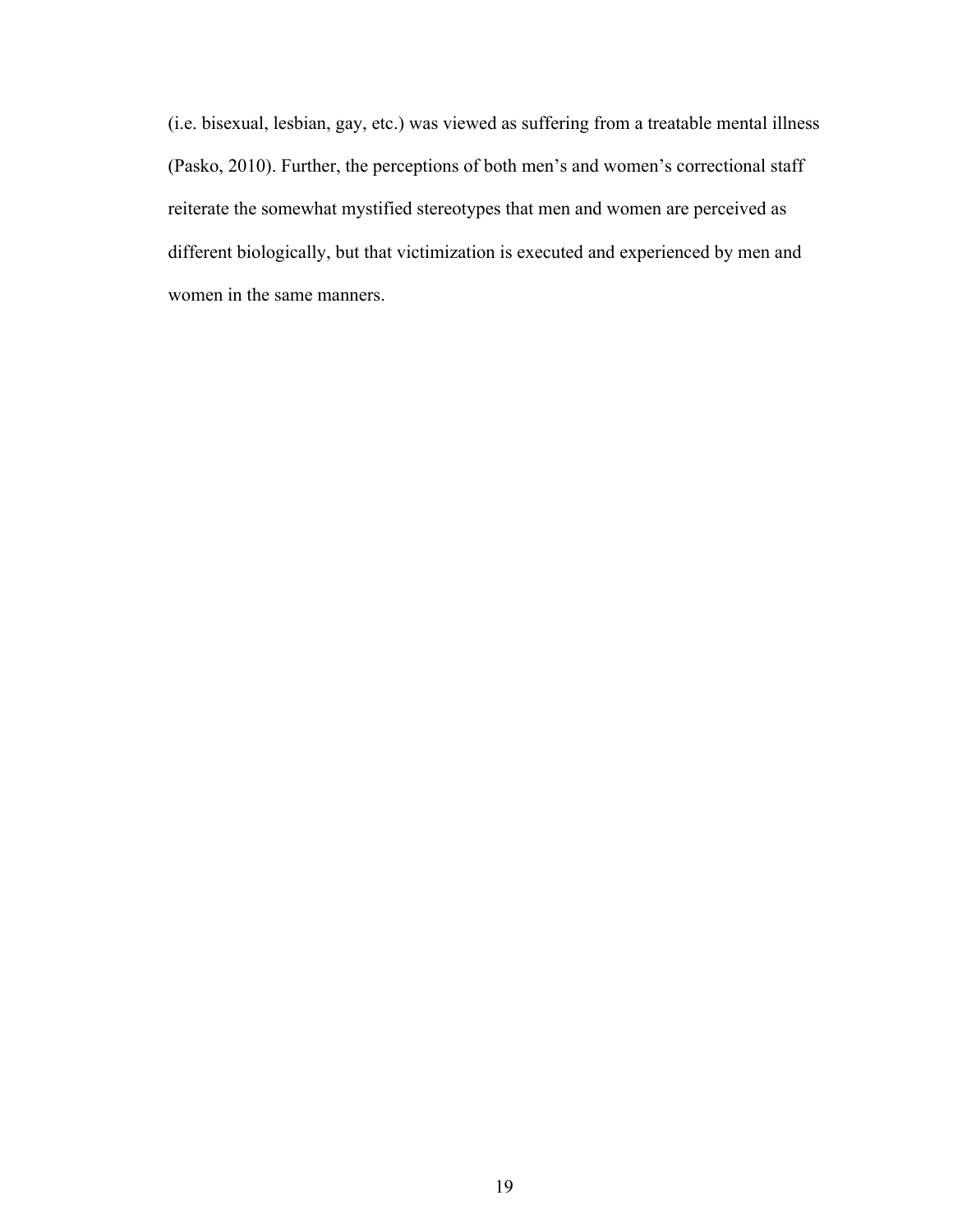(i.e. bisexual, lesbian, gay, etc.) was viewed as suffering from a treatable mental illness (Pasko, 2010). Further, the perceptions of both men's and women's correctional staff reiterate the somewhat mystified stereotypes that men and women are perceived as different biologically, but that victimization is executed and experienced by men and women in the same manners.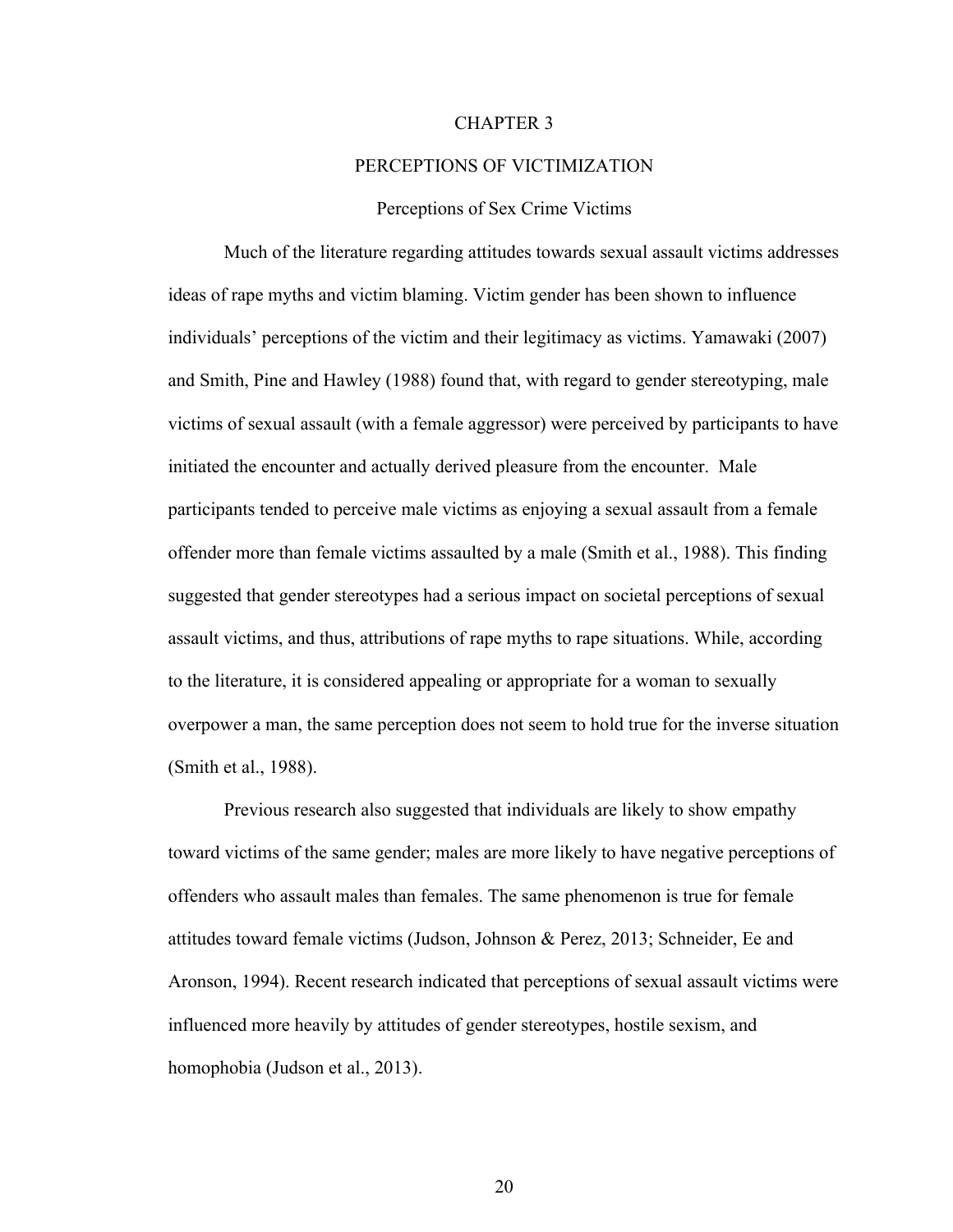# CHAPTER 3

# PERCEPTIONS OF VICTIMIZATION

## Perceptions of Sex Crime Victims

Much of the literature regarding attitudes towards sexual assault victims addresses ideas of rape myths and victim blaming. Victim gender has been shown to influence individuals' perceptions of the victim and their legitimacy as victims. Yamawaki (2007) and Smith, Pine and Hawley (1988) found that, with regard to gender stereotyping, male victims of sexual assault (with a female aggressor) were perceived by participants to have initiated the encounter and actually derived pleasure from the encounter. Male participants tended to perceive male victims as enjoying a sexual assault from a female offender more than female victims assaulted by a male (Smith et al., 1988). This finding suggested that gender stereotypes had a serious impact on societal perceptions of sexual assault victims, and thus, attributions of rape myths to rape situations. While, according to the literature, it is considered appealing or appropriate for a woman to sexually overpower a man, the same perception does not seem to hold true for the inverse situation (Smith et al., 1988).

Previous research also suggested that individuals are likely to show empathy toward victims of the same gender; males are more likely to have negative perceptions of offenders who assault males than females. The same phenomenon is true for female attitudes toward female victims (Judson, Johnson & Perez, 2013; Schneider, Ee and Aronson, 1994). Recent research indicated that perceptions of sexual assault victims were influenced more heavily by attitudes of gender stereotypes, hostile sexism, and homophobia (Judson et al., 2013).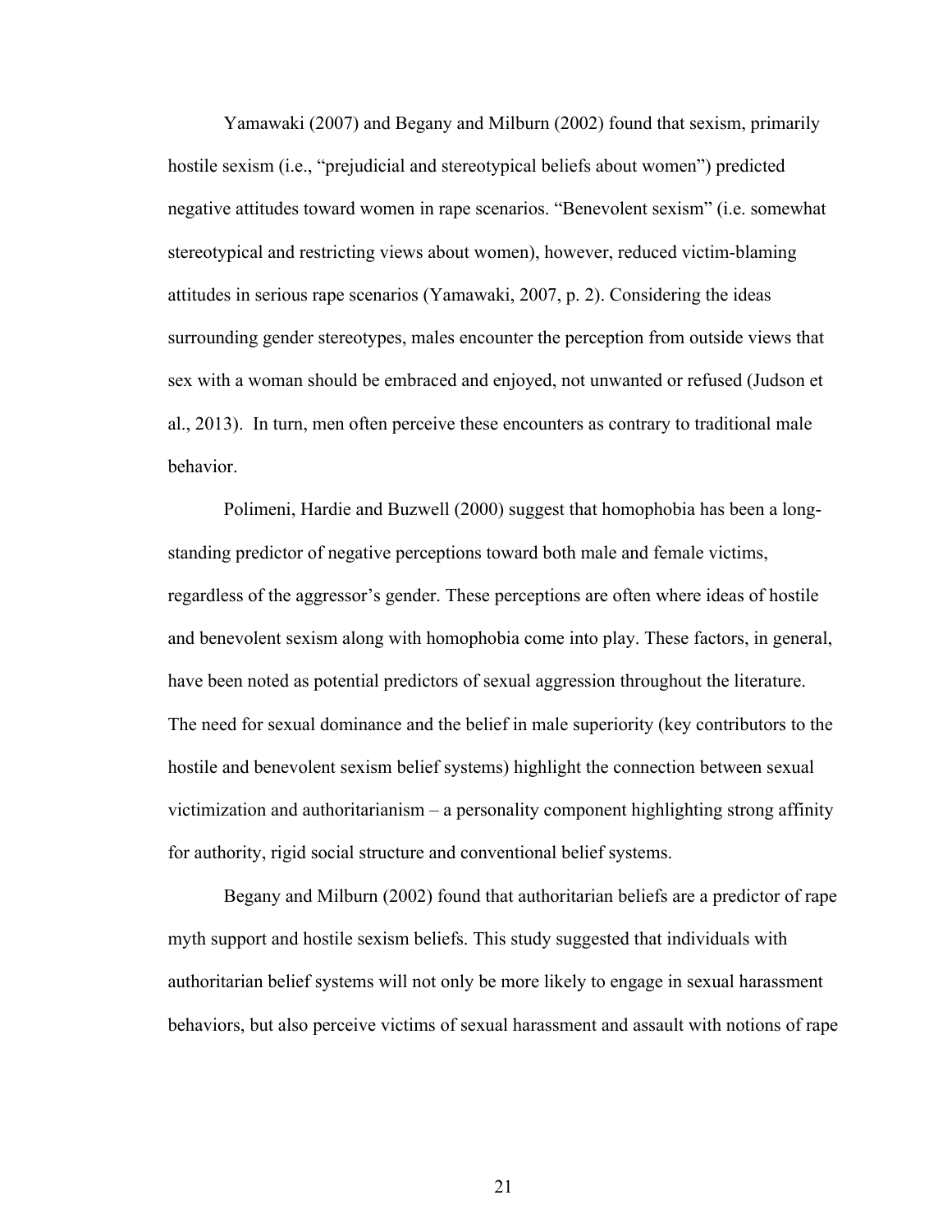Yamawaki (2007) and Begany and Milburn (2002) found that sexism, primarily hostile sexism (i.e., "prejudicial and stereotypical beliefs about women") predicted negative attitudes toward women in rape scenarios. "Benevolent sexism" (i.e. somewhat stereotypical and restricting views about women), however, reduced victim-blaming attitudes in serious rape scenarios (Yamawaki, 2007, p. 2). Considering the ideas surrounding gender stereotypes, males encounter the perception from outside views that sex with a woman should be embraced and enjoyed, not unwanted or refused (Judson et al., 2013). In turn, men often perceive these encounters as contrary to traditional male behavior.

Polimeni, Hardie and Buzwell (2000) suggest that homophobia has been a long-standing predictor of negative perceptions toward both male and female victims, regardless of the aggressor's gender. These perceptions are often where ideas of hostile and benevolent sexism along with homophobia come into play. These factors, in general, have been noted as potential predictors of sexual aggression throughout the literature. The need for sexual dominance and the belief in male superiority (key contributors to the hostile and benevolent sexism belief systems) highlight the connection between sexual victimization and authoritarianism – a personality component highlighting strong affinity for authority, rigid social structure and conventional belief systems.

Begany and Milburn (2002) found that authoritarian beliefs are a predictor of rape myth support and hostile sexism beliefs. This study suggested that individuals with authoritarian belief systems will not only be more likely to engage in sexual harassment behaviors, but also perceive victims of sexual harassment and assault with notions of rape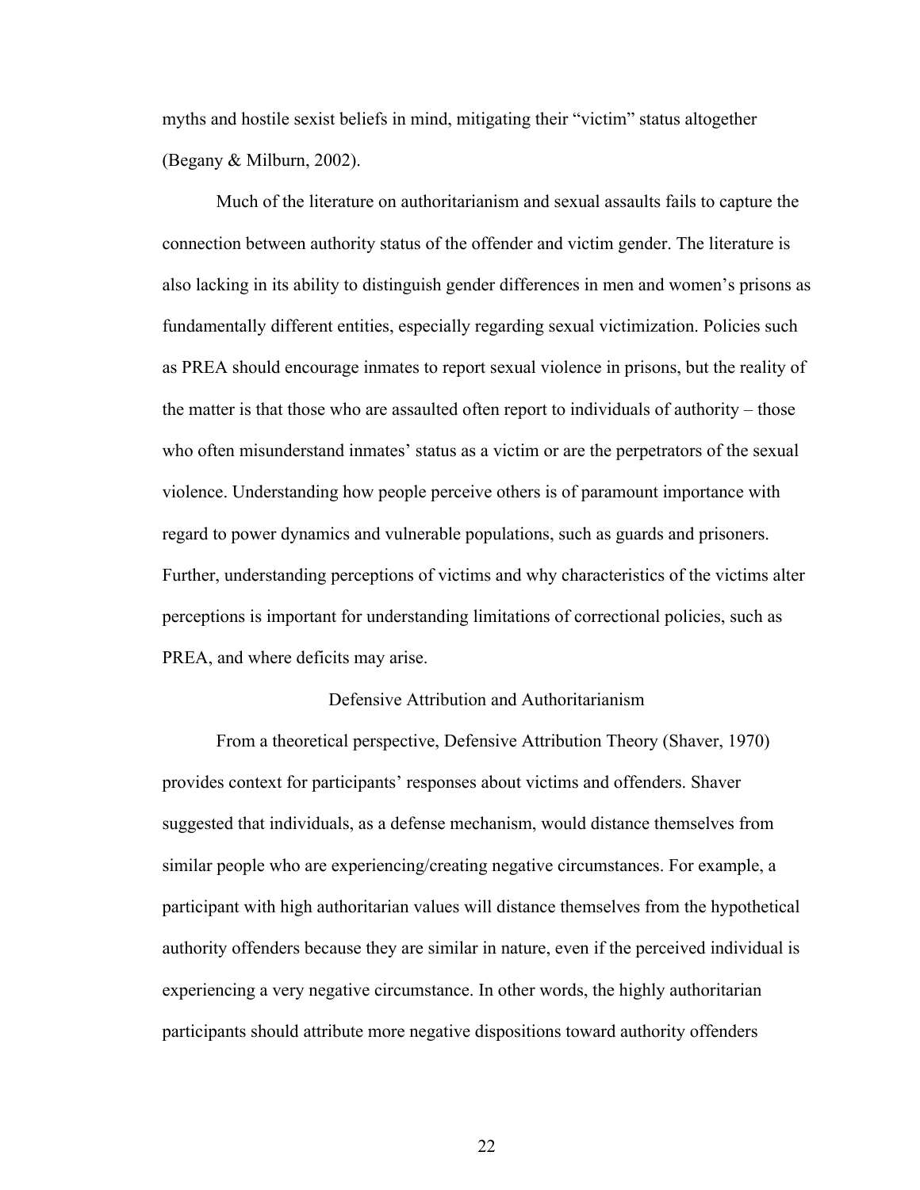myths and hostile sexist beliefs in mind, mitigating their "victim" status altogether (Begany & Milburn, 2002).

Much of the literature on authoritarianism and sexual assaults fails to capture the connection between authority status of the offender and victim gender. The literature is also lacking in its ability to distinguish gender differences in men and women's prisons as fundamentally different entities, especially regarding sexual victimization. Policies such as PREA should encourage inmates to report sexual violence in prisons, but the reality of the matter is that those who are assaulted often report to individuals of authority – those who often misunderstand inmates' status as a victim or are the perpetrators of the sexual violence. Understanding how people perceive others is of paramount importance with regard to power dynamics and vulnerable populations, such as guards and prisoners. Further, understanding perceptions of victims and why characteristics of the victims alter perceptions is important for understanding limitations of correctional policies, such as PREA, and where deficits may arise.

## Defensive Attribution and Authoritarianism

From a theoretical perspective, Defensive Attribution Theory (Shaver, 1970) provides context for participants' responses about victims and offenders. Shaver suggested that individuals, as a defense mechanism, would distance themselves from similar people who are experiencing/creating negative circumstances. For example, a participant with high authoritarian values will distance themselves from the hypothetical authority offenders because they are similar in nature, even if the perceived individual is experiencing a very negative circumstance. In other words, the highly authoritarian participants should attribute more negative dispositions toward authority offenders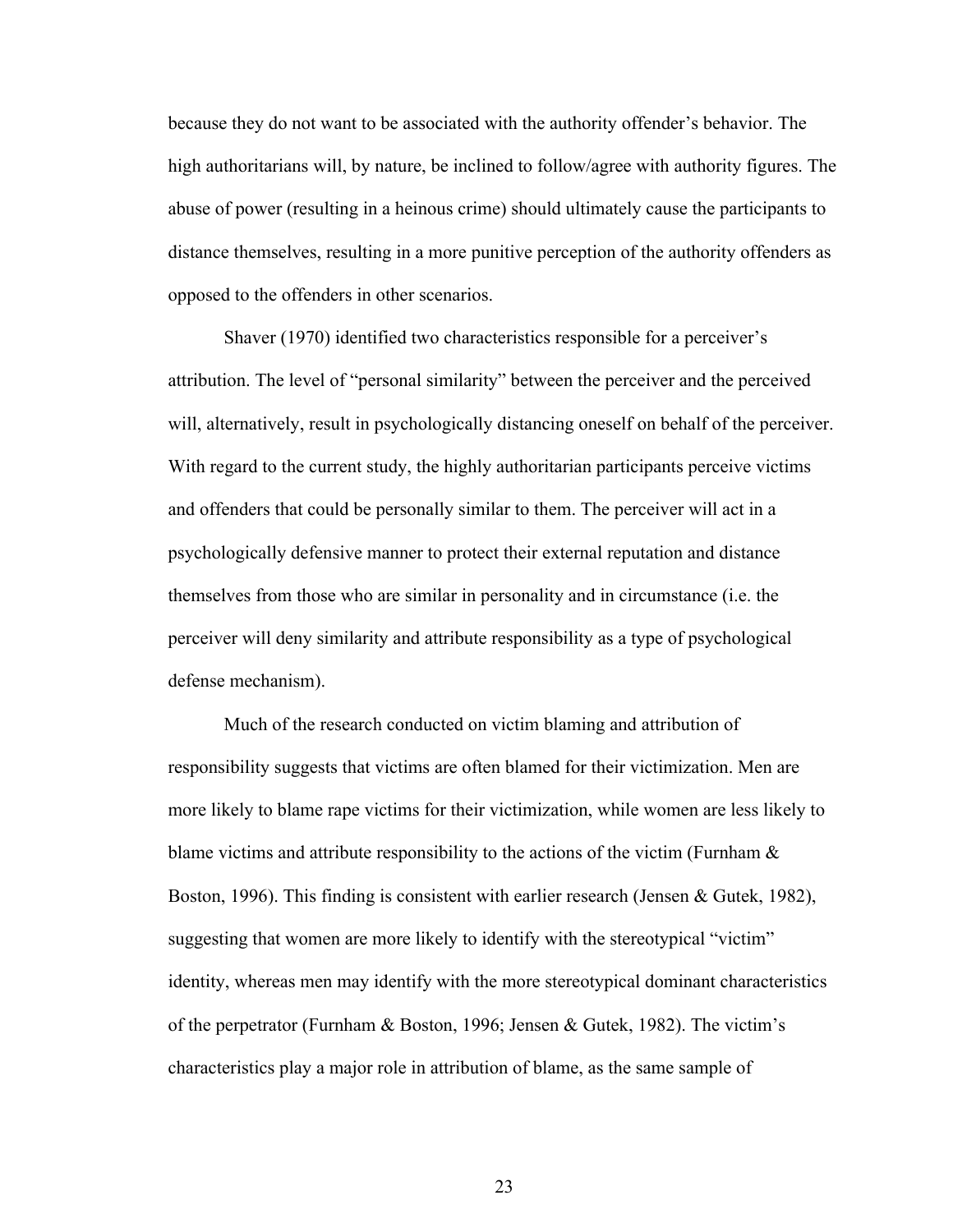because they do not want to be associated with the authority offender's behavior. The high authoritarians will, by nature, be inclined to follow/agree with authority figures. The abuse of power (resulting in a heinous crime) should ultimately cause the participants to distance themselves, resulting in a more punitive perception of the authority offenders as opposed to the offenders in other scenarios.

Shaver (1970) identified two characteristics responsible for a perceiver's attribution. The level of "personal similarity" between the perceiver and the perceived will, alternatively, result in psychologically distancing oneself on behalf of the perceiver. With regard to the current study, the highly authoritarian participants perceive victims and offenders that could be personally similar to them. The perceiver will act in a psychologically defensive manner to protect their external reputation and distance themselves from those who are similar in personality and in circumstance (i.e. the perceiver will deny similarity and attribute responsibility as a type of psychological defense mechanism).

Much of the research conducted on victim blaming and attribution of responsibility suggests that victims are often blamed for their victimization. Men are more likely to blame rape victims for their victimization, while women are less likely to blame victims and attribute responsibility to the actions of the victim (Furnham & Boston, 1996). This finding is consistent with earlier research (Jensen & Gutek, 1982), suggesting that women are more likely to identify with the stereotypical "victim" identity, whereas men may identify with the more stereotypical dominant characteristics of the perpetrator (Furnham & Boston, 1996; Jensen & Gutek, 1982). The victim's characteristics play a major role in attribution of blame, as the same sample of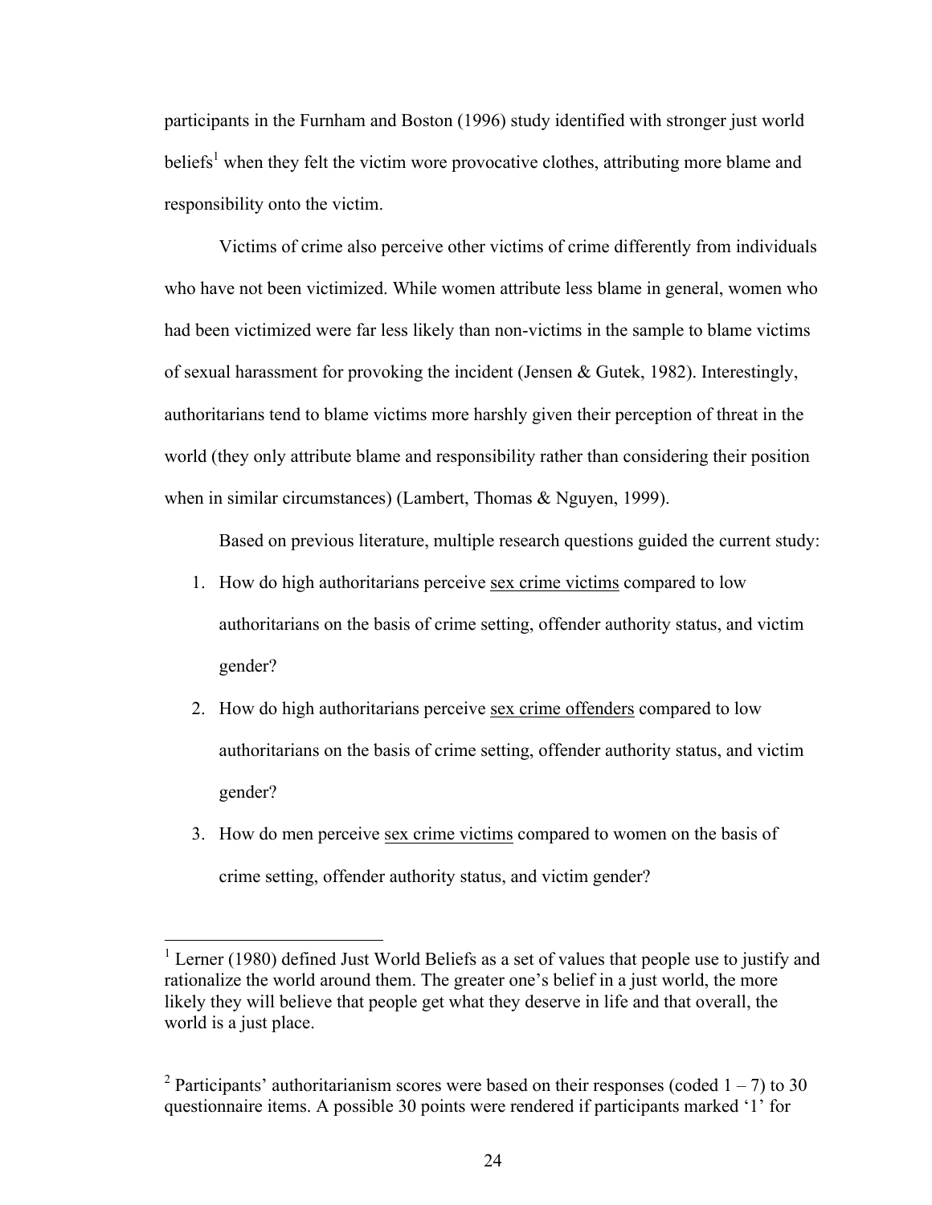participants in the Furnham and Boston (1996) study identified with stronger just world beliefs[1] when they felt the victim wore provocative clothes, attributing more blame and responsibility onto the victim.

Victims of crime also perceive other victims of crime differently from individuals who have not been victimized. While women attribute less blame in general, women who had been victimized were far less likely than non-victims in the sample to blame victims of sexual harassment for provoking the incident (Jensen & Gutek, 1982). Interestingly, authoritarians tend to blame victims more harshly given their perception of threat in the world (they only attribute blame and responsibility rather than considering their position when in similar circumstances) (Lambert, Thomas & Nguyen, 1999).

Based on previous literature, multiple research questions guided the current study:

1. How do high authoritarians perceive <u>sex crime victims</u> compared to low authoritarians on the basis of crime setting, offender authority status, and victim gender?
2. How do high authoritarians perceive <u>sex crime offenders</u> compared to low authoritarians on the basis of crime setting, offender authority status, and victim gender?
3. How do men perceive <u>sex crime victims</u> compared to women on the basis of crime setting, offender authority status, and victim gender?

---

[1] Lerner (1980) defined Just World Beliefs as a set of values that people use to justify and rationalize the world around them. The greater one's belief in a just world, the more likely they will believe that people get what they deserve in life and that overall, the world is a just place.

[2] Participants' authoritarianism scores were based on their responses (coded 1 – 7) to 30 questionnaire items. A possible 30 points were rendered if participants marked '1' for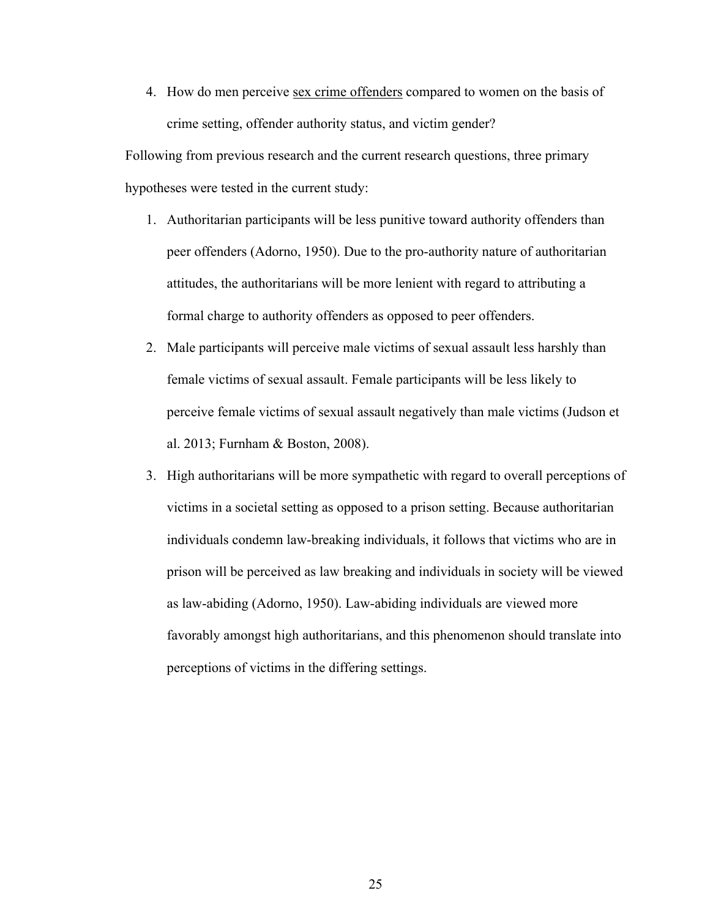4. How do men perceive <u>sex crime offenders</u> compared to women on the basis of crime setting, offender authority status, and victim gender?

Following from previous research and the current research questions, three primary hypotheses were tested in the current study:

1. Authoritarian participants will be less punitive toward authority offenders than peer offenders (Adorno, 1950). Due to the pro-authority nature of authoritarian attitudes, the authoritarians will be more lenient with regard to attributing a formal charge to authority offenders as opposed to peer offenders.
2. Male participants will perceive male victims of sexual assault less harshly than female victims of sexual assault. Female participants will be less likely to perceive female victims of sexual assault negatively than male victims (Judson et al. 2013; Furnham & Boston, 2008).
3. High authoritarians will be more sympathetic with regard to overall perceptions of victims in a societal setting as opposed to a prison setting. Because authoritarian individuals condemn law-breaking individuals, it follows that victims who are in prison will be perceived as law breaking and individuals in society will be viewed as law-abiding (Adorno, 1950). Law-abiding individuals are viewed more favorably amongst high authoritarians, and this phenomenon should translate into perceptions of victims in the differing settings.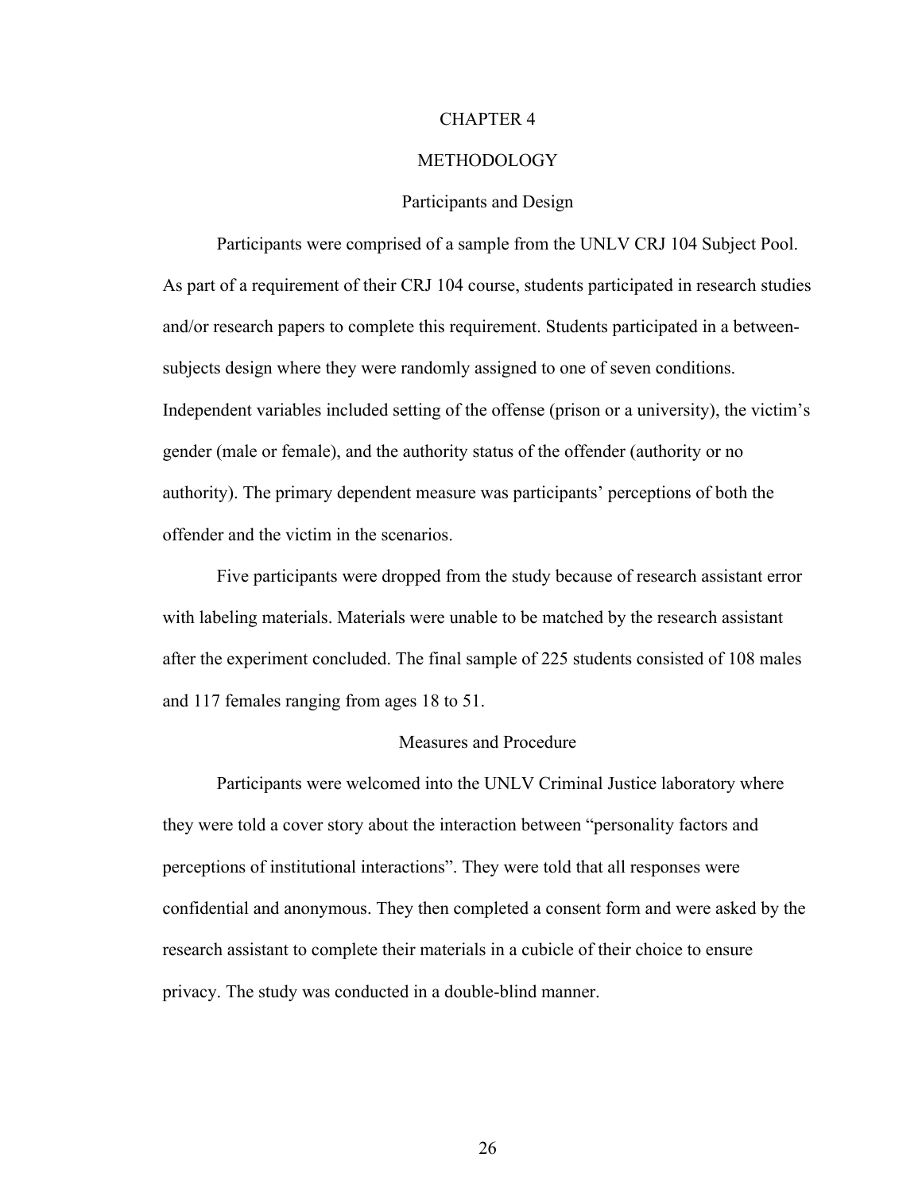# CHAPTER 4

# METHODOLOGY

## Participants and Design

Participants were comprised of a sample from the UNLV CRJ 104 Subject Pool. As part of a requirement of their CRJ 104 course, students participated in research studies and/or research papers to complete this requirement. Students participated in a between-subjects design where they were randomly assigned to one of seven conditions. Independent variables included setting of the offense (prison or a university), the victim's gender (male or female), and the authority status of the offender (authority or no authority). The primary dependent measure was participants' perceptions of both the offender and the victim in the scenarios.

Five participants were dropped from the study because of research assistant error with labeling materials. Materials were unable to be matched by the research assistant after the experiment concluded. The final sample of 225 students consisted of 108 males and 117 females ranging from ages 18 to 51.

## Measures and Procedure

Participants were welcomed into the UNLV Criminal Justice laboratory where they were told a cover story about the interaction between "personality factors and perceptions of institutional interactions". They were told that all responses were confidential and anonymous. They then completed a consent form and were asked by the research assistant to complete their materials in a cubicle of their choice to ensure privacy. The study was conducted in a double-blind manner.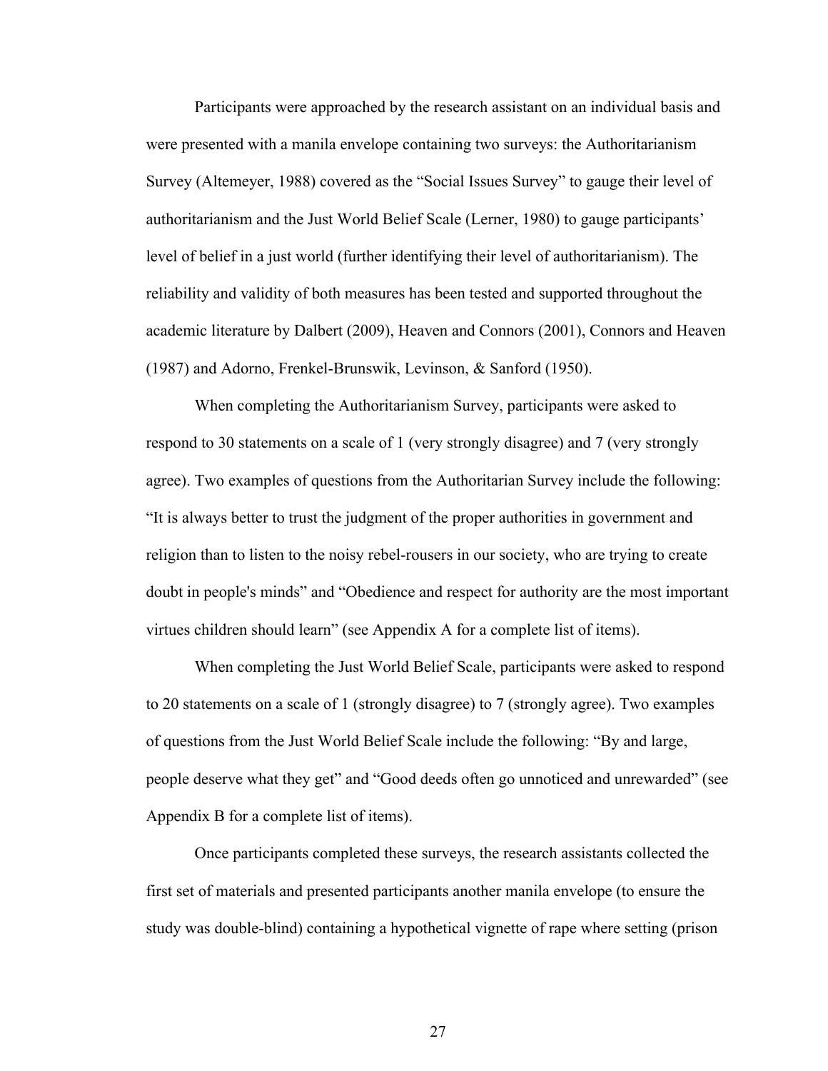Participants were approached by the research assistant on an individual basis and were presented with a manila envelope containing two surveys: the Authoritarianism Survey (Altemeyer, 1988) covered as the "Social Issues Survey" to gauge their level of authoritarianism and the Just World Belief Scale (Lerner, 1980) to gauge participants' level of belief in a just world (further identifying their level of authoritarianism). The reliability and validity of both measures has been tested and supported throughout the academic literature by Dalbert (2009), Heaven and Connors (2001), Connors and Heaven (1987) and Adorno, Frenkel-Brunswik, Levinson, & Sanford (1950).

When completing the Authoritarianism Survey, participants were asked to respond to 30 statements on a scale of 1 (very strongly disagree) and 7 (very strongly agree). Two examples of questions from the Authoritarian Survey include the following: "It is always better to trust the judgment of the proper authorities in government and religion than to listen to the noisy rebel-rousers in our society, who are trying to create doubt in people's minds" and "Obedience and respect for authority are the most important virtues children should learn" (see Appendix A for a complete list of items).

When completing the Just World Belief Scale, participants were asked to respond to 20 statements on a scale of 1 (strongly disagree) to 7 (strongly agree). Two examples of questions from the Just World Belief Scale include the following: "By and large, people deserve what they get" and "Good deeds often go unnoticed and unrewarded" (see Appendix B for a complete list of items).

Once participants completed these surveys, the research assistants collected the first set of materials and presented participants another manila envelope (to ensure the study was double-blind) containing a hypothetical vignette of rape where setting (prison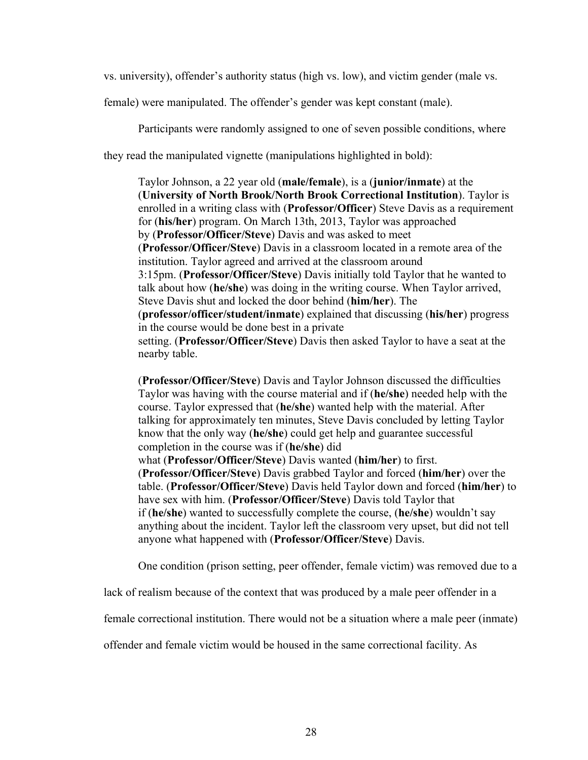vs. university), offender's authority status (high vs. low), and victim gender (male vs. female) were manipulated. The offender's gender was kept constant (male).

Participants were randomly assigned to one of seven possible conditions, where they read the manipulated vignette (manipulations highlighted in bold):

> Taylor Johnson, a 22 year old (**male/female**), is a (**junior/inmate**) at the (**University of North Brook/North Brook Correctional Institution**). Taylor is enrolled in a writing class with (**Professor/Officer**) Steve Davis as a requirement for (**his/her**) program. On March 13th, 2013, Taylor was approached by (**Professor/Officer/Steve**) Davis and was asked to meet (**Professor/Officer/Steve**) Davis in a classroom located in a remote area of the institution. Taylor agreed and arrived at the classroom around 3:15pm. (**Professor/Officer/Steve**) Davis initially told Taylor that he wanted to talk about how (**he/she**) was doing in the writing course. When Taylor arrived, Steve Davis shut and locked the door behind (**him/her**). The (**professor/officer/student/inmate**) explained that discussing (**his/her**) progress in the course would be done best in a private setting. (**Professor/Officer/Steve**) Davis then asked Taylor to have a seat at the nearby table.
>
> (**Professor/Officer/Steve**) Davis and Taylor Johnson discussed the difficulties Taylor was having with the course material and if (**he/she**) needed help with the course. Taylor expressed that (**he/she**) wanted help with the material. After talking for approximately ten minutes, Steve Davis concluded by letting Taylor know that the only way (**he/she**) could get help and guarantee successful completion in the course was if (**he/she**) did what (**Professor/Officer/Steve**) Davis wanted (**him/her**) to first. (**Professor/Officer/Steve**) Davis grabbed Taylor and forced (**him/her**) over the table. (**Professor/Officer/Steve**) Davis held Taylor down and forced (**him/her**) to have sex with him. (**Professor/Officer/Steve**) Davis told Taylor that if (**he/she**) wanted to successfully complete the course, (**he/she**) wouldn't say anything about the incident. Taylor left the classroom very upset, but did not tell anyone what happened with (**Professor/Officer/Steve**) Davis.

One condition (prison setting, peer offender, female victim) was removed due to a lack of realism because of the context that was produced by a male peer offender in a female correctional institution. There would not be a situation where a male peer (inmate) offender and female victim would be housed in the same correctional facility. As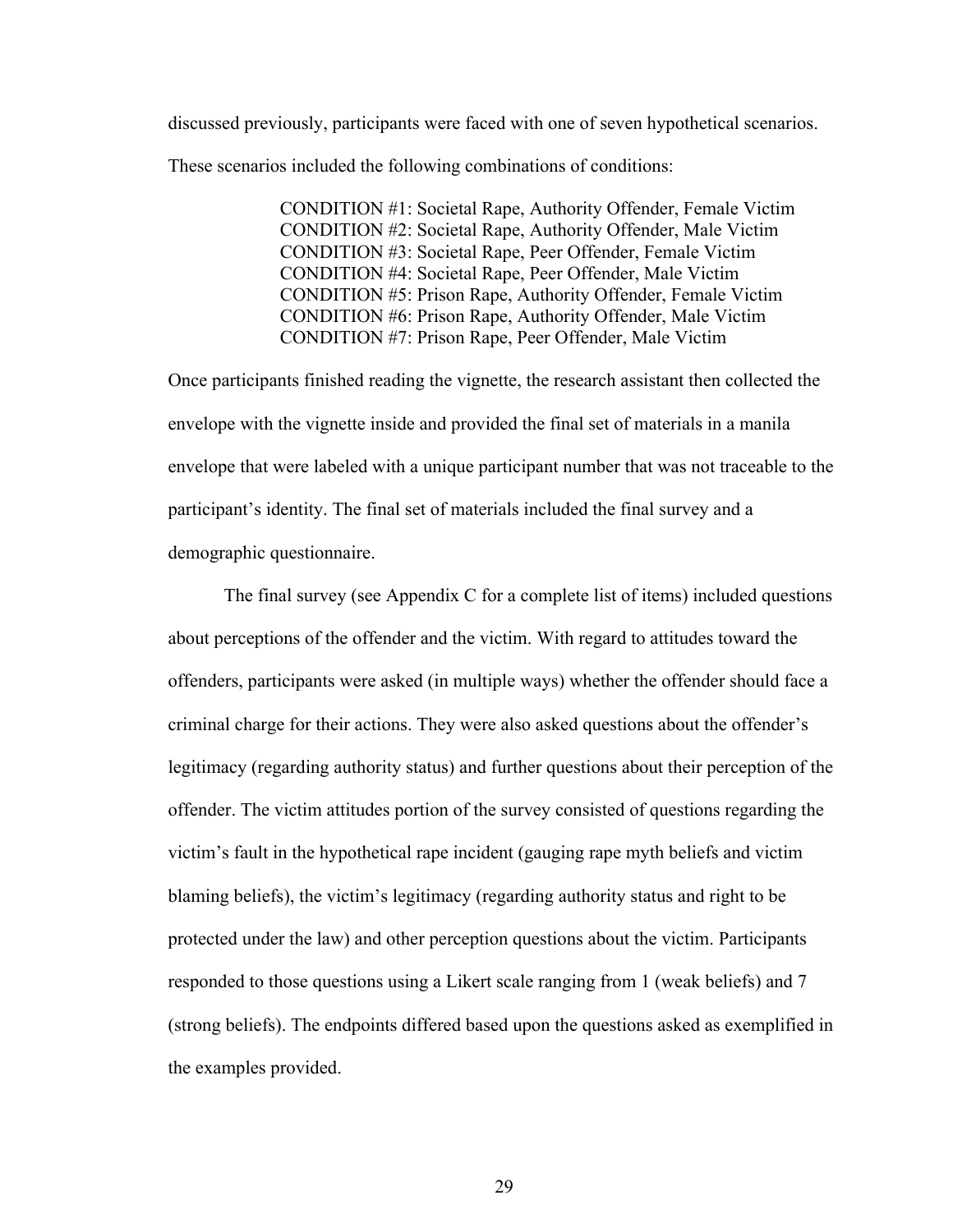discussed previously, participants were faced with one of seven hypothetical scenarios. These scenarios included the following combinations of conditions:

> CONDITION #1: Societal Rape, Authority Offender, Female Victim
> CONDITION #2: Societal Rape, Authority Offender, Male Victim
> CONDITION #3: Societal Rape, Peer Offender, Female Victim
> CONDITION #4: Societal Rape, Peer Offender, Male Victim
> CONDITION #5: Prison Rape, Authority Offender, Female Victim
> CONDITION #6: Prison Rape, Authority Offender, Male Victim
> CONDITION #7: Prison Rape, Peer Offender, Male Victim

Once participants finished reading the vignette, the research assistant then collected the envelope with the vignette inside and provided the final set of materials in a manila envelope that were labeled with a unique participant number that was not traceable to the participant's identity. The final set of materials included the final survey and a demographic questionnaire.

The final survey (see Appendix C for a complete list of items) included questions about perceptions of the offender and the victim. With regard to attitudes toward the offenders, participants were asked (in multiple ways) whether the offender should face a criminal charge for their actions. They were also asked questions about the offender's legitimacy (regarding authority status) and further questions about their perception of the offender. The victim attitudes portion of the survey consisted of questions regarding the victim's fault in the hypothetical rape incident (gauging rape myth beliefs and victim blaming beliefs), the victim's legitimacy (regarding authority status and right to be protected under the law) and other perception questions about the victim. Participants responded to those questions using a Likert scale ranging from 1 (weak beliefs) and 7 (strong beliefs). The endpoints differed based upon the questions asked as exemplified in the examples provided.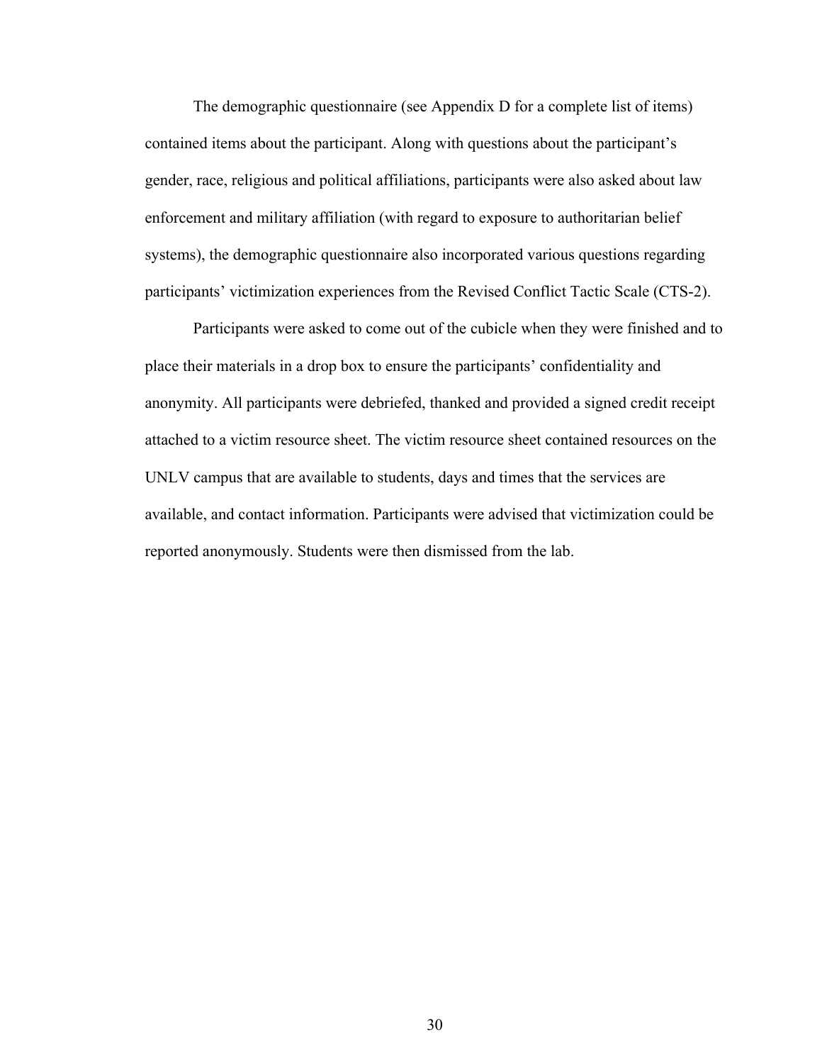The demographic questionnaire (see Appendix D for a complete list of items) contained items about the participant. Along with questions about the participant's gender, race, religious and political affiliations, participants were also asked about law enforcement and military affiliation (with regard to exposure to authoritarian belief systems), the demographic questionnaire also incorporated various questions regarding participants' victimization experiences from the Revised Conflict Tactic Scale (CTS-2).

Participants were asked to come out of the cubicle when they were finished and to place their materials in a drop box to ensure the participants' confidentiality and anonymity. All participants were debriefed, thanked and provided a signed credit receipt attached to a victim resource sheet. The victim resource sheet contained resources on the UNLV campus that are available to students, days and times that the services are available, and contact information. Participants were advised that victimization could be reported anonymously. Students were then dismissed from the lab.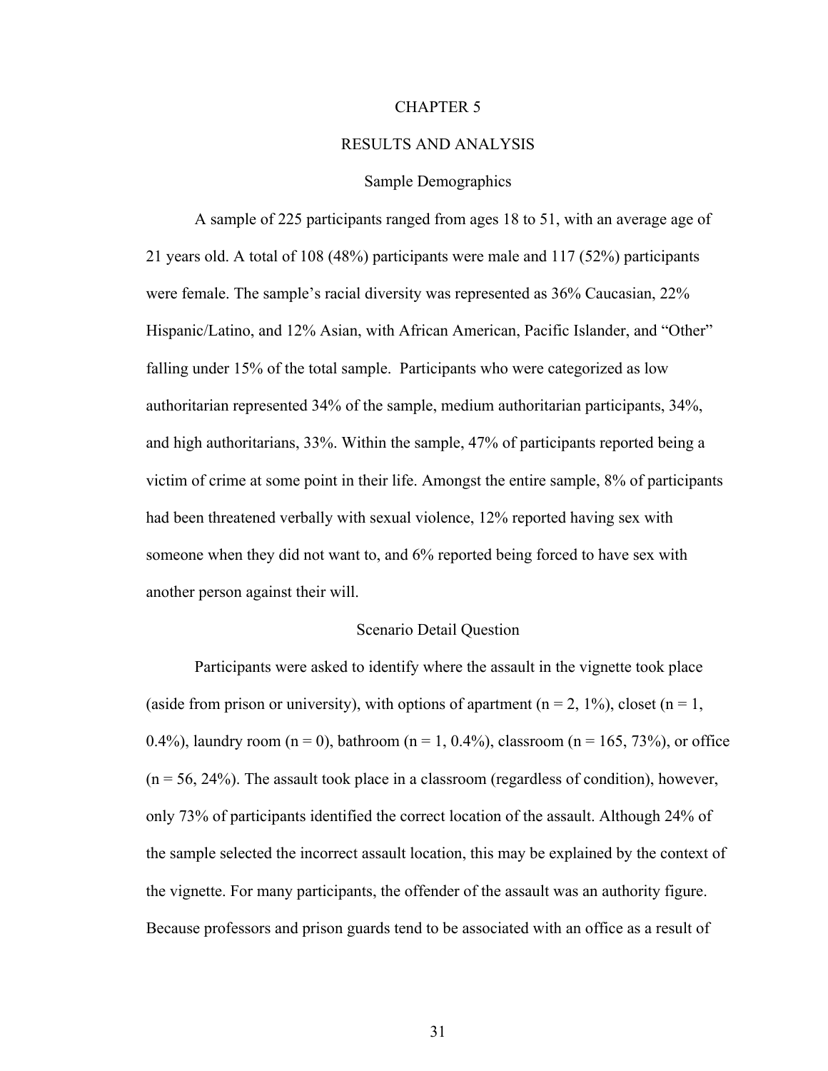# CHAPTER 5

# RESULTS AND ANALYSIS

## Sample Demographics

A sample of 225 participants ranged from ages 18 to 51, with an average age of 21 years old. A total of 108 (48%) participants were male and 117 (52%) participants were female. The sample's racial diversity was represented as 36% Caucasian, 22% Hispanic/Latino, and 12% Asian, with African American, Pacific Islander, and "Other" falling under 15% of the total sample. Participants who were categorized as low authoritarian represented 34% of the sample, medium authoritarian participants, 34%, and high authoritarians, 33%. Within the sample, 47% of participants reported being a victim of crime at some point in their life. Amongst the entire sample, 8% of participants had been threatened verbally with sexual violence, 12% reported having sex with someone when they did not want to, and 6% reported being forced to have sex with another person against their will.

## Scenario Detail Question

Participants were asked to identify where the assault in the vignette took place (aside from prison or university), with options of apartment ($n = 2$, 1%), closet ($n = 1$, 0.4%), laundry room ($n = 0$), bathroom ($n = 1$, 0.4%), classroom ($n = 165$, 73%), or office ($n = 56$, 24%). The assault took place in a classroom (regardless of condition), however, only 73% of participants identified the correct location of the assault. Although 24% of the sample selected the incorrect assault location, this may be explained by the context of the vignette. For many participants, the offender of the assault was an authority figure. Because professors and prison guards tend to be associated with an office as a result of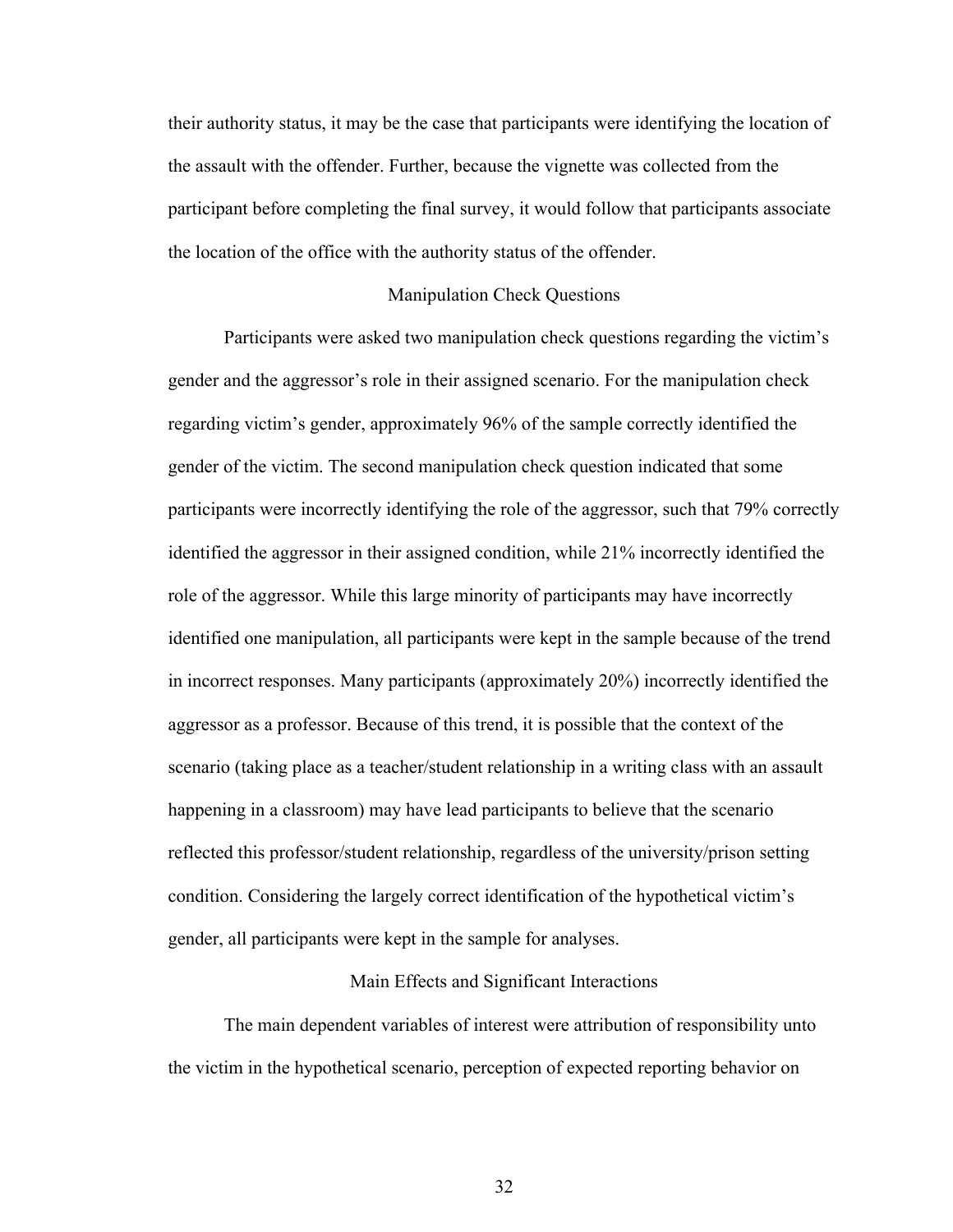their authority status, it may be the case that participants were identifying the location of the assault with the offender. Further, because the vignette was collected from the participant before completing the final survey, it would follow that participants associate the location of the office with the authority status of the offender.

## Manipulation Check Questions

Participants were asked two manipulation check questions regarding the victim's gender and the aggressor's role in their assigned scenario. For the manipulation check regarding victim's gender, approximately 96% of the sample correctly identified the gender of the victim. The second manipulation check question indicated that some participants were incorrectly identifying the role of the aggressor, such that 79% correctly identified the aggressor in their assigned condition, while 21% incorrectly identified the role of the aggressor. While this large minority of participants may have incorrectly identified one manipulation, all participants were kept in the sample because of the trend in incorrect responses. Many participants (approximately 20%) incorrectly identified the aggressor as a professor. Because of this trend, it is possible that the context of the scenario (taking place as a teacher/student relationship in a writing class with an assault happening in a classroom) may have lead participants to believe that the scenario reflected this professor/student relationship, regardless of the university/prison setting condition. Considering the largely correct identification of the hypothetical victim's gender, all participants were kept in the sample for analyses.

## Main Effects and Significant Interactions

The main dependent variables of interest were attribution of responsibility unto the victim in the hypothetical scenario, perception of expected reporting behavior on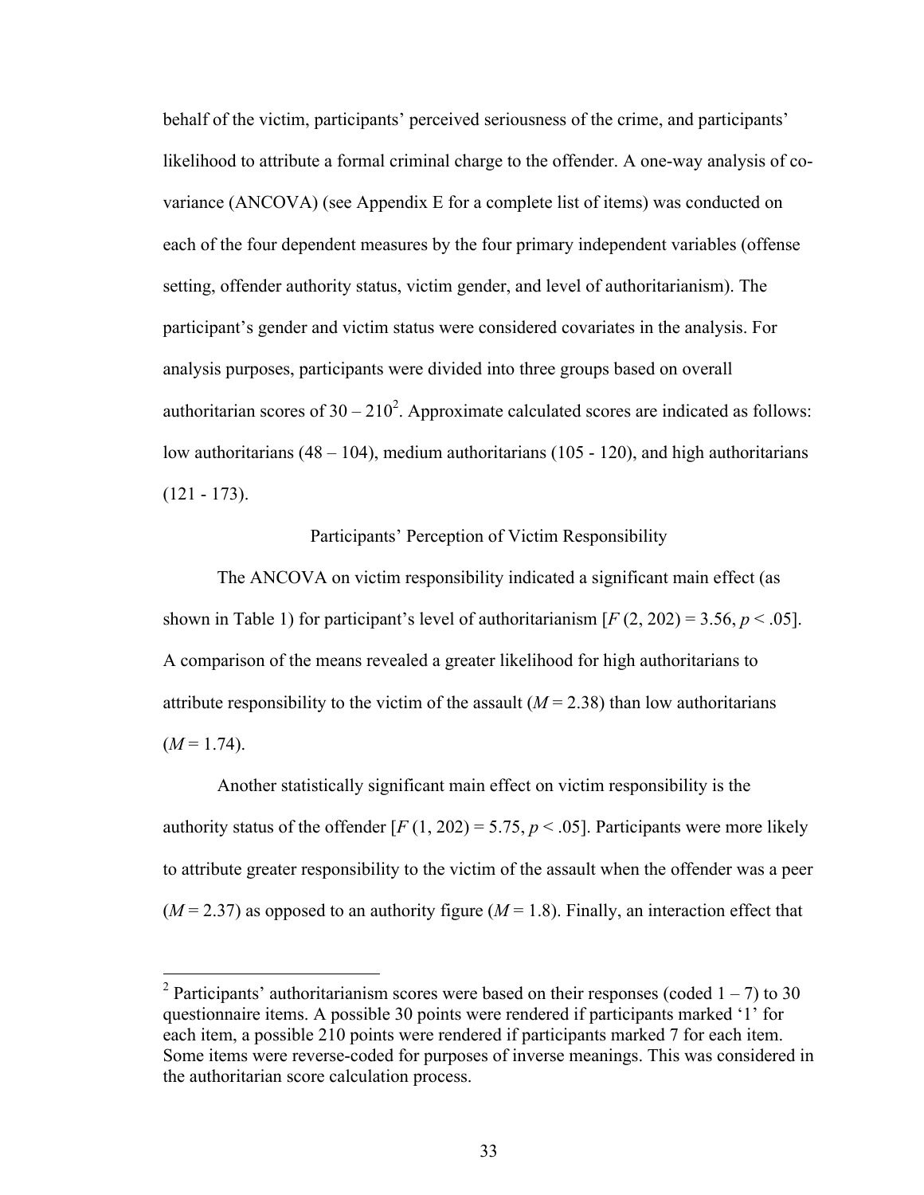behalf of the victim, participants' perceived seriousness of the crime, and participants' likelihood to attribute a formal criminal charge to the offender. A one-way analysis of co-variance (ANCOVA) (see Appendix E for a complete list of items) was conducted on each of the four dependent measures by the four primary independent variables (offense setting, offender authority status, victim gender, and level of authoritarianism). The participant's gender and victim status were considered covariates in the analysis. For analysis purposes, participants were divided into three groups based on overall authoritarian scores of 30 – 210[2]. Approximate calculated scores are indicated as follows: low authoritarians (48 – 104), medium authoritarians (105 - 120), and high authoritarians (121 - 173).

## Participants' Perception of Victim Responsibility

The ANCOVA on victim responsibility indicated a significant main effect (as shown in Table 1) for participant's level of authoritarianism [$F(2, 202) = 3.56, p < .05$]. A comparison of the means revealed a greater likelihood for high authoritarians to attribute responsibility to the victim of the assault ($M = 2.38$) than low authoritarians ($M = 1.74$).

Another statistically significant main effect on victim responsibility is the authority status of the offender [$F(1, 202) = 5.75, p < .05$]. Participants were more likely to attribute greater responsibility to the victim of the assault when the offender was a peer ($M = 2.37$) as opposed to an authority figure ($M = 1.8$). Finally, an interaction effect that

[2] Participants' authoritarianism scores were based on their responses (coded 1 – 7) to 30 questionnaire items. A possible 30 points were rendered if participants marked '1' for each item, a possible 210 points were rendered if participants marked 7 for each item. Some items were reverse-coded for purposes of inverse meanings. This was considered in the authoritarian score calculation process.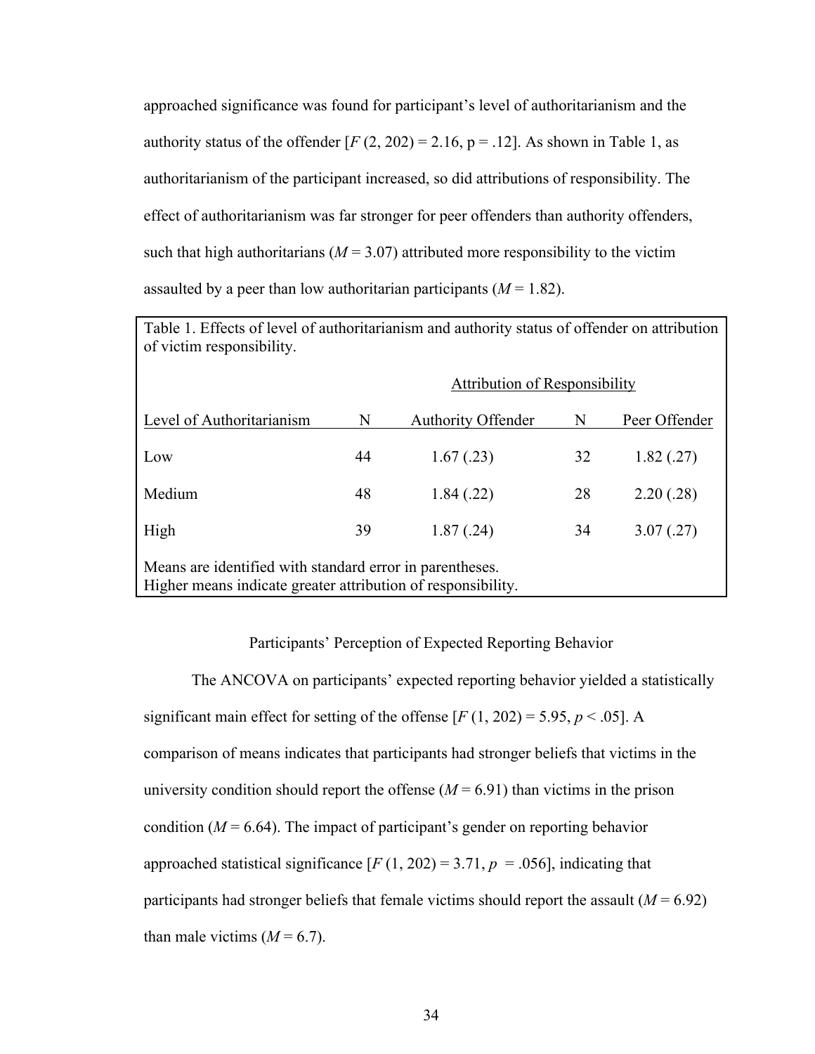approached significance was found for participant's level of authoritarianism and the authority status of the offender [$F$ (2, 202) = 2.16, p = .12]. As shown in Table 1, as authoritarianism of the participant increased, so did attributions of responsibility. The effect of authoritarianism was far stronger for peer offenders than authority offenders, such that high authoritarians ($M$ = 3.07) attributed more responsibility to the victim assaulted by a peer than low authoritarian participants ($M$ = 1.82).

Table 1. Effects of level of authoritarianism and authority status of offender on attribution of victim responsibility.

| | | Attribution of Responsibility | | |
|---|---|---|---|---|
| Level of Authoritarianism | N | Authority Offender | N | Peer Offender |
| Low | 44 | 1.67 (.23) | 32 | 1.82 (.27) |
| Medium | 48 | 1.84 (.22) | 28 | 2.20 (.28) |
| High | 39 | 1.87 (.24) | 34 | 3.07 (.27) |

Means are identified with standard error in parentheses.
Higher means indicate greater attribution of responsibility.

### Participants' Perception of Expected Reporting Behavior

The ANCOVA on participants' expected reporting behavior yielded a statistically significant main effect for setting of the offense [$F$ (1, 202) = 5.95, $p$ < .05]. A comparison of means indicates that participants had stronger beliefs that victims in the university condition should report the offense ($M$ = 6.91) than victims in the prison condition ($M$ = 6.64). The impact of participant's gender on reporting behavior approached statistical significance [$F$ (1, 202) = 3.71, $p$ = .056], indicating that participants had stronger beliefs that female victims should report the assault ($M$ = 6.92) than male victims ($M$ = 6.7).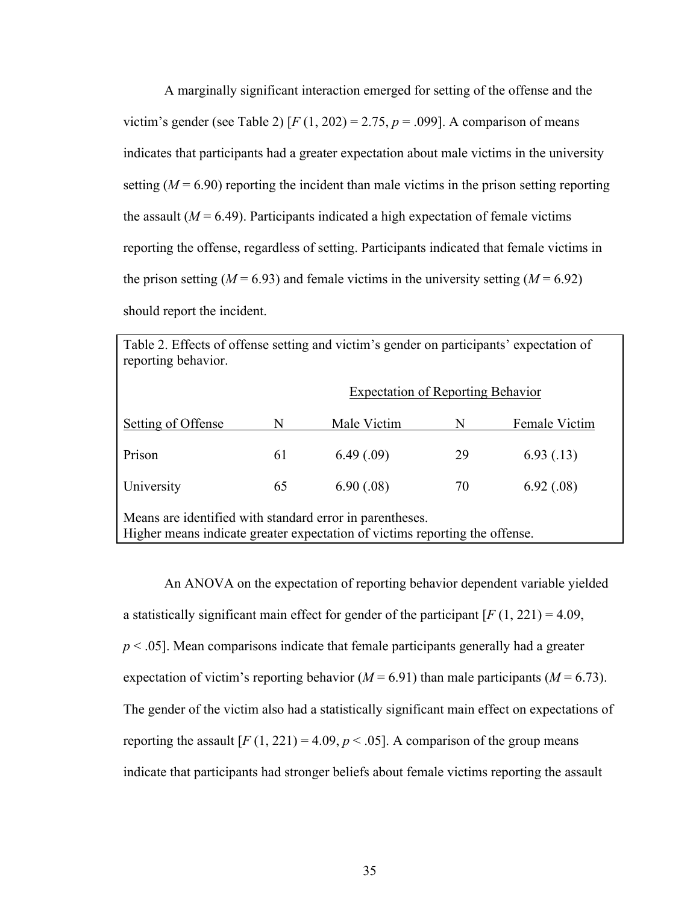A marginally significant interaction emerged for setting of the offense and the victim's gender (see Table 2) [$F(1, 202) = 2.75$, $p = .099$]. A comparison of means indicates that participants had a greater expectation about male victims in the university setting ($M = 6.90$) reporting the incident than male victims in the prison setting reporting the assault ($M = 6.49$). Participants indicated a high expectation of female victims reporting the offense, regardless of setting. Participants indicated that female victims in the prison setting ($M = 6.93$) and female victims in the university setting ($M = 6.92$) should report the incident.

Table 2. Effects of offense setting and victim's gender on participants' expectation of reporting behavior.

| | | Expectation of Reporting Behavior | | |
|---|---|---|---|---|
| Setting of Offense | N | Male Victim | N | Female Victim |
| Prison | 61 | 6.49 (.09) | 29 | 6.93 (.13) |
| University | 65 | 6.90 (.08) | 70 | 6.92 (.08) |

Means are identified with standard error in parentheses.
Higher means indicate greater expectation of victims reporting the offense.

An ANOVA on the expectation of reporting behavior dependent variable yielded a statistically significant main effect for gender of the participant [$F(1, 221) = 4.09$, $p < .05$]. Mean comparisons indicate that female participants generally had a greater expectation of victim's reporting behavior ($M = 6.91$) than male participants ($M = 6.73$). The gender of the victim also had a statistically significant main effect on expectations of reporting the assault [$F(1, 221) = 4.09$, $p < .05$]. A comparison of the group means indicate that participants had stronger beliefs about female victims reporting the assault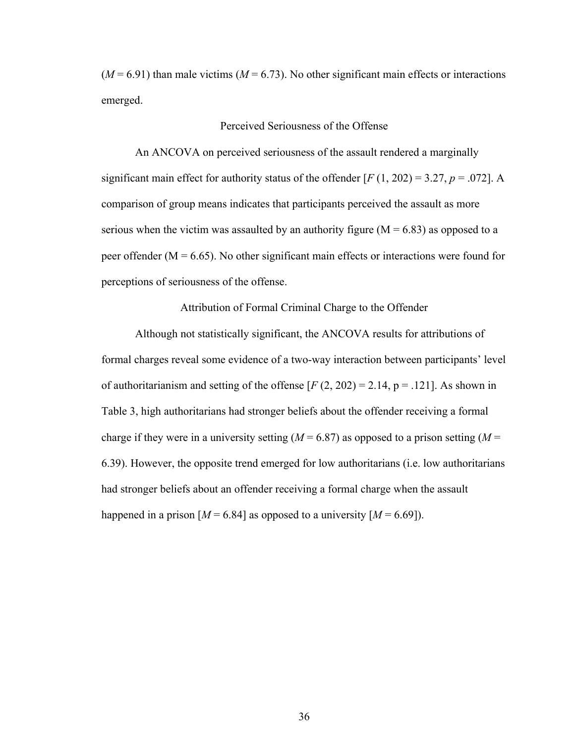($M = 6.91$) than male victims ($M = 6.73$). No other significant main effects or interactions emerged.

### Perceived Seriousness of the Offense

An ANCOVA on perceived seriousness of the assault rendered a marginally significant main effect for authority status of the offender [$F(1, 202) = 3.27$, $p = .072$]. A comparison of group means indicates that participants perceived the assault as more serious when the victim was assaulted by an authority figure ($M = 6.83$) as opposed to a peer offender ($M = 6.65$). No other significant main effects or interactions were found for perceptions of seriousness of the offense.

### Attribution of Formal Criminal Charge to the Offender

Although not statistically significant, the ANCOVA results for attributions of formal charges reveal some evidence of a two-way interaction between participants' level of authoritarianism and setting of the offense [$F(2, 202) = 2.14$, $p = .121$]. As shown in Table 3, high authoritarians had stronger beliefs about the offender receiving a formal charge if they were in a university setting ($M = 6.87$) as opposed to a prison setting ($M = 6.39$). However, the opposite trend emerged for low authoritarians (i.e. low authoritarians had stronger beliefs about an offender receiving a formal charge when the assault happened in a prison [$M = 6.84$] as opposed to a university [$M = 6.69$]).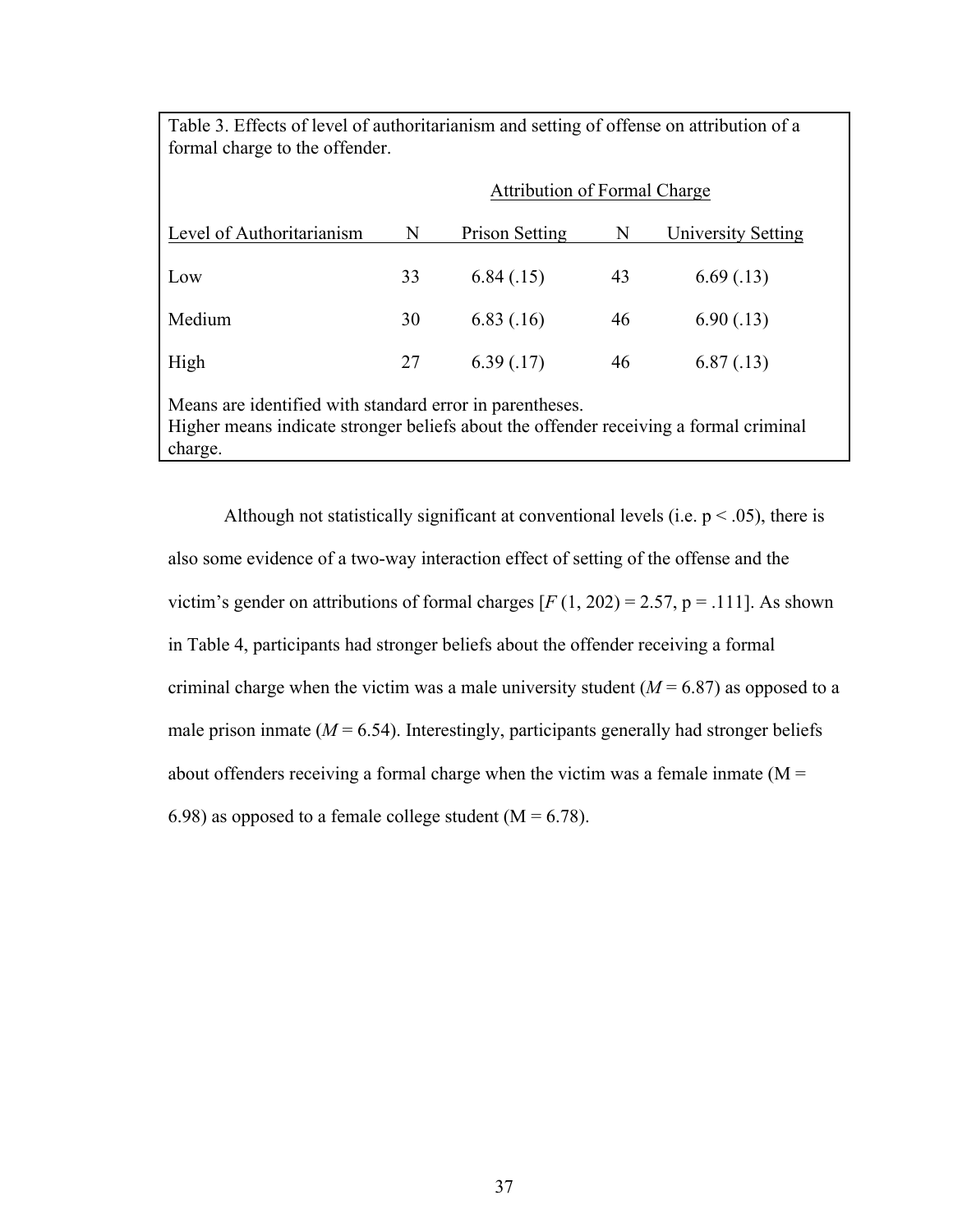Table 3. Effects of level of authoritarianism and setting of offense on attribution of a formal charge to the offender.

| | | Attribution of Formal Charge | | |
|---|---|---|---|---|
| Level of Authoritarianism | N | Prison Setting | N | University Setting |
| Low | 33 | 6.84 (.15) | 43 | 6.69 (.13) |
| Medium | 30 | 6.83 (.16) | 46 | 6.90 (.13) |
| High | 27 | 6.39 (.17) | 46 | 6.87 (.13) |

Means are identified with standard error in parentheses.
Higher means indicate stronger beliefs about the offender receiving a formal criminal charge.

Although not statistically significant at conventional levels (i.e. $p < .05$), there is also some evidence of a two-way interaction effect of setting of the offense and the victim's gender on attributions of formal charges [$F(1, 202) = 2.57$, $p = .111$]. As shown in Table 4, participants had stronger beliefs about the offender receiving a formal criminal charge when the victim was a male university student ($M = 6.87$) as opposed to a male prison inmate ($M = 6.54$). Interestingly, participants generally had stronger beliefs about offenders receiving a formal charge when the victim was a female inmate ($M = 6.98$) as opposed to a female college student ($M = 6.78$).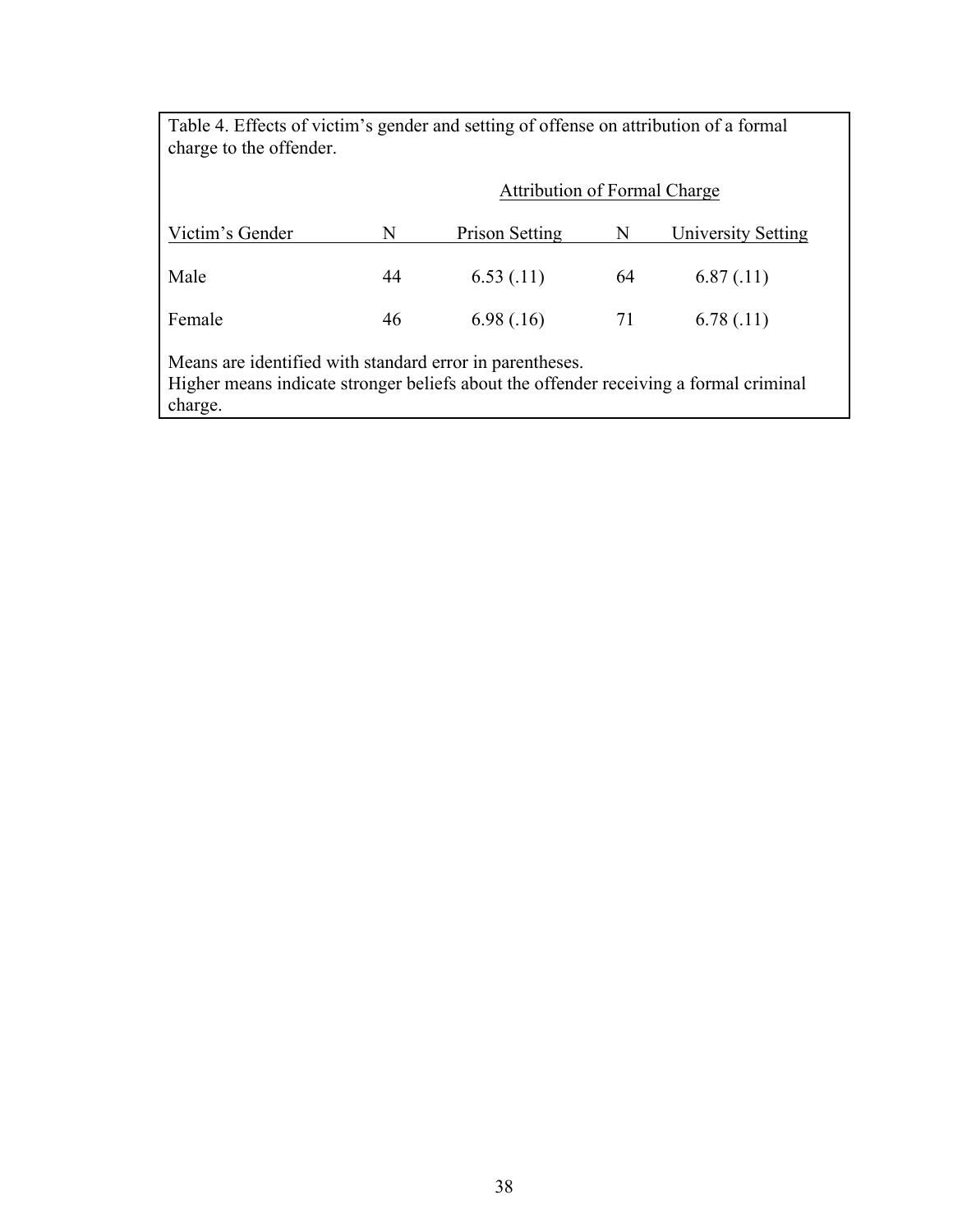Table 4. Effects of victim's gender and setting of offense on attribution of a formal charge to the offender.

| | | Attribution of Formal Charge | | |
|---|---|---|---|---|
| Victim's Gender | N | Prison Setting | N | University Setting |
| Male | 44 | 6.53 (.11) | 64 | 6.87 (.11) |
| Female | 46 | 6.98 (.16) | 71 | 6.78 (.11) |

Means are identified with standard error in parentheses.
Higher means indicate stronger beliefs about the offender receiving a formal criminal charge.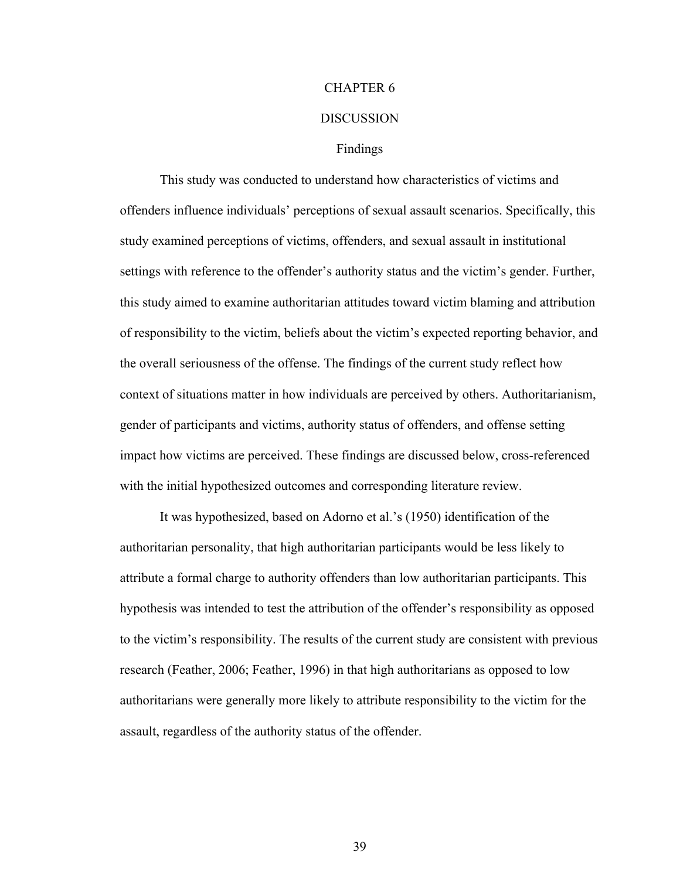# CHAPTER 6

# DISCUSSION

## Findings

This study was conducted to understand how characteristics of victims and offenders influence individuals' perceptions of sexual assault scenarios. Specifically, this study examined perceptions of victims, offenders, and sexual assault in institutional settings with reference to the offender's authority status and the victim's gender. Further, this study aimed to examine authoritarian attitudes toward victim blaming and attribution of responsibility to the victim, beliefs about the victim's expected reporting behavior, and the overall seriousness of the offense. The findings of the current study reflect how context of situations matter in how individuals are perceived by others. Authoritarianism, gender of participants and victims, authority status of offenders, and offense setting impact how victims are perceived. These findings are discussed below, cross-referenced with the initial hypothesized outcomes and corresponding literature review.

It was hypothesized, based on Adorno et al.'s (1950) identification of the authoritarian personality, that high authoritarian participants would be less likely to attribute a formal charge to authority offenders than low authoritarian participants. This hypothesis was intended to test the attribution of the offender's responsibility as opposed to the victim's responsibility. The results of the current study are consistent with previous research (Feather, 2006; Feather, 1996) in that high authoritarians as opposed to low authoritarians were generally more likely to attribute responsibility to the victim for the assault, regardless of the authority status of the offender.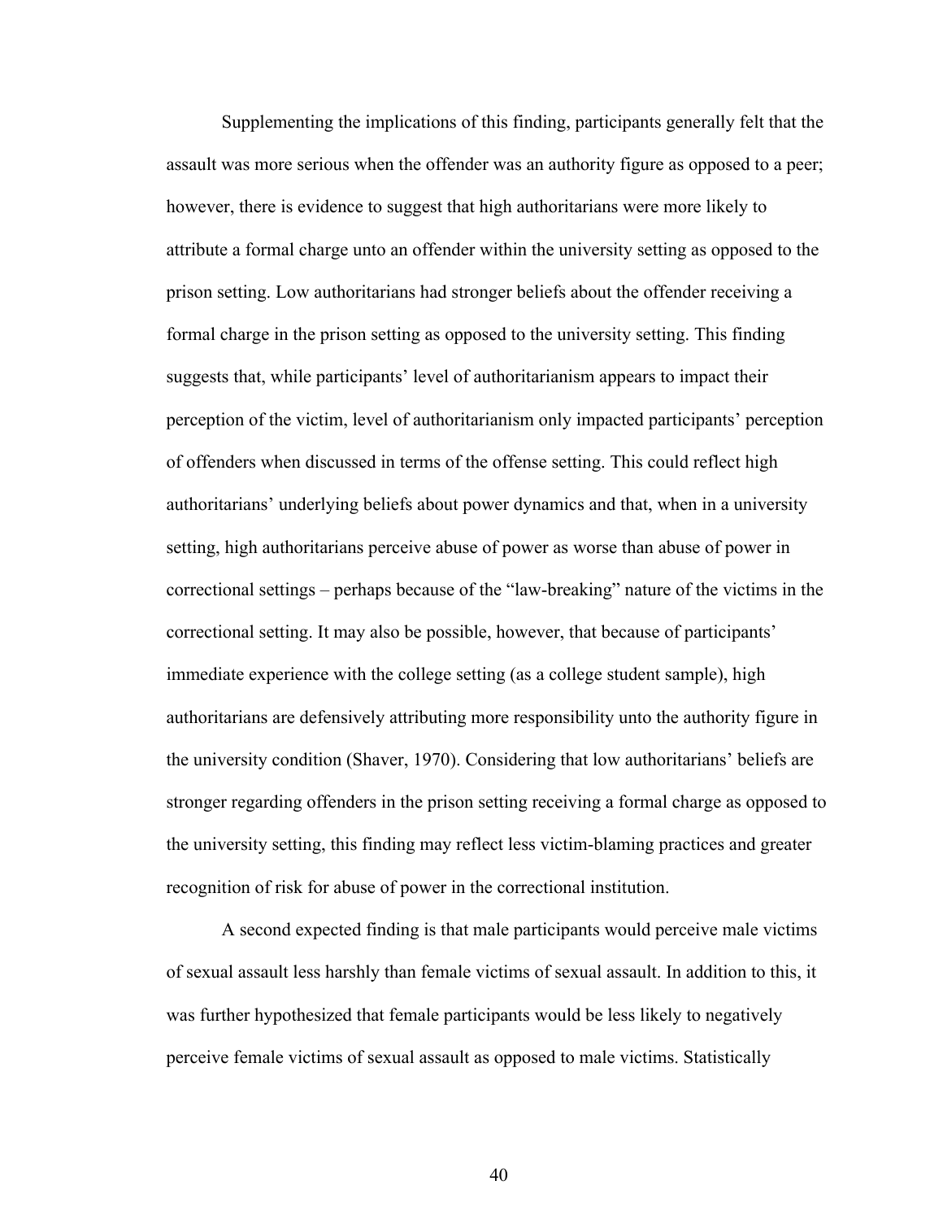Supplementing the implications of this finding, participants generally felt that the assault was more serious when the offender was an authority figure as opposed to a peer; however, there is evidence to suggest that high authoritarians were more likely to attribute a formal charge unto an offender within the university setting as opposed to the prison setting. Low authoritarians had stronger beliefs about the offender receiving a formal charge in the prison setting as opposed to the university setting. This finding suggests that, while participants' level of authoritarianism appears to impact their perception of the victim, level of authoritarianism only impacted participants' perception of offenders when discussed in terms of the offense setting. This could reflect high authoritarians' underlying beliefs about power dynamics and that, when in a university setting, high authoritarians perceive abuse of power as worse than abuse of power in correctional settings – perhaps because of the "law-breaking" nature of the victims in the correctional setting. It may also be possible, however, that because of participants' immediate experience with the college setting (as a college student sample), high authoritarians are defensively attributing more responsibility unto the authority figure in the university condition (Shaver, 1970). Considering that low authoritarians' beliefs are stronger regarding offenders in the prison setting receiving a formal charge as opposed to the university setting, this finding may reflect less victim-blaming practices and greater recognition of risk for abuse of power in the correctional institution.

A second expected finding is that male participants would perceive male victims of sexual assault less harshly than female victims of sexual assault. In addition to this, it was further hypothesized that female participants would be less likely to negatively perceive female victims of sexual assault as opposed to male victims. Statistically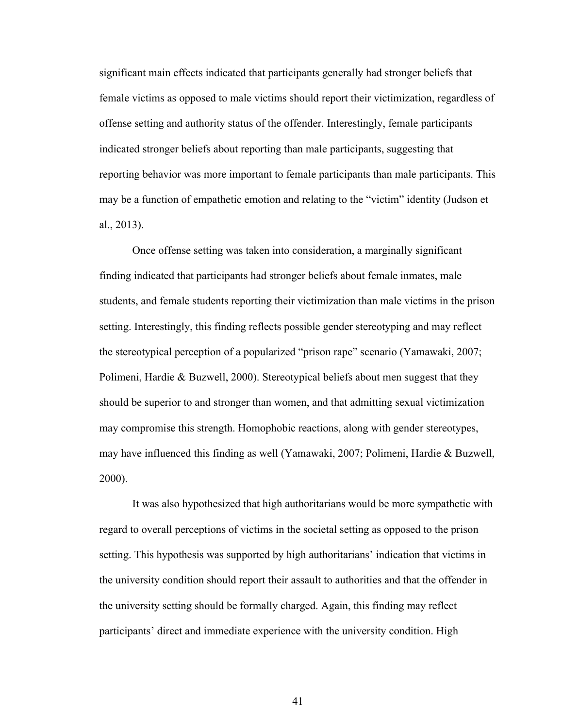significant main effects indicated that participants generally had stronger beliefs that female victims as opposed to male victims should report their victimization, regardless of offense setting and authority status of the offender. Interestingly, female participants indicated stronger beliefs about reporting than male participants, suggesting that reporting behavior was more important to female participants than male participants. This may be a function of empathetic emotion and relating to the "victim" identity (Judson et al., 2013).

Once offense setting was taken into consideration, a marginally significant finding indicated that participants had stronger beliefs about female inmates, male students, and female students reporting their victimization than male victims in the prison setting. Interestingly, this finding reflects possible gender stereotyping and may reflect the stereotypical perception of a popularized "prison rape" scenario (Yamawaki, 2007; Polimeni, Hardie & Buzwell, 2000). Stereotypical beliefs about men suggest that they should be superior to and stronger than women, and that admitting sexual victimization may compromise this strength. Homophobic reactions, along with gender stereotypes, may have influenced this finding as well (Yamawaki, 2007; Polimeni, Hardie & Buzwell, 2000).

It was also hypothesized that high authoritarians would be more sympathetic with regard to overall perceptions of victims in the societal setting as opposed to the prison setting. This hypothesis was supported by high authoritarians' indication that victims in the university condition should report their assault to authorities and that the offender in the university setting should be formally charged. Again, this finding may reflect participants' direct and immediate experience with the university condition. High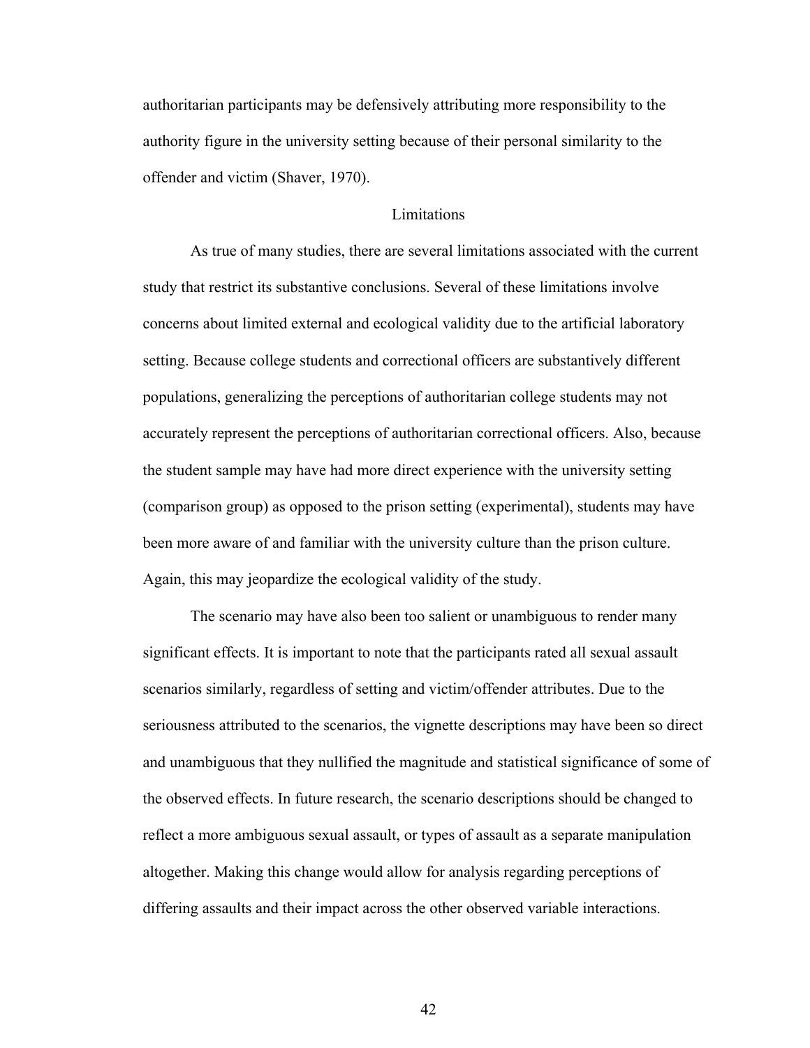authoritarian participants may be defensively attributing more responsibility to the authority figure in the university setting because of their personal similarity to the offender and victim (Shaver, 1970).

## Limitations

As true of many studies, there are several limitations associated with the current study that restrict its substantive conclusions. Several of these limitations involve concerns about limited external and ecological validity due to the artificial laboratory setting. Because college students and correctional officers are substantively different populations, generalizing the perceptions of authoritarian college students may not accurately represent the perceptions of authoritarian correctional officers. Also, because the student sample may have had more direct experience with the university setting (comparison group) as opposed to the prison setting (experimental), students may have been more aware of and familiar with the university culture than the prison culture. Again, this may jeopardize the ecological validity of the study.

The scenario may have also been too salient or unambiguous to render many significant effects. It is important to note that the participants rated all sexual assault scenarios similarly, regardless of setting and victim/offender attributes. Due to the seriousness attributed to the scenarios, the vignette descriptions may have been so direct and unambiguous that they nullified the magnitude and statistical significance of some of the observed effects. In future research, the scenario descriptions should be changed to reflect a more ambiguous sexual assault, or types of assault as a separate manipulation altogether. Making this change would allow for analysis regarding perceptions of differing assaults and their impact across the other observed variable interactions.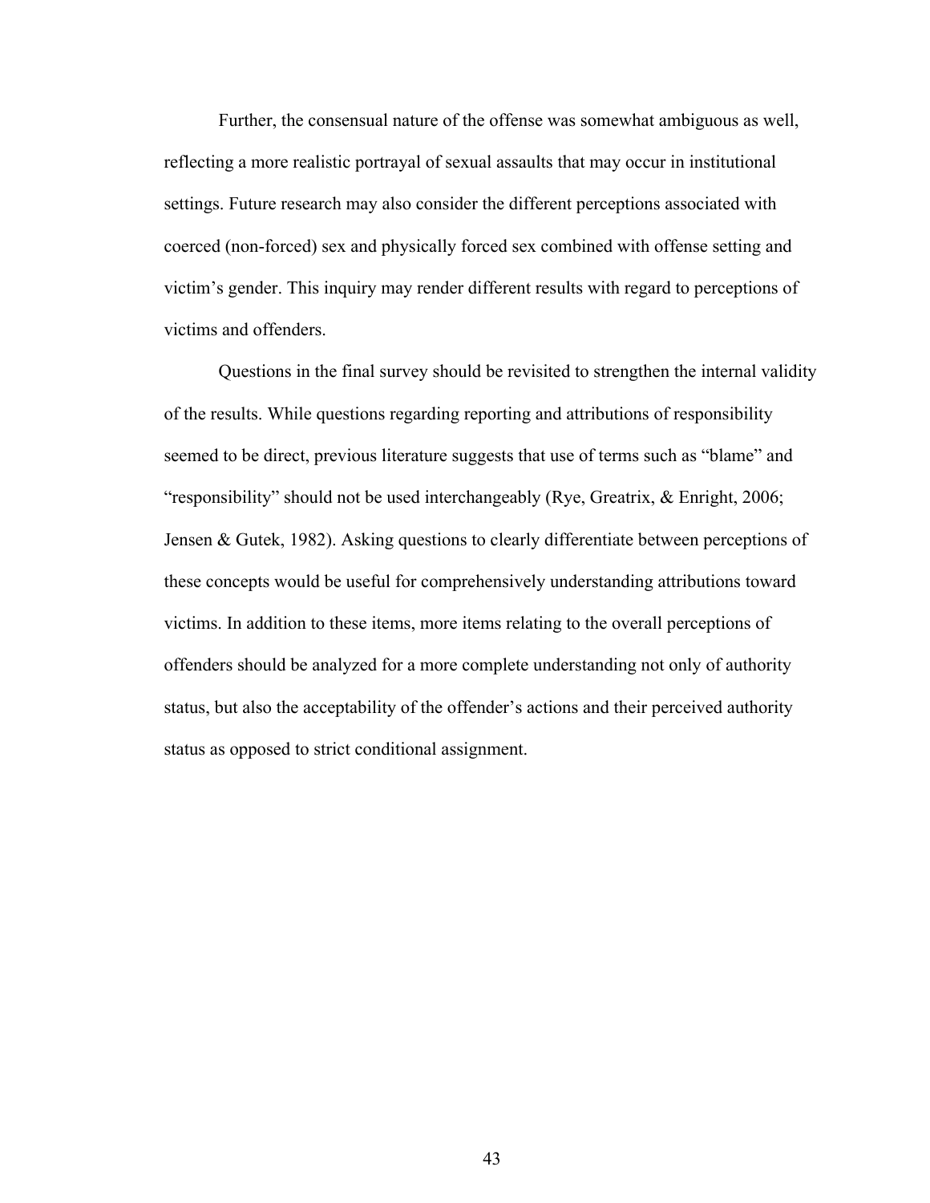Further, the consensual nature of the offense was somewhat ambiguous as well, reflecting a more realistic portrayal of sexual assaults that may occur in institutional settings. Future research may also consider the different perceptions associated with coerced (non-forced) sex and physically forced sex combined with offense setting and victim's gender. This inquiry may render different results with regard to perceptions of victims and offenders.

Questions in the final survey should be revisited to strengthen the internal validity of the results. While questions regarding reporting and attributions of responsibility seemed to be direct, previous literature suggests that use of terms such as "blame" and "responsibility" should not be used interchangeably (Rye, Greatrix, & Enright, 2006; Jensen & Gutek, 1982). Asking questions to clearly differentiate between perceptions of these concepts would be useful for comprehensively understanding attributions toward victims. In addition to these items, more items relating to the overall perceptions of offenders should be analyzed for a more complete understanding not only of authority status, but also the acceptability of the offender's actions and their perceived authority status as opposed to strict conditional assignment.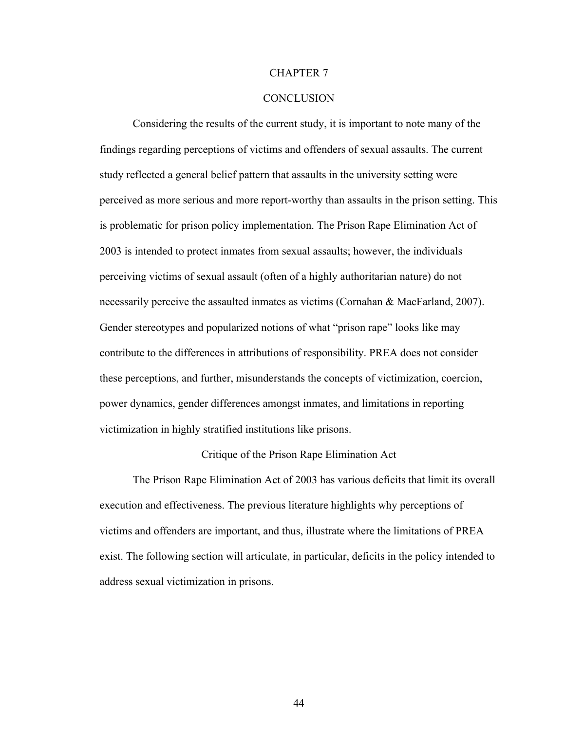# CHAPTER 7

# CONCLUSION

Considering the results of the current study, it is important to note many of the findings regarding perceptions of victims and offenders of sexual assaults. The current study reflected a general belief pattern that assaults in the university setting were perceived as more serious and more report-worthy than assaults in the prison setting. This is problematic for prison policy implementation. The Prison Rape Elimination Act of 2003 is intended to protect inmates from sexual assaults; however, the individuals perceiving victims of sexual assault (often of a highly authoritarian nature) do not necessarily perceive the assaulted inmates as victims (Cornahan & MacFarland, 2007). Gender stereotypes and popularized notions of what "prison rape" looks like may contribute to the differences in attributions of responsibility. PREA does not consider these perceptions, and further, misunderstands the concepts of victimization, coercion, power dynamics, gender differences amongst inmates, and limitations in reporting victimization in highly stratified institutions like prisons.

## Critique of the Prison Rape Elimination Act

The Prison Rape Elimination Act of 2003 has various deficits that limit its overall execution and effectiveness. The previous literature highlights why perceptions of victims and offenders are important, and thus, illustrate where the limitations of PREA exist. The following section will articulate, in particular, deficits in the policy intended to address sexual victimization in prisons.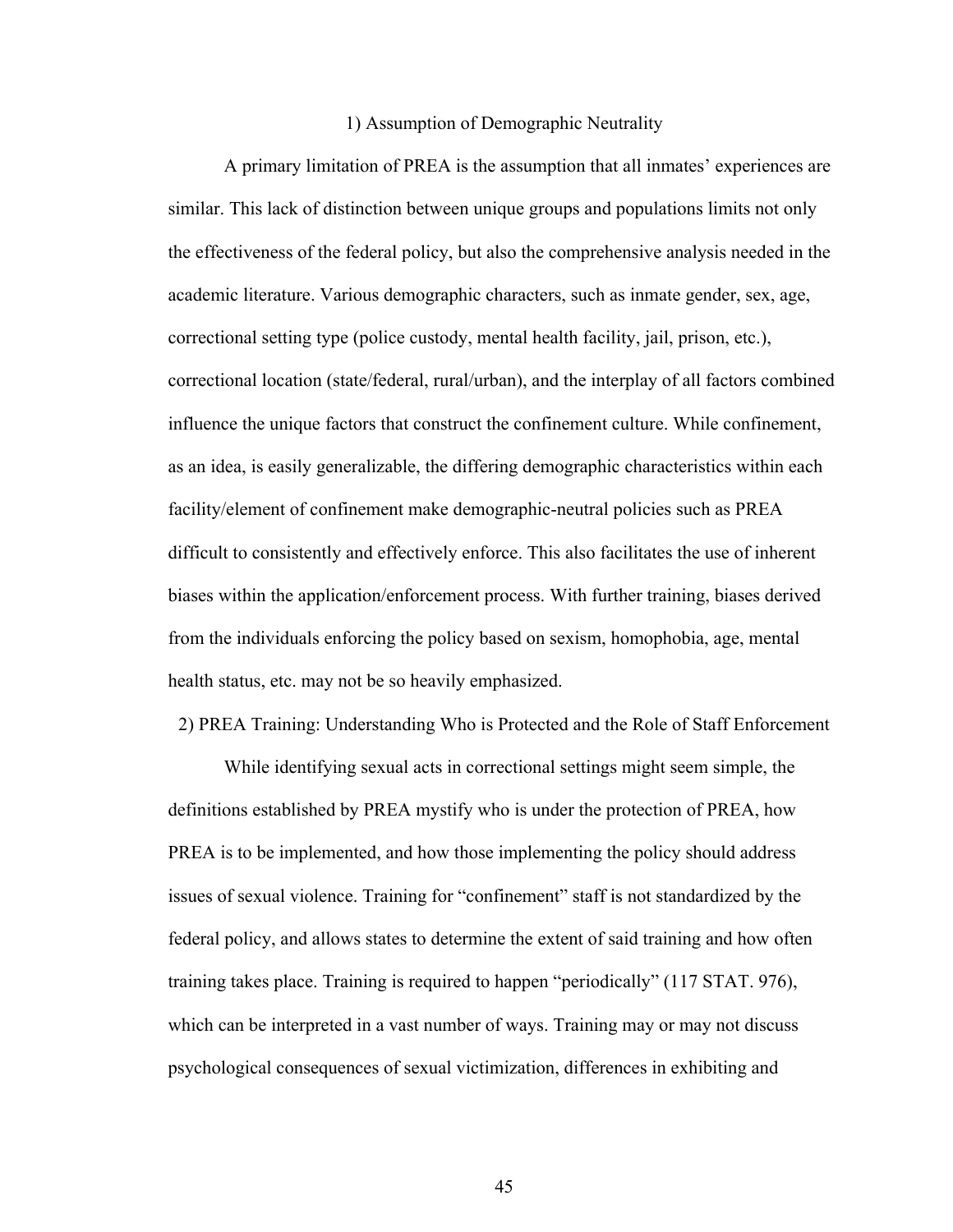### 1) Assumption of Demographic Neutrality

A primary limitation of PREA is the assumption that all inmates' experiences are similar. This lack of distinction between unique groups and populations limits not only the effectiveness of the federal policy, but also the comprehensive analysis needed in the academic literature. Various demographic characters, such as inmate gender, sex, age, correctional setting type (police custody, mental health facility, jail, prison, etc.), correctional location (state/federal, rural/urban), and the interplay of all factors combined influence the unique factors that construct the confinement culture. While confinement, as an idea, is easily generalizable, the differing demographic characteristics within each facility/element of confinement make demographic-neutral policies such as PREA difficult to consistently and effectively enforce. This also facilitates the use of inherent biases within the application/enforcement process. With further training, biases derived from the individuals enforcing the policy based on sexism, homophobia, age, mental health status, etc. may not be so heavily emphasized.

### 2) PREA Training: Understanding Who is Protected and the Role of Staff Enforcement

While identifying sexual acts in correctional settings might seem simple, the definitions established by PREA mystify who is under the protection of PREA, how PREA is to be implemented, and how those implementing the policy should address issues of sexual violence. Training for "confinement" staff is not standardized by the federal policy, and allows states to determine the extent of said training and how often training takes place. Training is required to happen "periodically" (117 STAT. 976), which can be interpreted in a vast number of ways. Training may or may not discuss psychological consequences of sexual victimization, differences in exhibiting and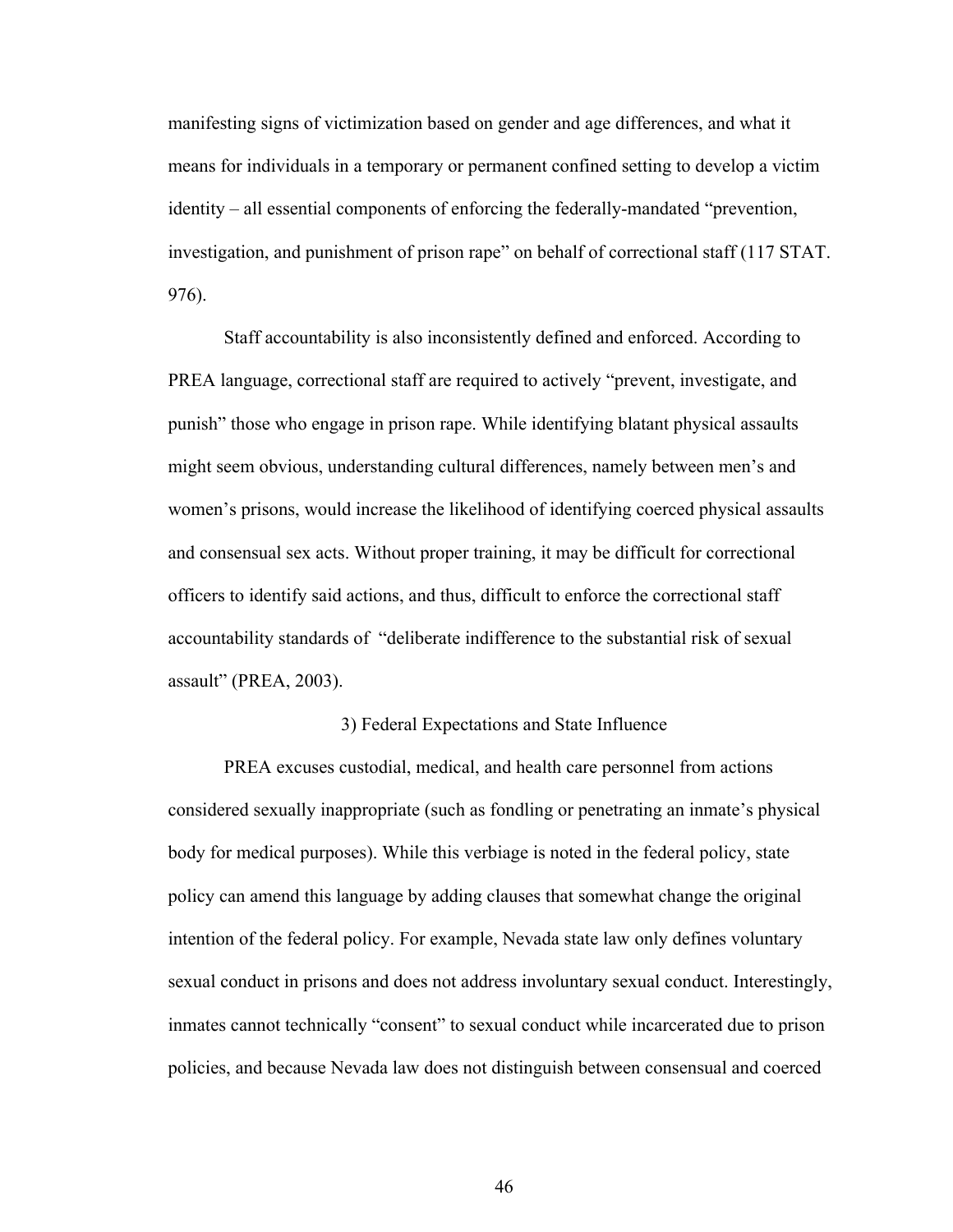manifesting signs of victimization based on gender and age differences, and what it means for individuals in a temporary or permanent confined setting to develop a victim identity – all essential components of enforcing the federally-mandated "prevention, investigation, and punishment of prison rape" on behalf of correctional staff (117 STAT. 976).

Staff accountability is also inconsistently defined and enforced. According to PREA language, correctional staff are required to actively "prevent, investigate, and punish" those who engage in prison rape. While identifying blatant physical assaults might seem obvious, understanding cultural differences, namely between men's and women's prisons, would increase the likelihood of identifying coerced physical assaults and consensual sex acts. Without proper training, it may be difficult for correctional officers to identify said actions, and thus, difficult to enforce the correctional staff accountability standards of "deliberate indifference to the substantial risk of sexual assault" (PREA, 2003).

### 3) Federal Expectations and State Influence

PREA excuses custodial, medical, and health care personnel from actions considered sexually inappropriate (such as fondling or penetrating an inmate's physical body for medical purposes). While this verbiage is noted in the federal policy, state policy can amend this language by adding clauses that somewhat change the original intention of the federal policy. For example, Nevada state law only defines voluntary sexual conduct in prisons and does not address involuntary sexual conduct. Interestingly, inmates cannot technically "consent" to sexual conduct while incarcerated due to prison policies, and because Nevada law does not distinguish between consensual and coerced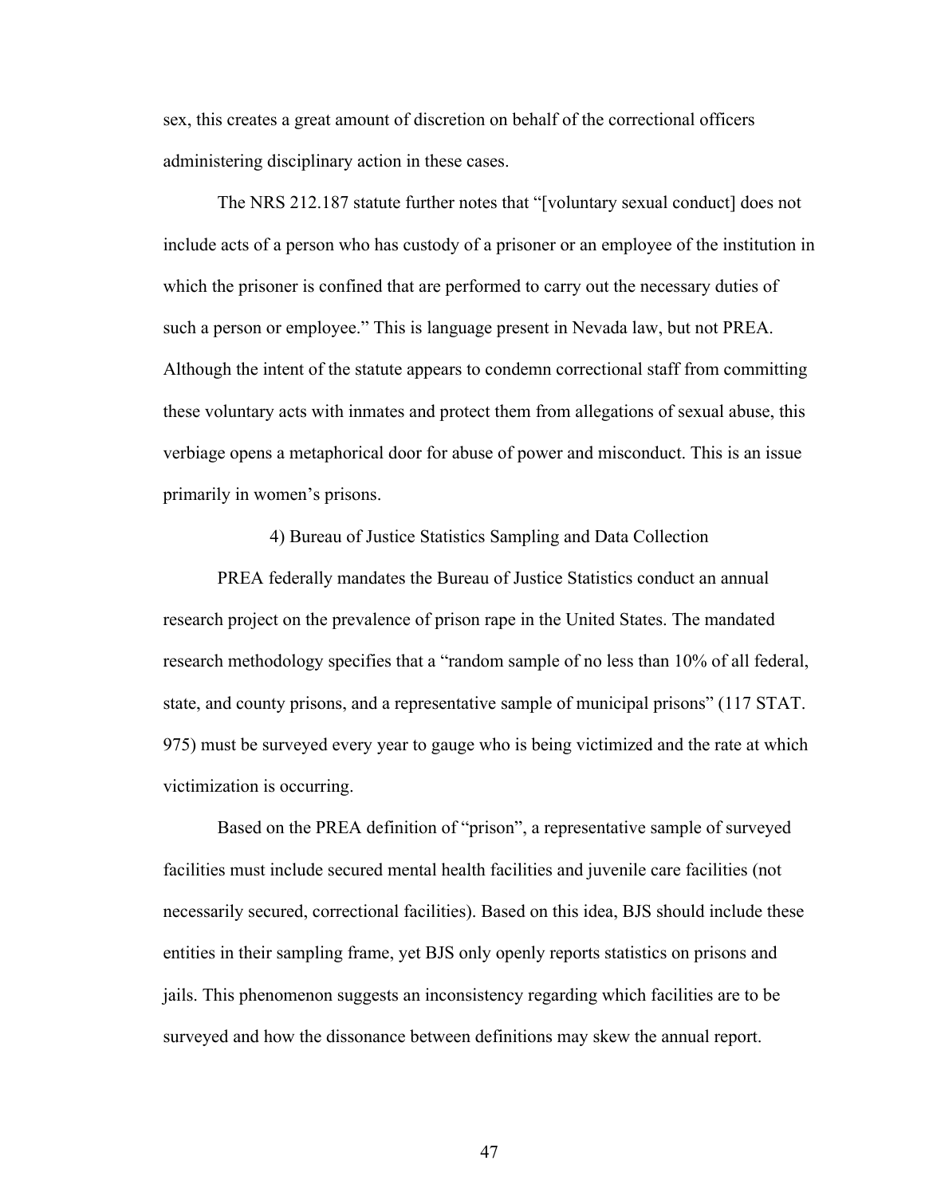sex, this creates a great amount of discretion on behalf of the correctional officers administering disciplinary action in these cases.

The NRS 212.187 statute further notes that "[voluntary sexual conduct] does not include acts of a person who has custody of a prisoner or an employee of the institution in which the prisoner is confined that are performed to carry out the necessary duties of such a person or employee." This is language present in Nevada law, but not PREA. Although the intent of the statute appears to condemn correctional staff from committing these voluntary acts with inmates and protect them from allegations of sexual abuse, this verbiage opens a metaphorical door for abuse of power and misconduct. This is an issue primarily in women's prisons.

### 4) Bureau of Justice Statistics Sampling and Data Collection

PREA federally mandates the Bureau of Justice Statistics conduct an annual research project on the prevalence of prison rape in the United States. The mandated research methodology specifies that a "random sample of no less than 10% of all federal, state, and county prisons, and a representative sample of municipal prisons" (117 STAT. 975) must be surveyed every year to gauge who is being victimized and the rate at which victimization is occurring.

Based on the PREA definition of "prison", a representative sample of surveyed facilities must include secured mental health facilities and juvenile care facilities (not necessarily secured, correctional facilities). Based on this idea, BJS should include these entities in their sampling frame, yet BJS only openly reports statistics on prisons and jails. This phenomenon suggests an inconsistency regarding which facilities are to be surveyed and how the dissonance between definitions may skew the annual report.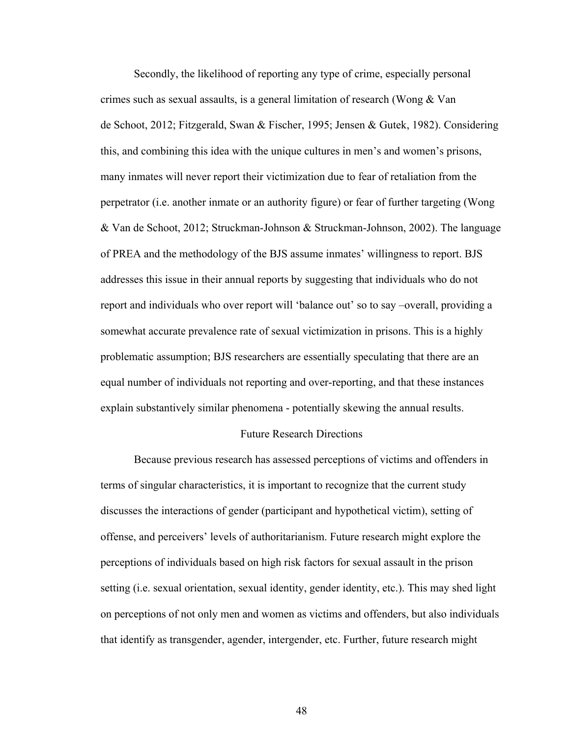Secondly, the likelihood of reporting any type of crime, especially personal crimes such as sexual assaults, is a general limitation of research (Wong & Van de Schoot, 2012; Fitzgerald, Swan & Fischer, 1995; Jensen & Gutek, 1982). Considering this, and combining this idea with the unique cultures in men's and women's prisons, many inmates will never report their victimization due to fear of retaliation from the perpetrator (i.e. another inmate or an authority figure) or fear of further targeting (Wong & Van de Schoot, 2012; Struckman-Johnson & Struckman-Johnson, 2002). The language of PREA and the methodology of the BJS assume inmates' willingness to report. BJS addresses this issue in their annual reports by suggesting that individuals who do not report and individuals who over report will 'balance out' so to say –overall, providing a somewhat accurate prevalence rate of sexual victimization in prisons. This is a highly problematic assumption; BJS researchers are essentially speculating that there are an equal number of individuals not reporting and over-reporting, and that these instances explain substantively similar phenomena - potentially skewing the annual results.

## Future Research Directions

Because previous research has assessed perceptions of victims and offenders in terms of singular characteristics, it is important to recognize that the current study discusses the interactions of gender (participant and hypothetical victim), setting of offense, and perceivers' levels of authoritarianism. Future research might explore the perceptions of individuals based on high risk factors for sexual assault in the prison setting (i.e. sexual orientation, sexual identity, gender identity, etc.). This may shed light on perceptions of not only men and women as victims and offenders, but also individuals that identify as transgender, agender, intergender, etc. Further, future research might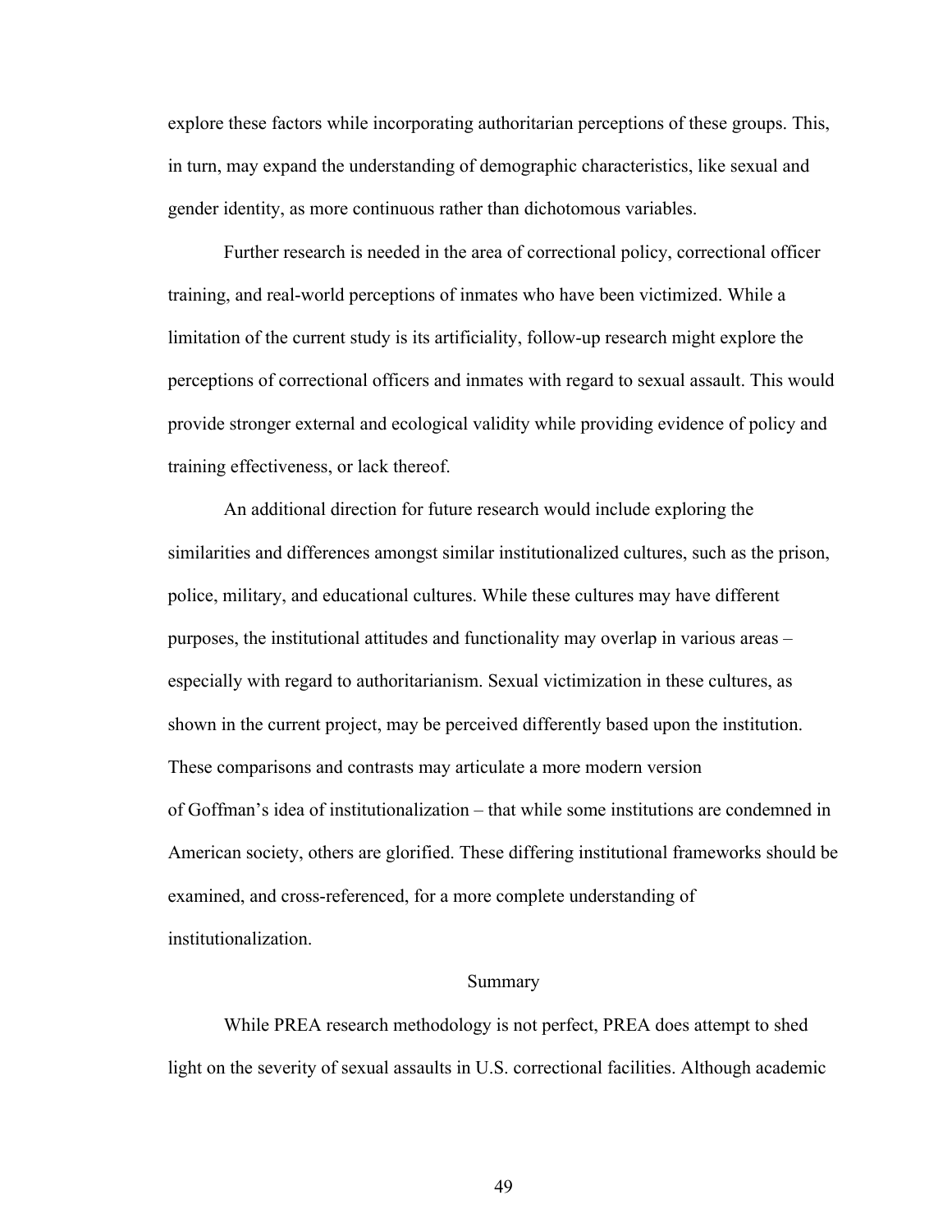explore these factors while incorporating authoritarian perceptions of these groups. This, in turn, may expand the understanding of demographic characteristics, like sexual and gender identity, as more continuous rather than dichotomous variables.

Further research is needed in the area of correctional policy, correctional officer training, and real-world perceptions of inmates who have been victimized. While a limitation of the current study is its artificiality, follow-up research might explore the perceptions of correctional officers and inmates with regard to sexual assault. This would provide stronger external and ecological validity while providing evidence of policy and training effectiveness, or lack thereof.

An additional direction for future research would include exploring the similarities and differences amongst similar institutionalized cultures, such as the prison, police, military, and educational cultures. While these cultures may have different purposes, the institutional attitudes and functionality may overlap in various areas – especially with regard to authoritarianism. Sexual victimization in these cultures, as shown in the current project, may be perceived differently based upon the institution. These comparisons and contrasts may articulate a more modern version of Goffman's idea of institutionalization – that while some institutions are condemned in American society, others are glorified. These differing institutional frameworks should be examined, and cross-referenced, for a more complete understanding of institutionalization.

## Summary

While PREA research methodology is not perfect, PREA does attempt to shed light on the severity of sexual assaults in U.S. correctional facilities. Although academic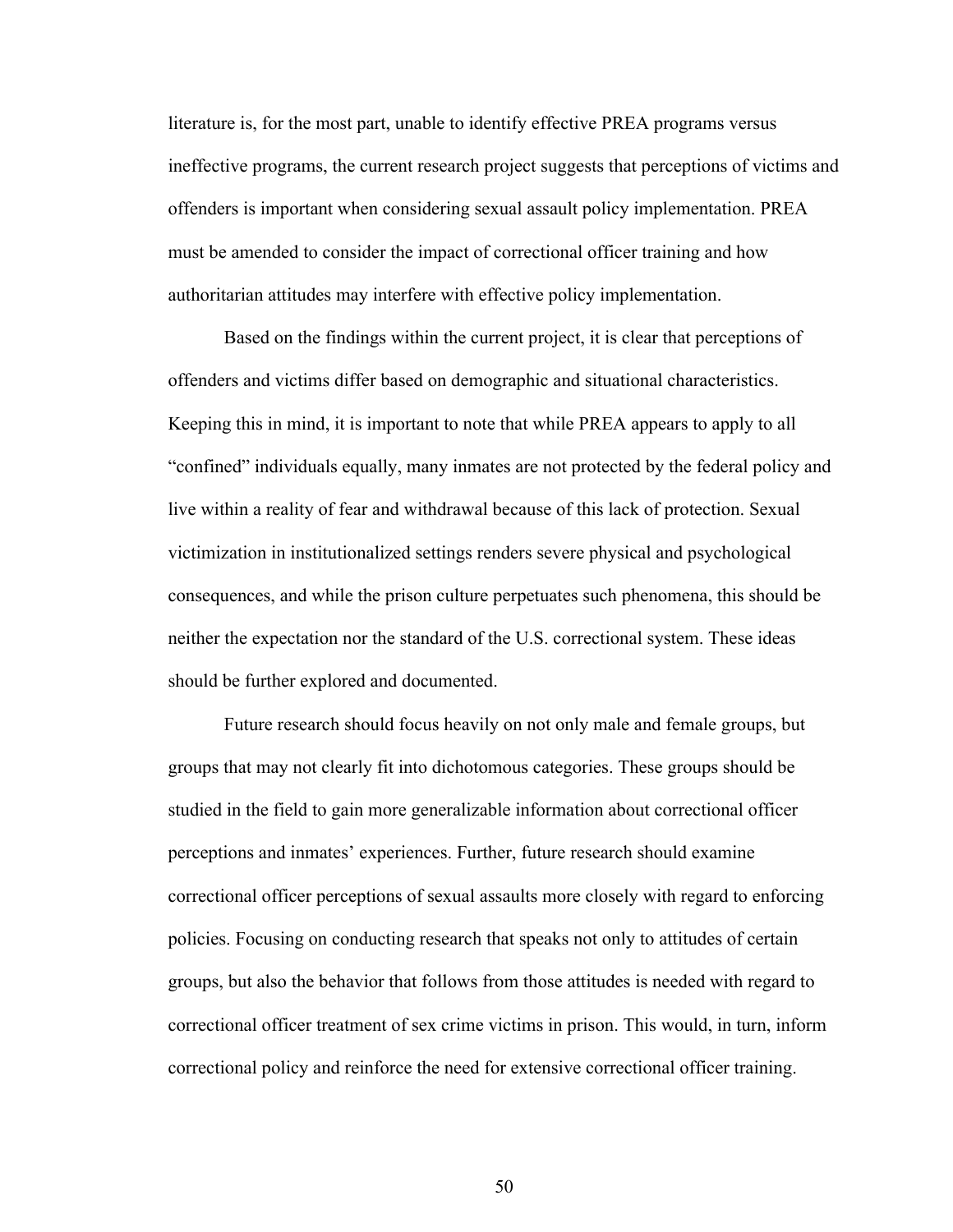literature is, for the most part, unable to identify effective PREA programs versus ineffective programs, the current research project suggests that perceptions of victims and offenders is important when considering sexual assault policy implementation. PREA must be amended to consider the impact of correctional officer training and how authoritarian attitudes may interfere with effective policy implementation.

Based on the findings within the current project, it is clear that perceptions of offenders and victims differ based on demographic and situational characteristics. Keeping this in mind, it is important to note that while PREA appears to apply to all "confined" individuals equally, many inmates are not protected by the federal policy and live within a reality of fear and withdrawal because of this lack of protection. Sexual victimization in institutionalized settings renders severe physical and psychological consequences, and while the prison culture perpetuates such phenomena, this should be neither the expectation nor the standard of the U.S. correctional system. These ideas should be further explored and documented.

Future research should focus heavily on not only male and female groups, but groups that may not clearly fit into dichotomous categories. These groups should be studied in the field to gain more generalizable information about correctional officer perceptions and inmates' experiences. Further, future research should examine correctional officer perceptions of sexual assaults more closely with regard to enforcing policies. Focusing on conducting research that speaks not only to attitudes of certain groups, but also the behavior that follows from those attitudes is needed with regard to correctional officer treatment of sex crime victims in prison. This would, in turn, inform correctional policy and reinforce the need for extensive correctional officer training.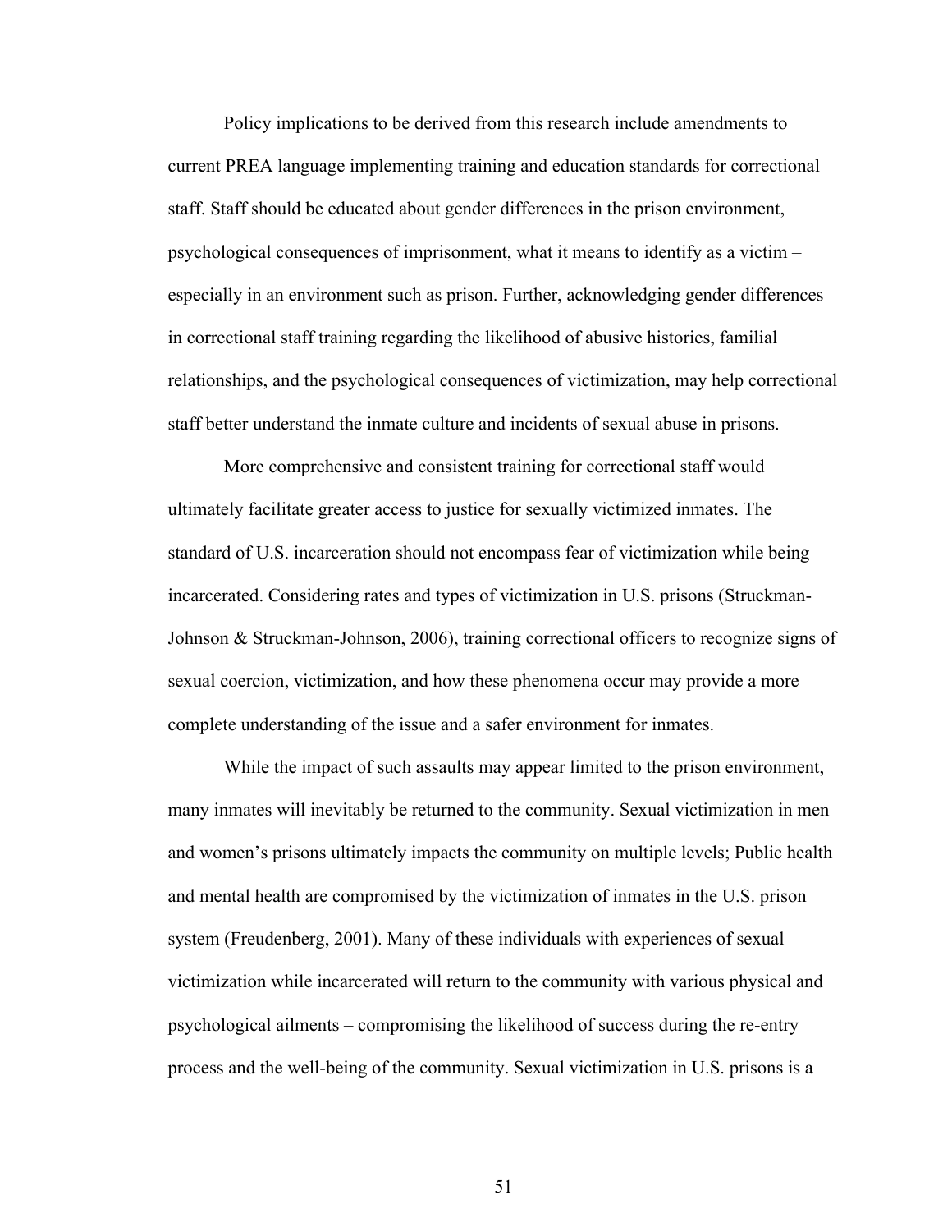Policy implications to be derived from this research include amendments to current PREA language implementing training and education standards for correctional staff. Staff should be educated about gender differences in the prison environment, psychological consequences of imprisonment, what it means to identify as a victim – especially in an environment such as prison. Further, acknowledging gender differences in correctional staff training regarding the likelihood of abusive histories, familial relationships, and the psychological consequences of victimization, may help correctional staff better understand the inmate culture and incidents of sexual abuse in prisons.

More comprehensive and consistent training for correctional staff would ultimately facilitate greater access to justice for sexually victimized inmates. The standard of U.S. incarceration should not encompass fear of victimization while being incarcerated. Considering rates and types of victimization in U.S. prisons (Struckman-Johnson & Struckman-Johnson, 2006), training correctional officers to recognize signs of sexual coercion, victimization, and how these phenomena occur may provide a more complete understanding of the issue and a safer environment for inmates.

While the impact of such assaults may appear limited to the prison environment, many inmates will inevitably be returned to the community. Sexual victimization in men and women's prisons ultimately impacts the community on multiple levels; Public health and mental health are compromised by the victimization of inmates in the U.S. prison system (Freudenberg, 2001). Many of these individuals with experiences of sexual victimization while incarcerated will return to the community with various physical and psychological ailments – compromising the likelihood of success during the re-entry process and the well-being of the community. Sexual victimization in U.S. prisons is a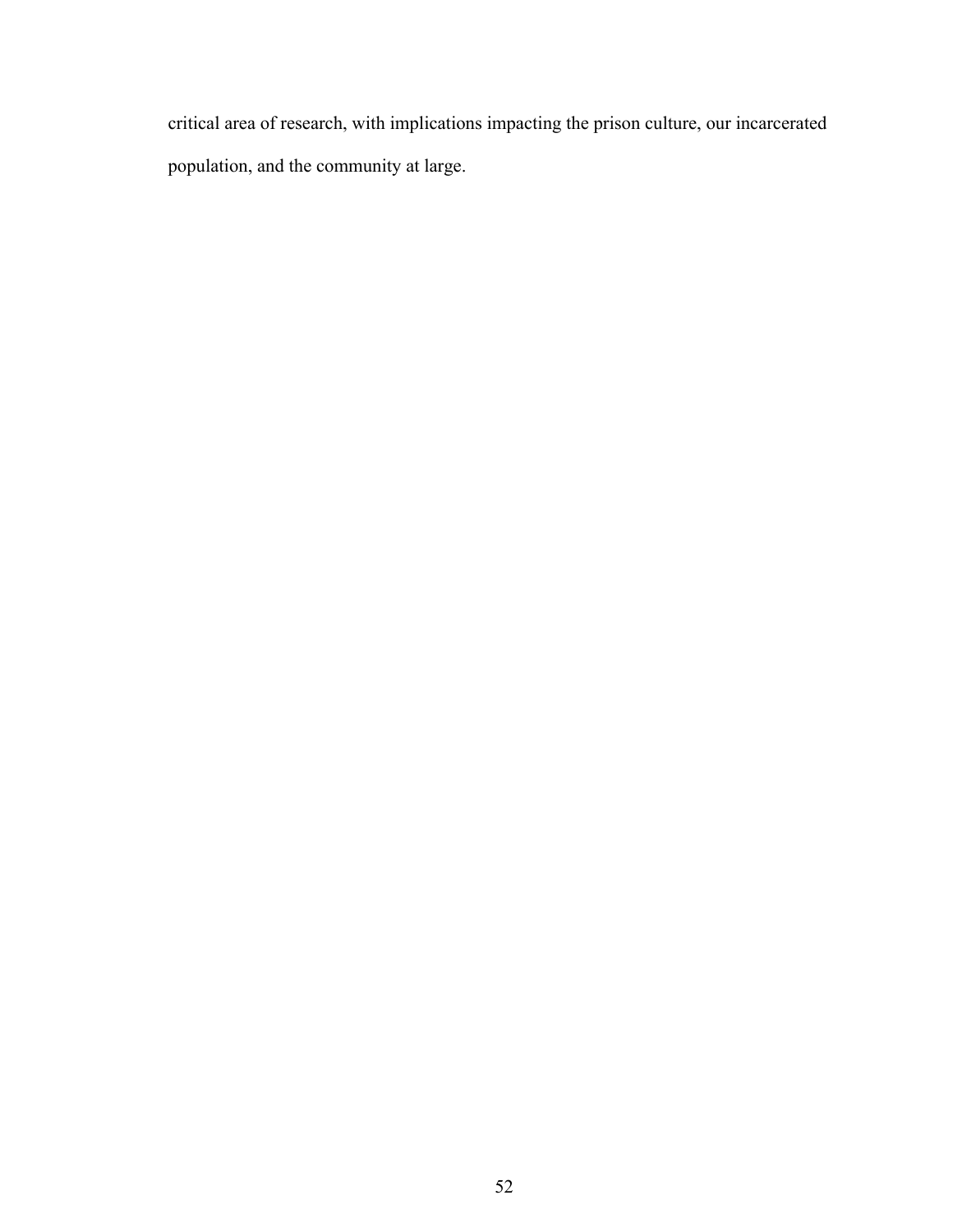critical area of research, with implications impacting the prison culture, our incarcerated population, and the community at large.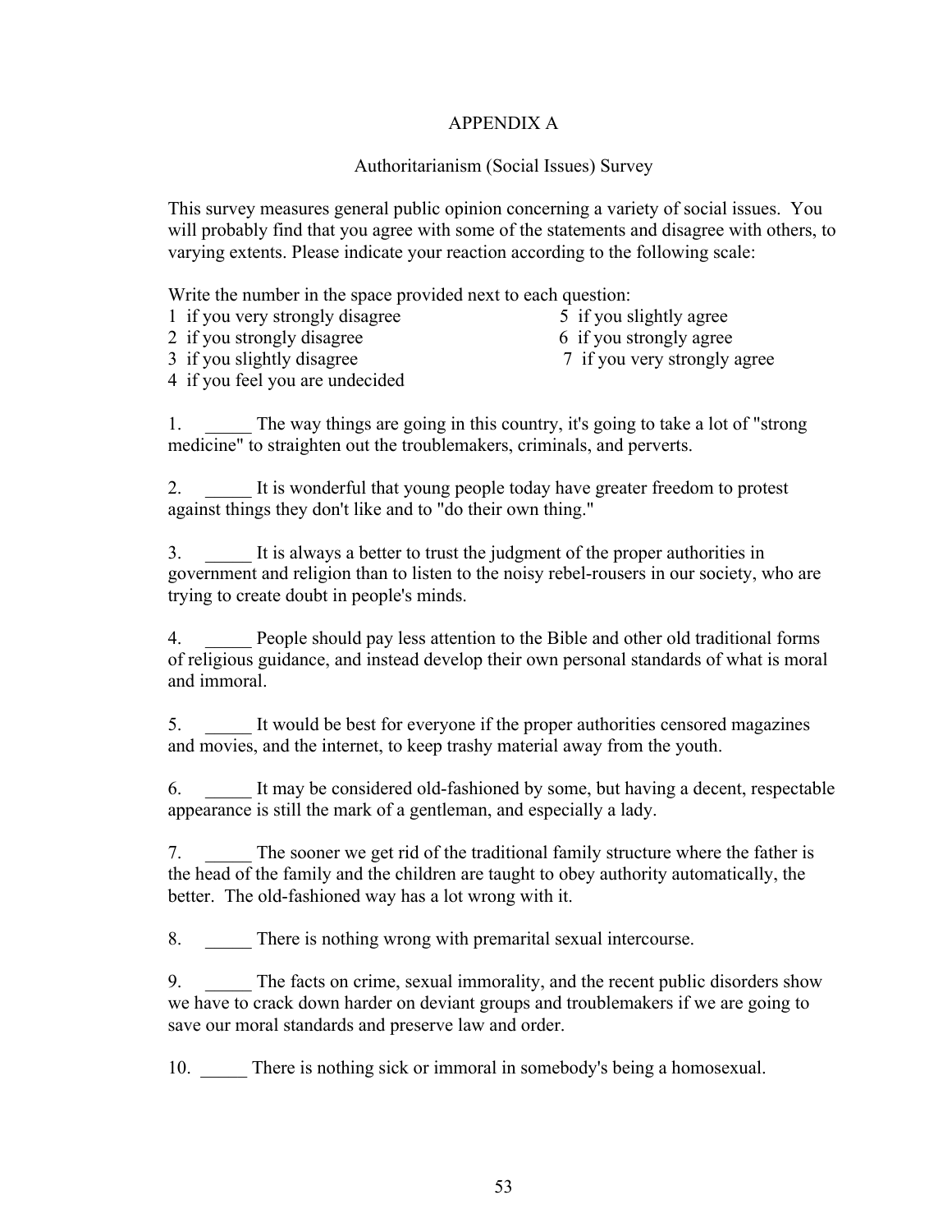# APPENDIX A

## Authoritarianism (Social Issues) Survey

This survey measures general public opinion concerning a variety of social issues. You will probably find that you agree with some of the statements and disagree with others, to varying extents. Please indicate your reaction according to the following scale:

Write the number in the space provided next to each question:

1 if you very strongly disagree
2 if you strongly disagree
3 if you slightly disagree
4 if you feel you are undecided
5 if you slightly agree
6 if you strongly agree
7 if you very strongly agree

1. _____ The way things are going in this country, it's going to take a lot of "strong medicine" to straighten out the troublemakers, criminals, and perverts.

2. _____ It is wonderful that young people today have greater freedom to protest against things they don't like and to "do their own thing."

3. _____ It is always a better to trust the judgment of the proper authorities in government and religion than to listen to the noisy rebel-rousers in our society, who are trying to create doubt in people's minds.

4. _____ People should pay less attention to the Bible and other old traditional forms of religious guidance, and instead develop their own personal standards of what is moral and immoral.

5. _____ It would be best for everyone if the proper authorities censored magazines and movies, and the internet, to keep trashy material away from the youth.

6. _____ It may be considered old-fashioned by some, but having a decent, respectable appearance is still the mark of a gentleman, and especially a lady.

7. _____ The sooner we get rid of the traditional family structure where the father is the head of the family and the children are taught to obey authority automatically, the better. The old-fashioned way has a lot wrong with it.

8. _____ There is nothing wrong with premarital sexual intercourse.

9. _____ The facts on crime, sexual immorality, and the recent public disorders show we have to crack down harder on deviant groups and troublemakers if we are going to save our moral standards and preserve law and order.

10. _____ There is nothing sick or immoral in somebody's being a homosexual.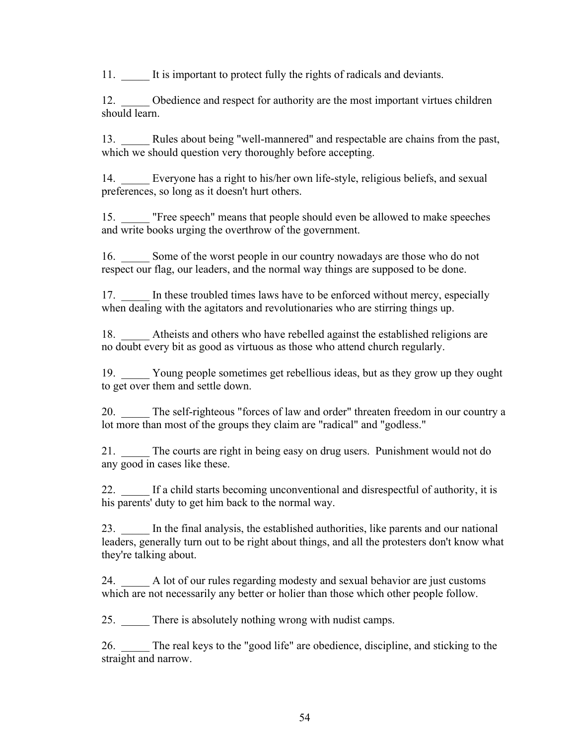11. _____ It is important to protect fully the rights of radicals and deviants.

12. _____ Obedience and respect for authority are the most important virtues children should learn.

13. _____ Rules about being "well-mannered" and respectable are chains from the past, which we should question very thoroughly before accepting.

14. _____ Everyone has a right to his/her own life-style, religious beliefs, and sexual preferences, so long as it doesn't hurt others.

15. _____ "Free speech" means that people should even be allowed to make speeches and write books urging the overthrow of the government.

16. _____ Some of the worst people in our country nowadays are those who do not respect our flag, our leaders, and the normal way things are supposed to be done.

17. _____ In these troubled times laws have to be enforced without mercy, especially when dealing with the agitators and revolutionaries who are stirring things up.

18. _____ Atheists and others who have rebelled against the established religions are no doubt every bit as good as virtuous as those who attend church regularly.

19. _____ Young people sometimes get rebellious ideas, but as they grow up they ought to get over them and settle down.

20. _____ The self-righteous "forces of law and order" threaten freedom in our country a lot more than most of the groups they claim are "radical" and "godless."

21. _____ The courts are right in being easy on drug users. Punishment would not do any good in cases like these.

22. _____ If a child starts becoming unconventional and disrespectful of authority, it is his parents' duty to get him back to the normal way.

23. _____ In the final analysis, the established authorities, like parents and our national leaders, generally turn out to be right about things, and all the protesters don't know what they're talking about.

24. _____ A lot of our rules regarding modesty and sexual behavior are just customs which are not necessarily any better or holier than those which other people follow.

25. _____ There is absolutely nothing wrong with nudist camps.

26. _____ The real keys to the "good life" are obedience, discipline, and sticking to the straight and narrow.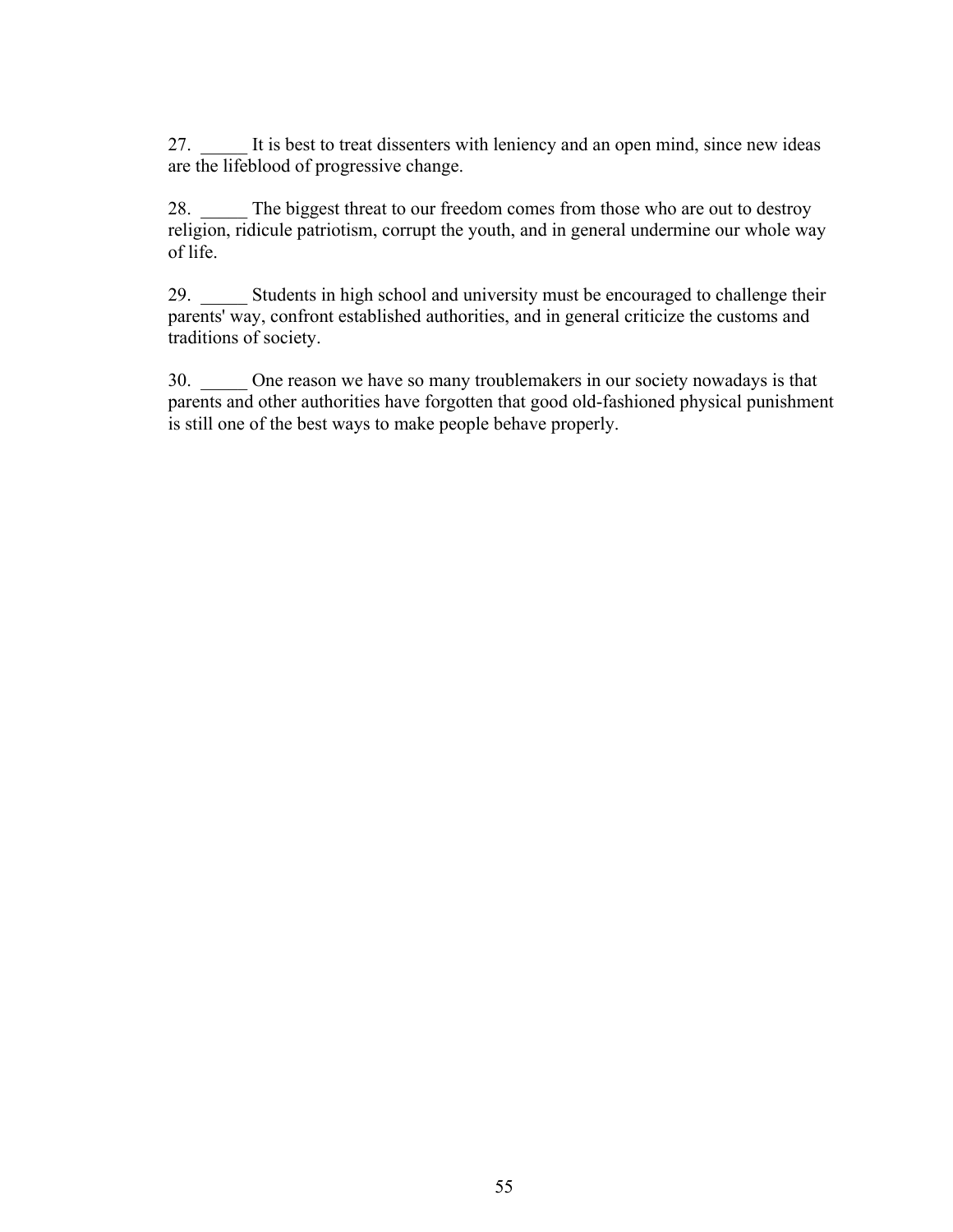27. _____ It is best to treat dissenters with leniency and an open mind, since new ideas are the lifeblood of progressive change.

28. _____ The biggest threat to our freedom comes from those who are out to destroy religion, ridicule patriotism, corrupt the youth, and in general undermine our whole way of life.

29. _____ Students in high school and university must be encouraged to challenge their parents' way, confront established authorities, and in general criticize the customs and traditions of society.

30. _____ One reason we have so many troublemakers in our society nowadays is that parents and other authorities have forgotten that good old-fashioned physical punishment is still one of the best ways to make people behave properly.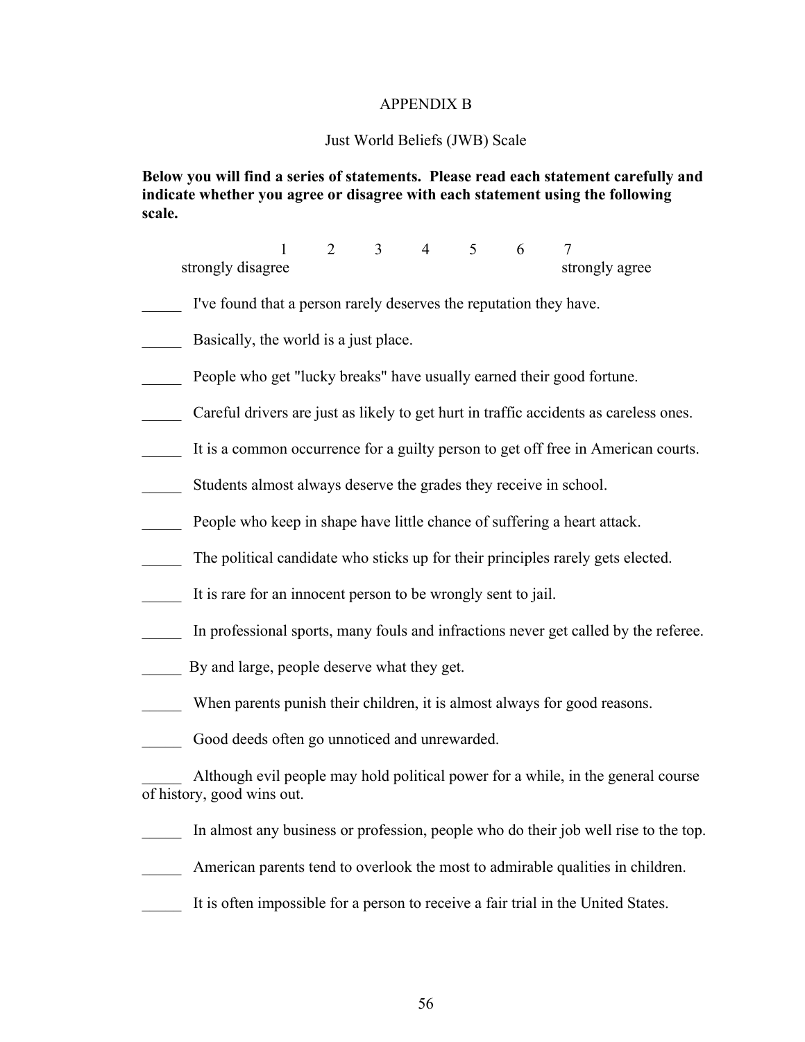# APPENDIX B

## Just World Beliefs (JWB) Scale

**Below you will find a series of statements. Please read each statement carefully and indicate whether you agree or disagree with each statement using the following scale.**

| 1 | 2 | 3 | 4 | 5 | 6 | 7 |
|---|---|---|---|---|---|---|
| strongly disagree | | | | | | strongly agree |

_____ I've found that a person rarely deserves the reputation they have.

_____ Basically, the world is a just place.

_____ People who get "lucky breaks" have usually earned their good fortune.

_____ Careful drivers are just as likely to get hurt in traffic accidents as careless ones.

_____ It is a common occurrence for a guilty person to get off free in American courts.

_____ Students almost always deserve the grades they receive in school.

_____ People who keep in shape have little chance of suffering a heart attack.

_____ The political candidate who sticks up for their principles rarely gets elected.

_____ It is rare for an innocent person to be wrongly sent to jail.

_____ In professional sports, many fouls and infractions never get called by the referee.

_____ By and large, people deserve what they get.

_____ When parents punish their children, it is almost always for good reasons.

_____ Good deeds often go unnoticed and unrewarded.

_____ Although evil people may hold political power for a while, in the general course of history, good wins out.

_____ In almost any business or profession, people who do their job well rise to the top.

_____ American parents tend to overlook the most to admirable qualities in children.

_____ It is often impossible for a person to receive a fair trial in the United States.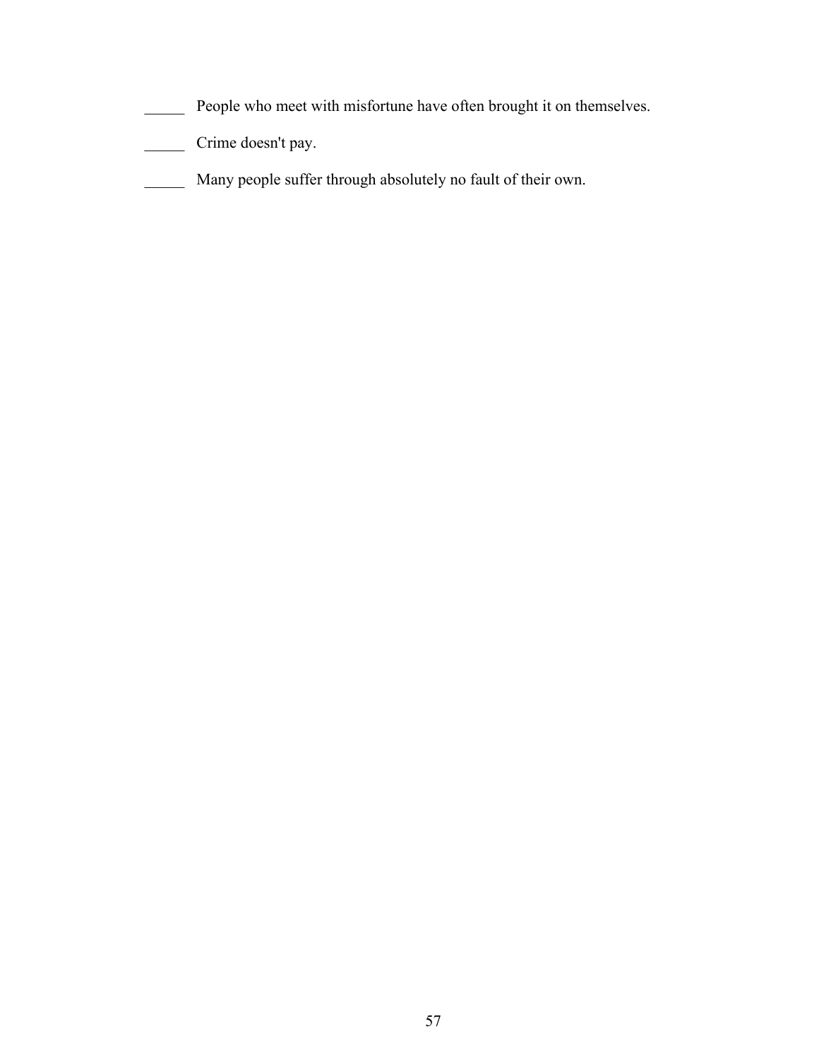_____ People who meet with misfortune have often brought it on themselves.

_____ Crime doesn't pay.

_____ Many people suffer through absolutely no fault of their own.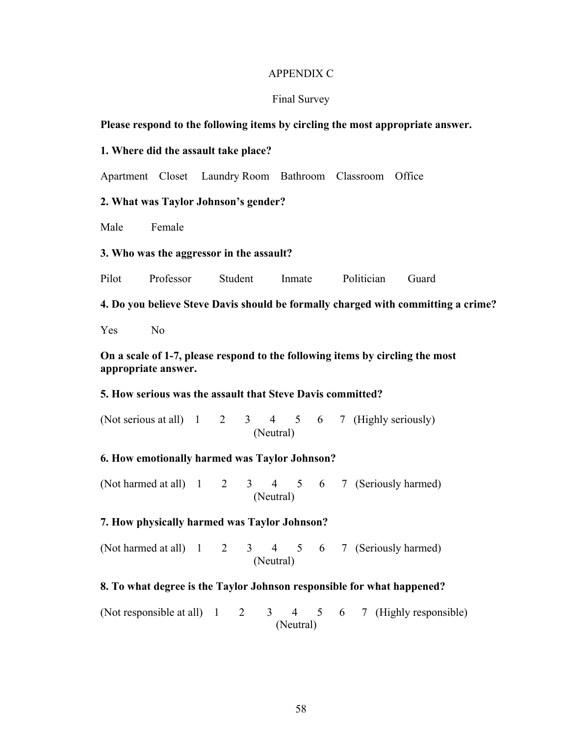# APPENDIX C

## Final Survey

**Please respond to the following items by circling the most appropriate answer.**

**1. Where did the assault take place?**

Apartment    Closet    Laundry Room    Bathroom    Classroom    Office

**2. What was Taylor Johnson's gender?**

Male    Female

**3. Who was the aggressor in the assault?**

Pilot    Professor    Student    Inmate    Politician    Guard

**4. Do you believe Steve Davis should be formally charged with committing a crime?**

Yes    No

**On a scale of 1-7, please respond to the following items by circling the most appropriate answer.**

**5. How serious was the assault that Steve Davis committed?**

(Not serious at all)  1  2  3  4  5  6  7  (Highly seriously)
(Neutral)

**6. How emotionally harmed was Taylor Johnson?**

(Not harmed at all)  1  2  3  4  5  6  7  (Seriously harmed)
(Neutral)

**7. How physically harmed was Taylor Johnson?**

(Not harmed at all)  1  2  3  4  5  6  7  (Seriously harmed)
(Neutral)

**8. To what degree is the Taylor Johnson responsible for what happened?**

(Not responsible at all)  1  2  3  4  5  6  7  (Highly responsible)
(Neutral)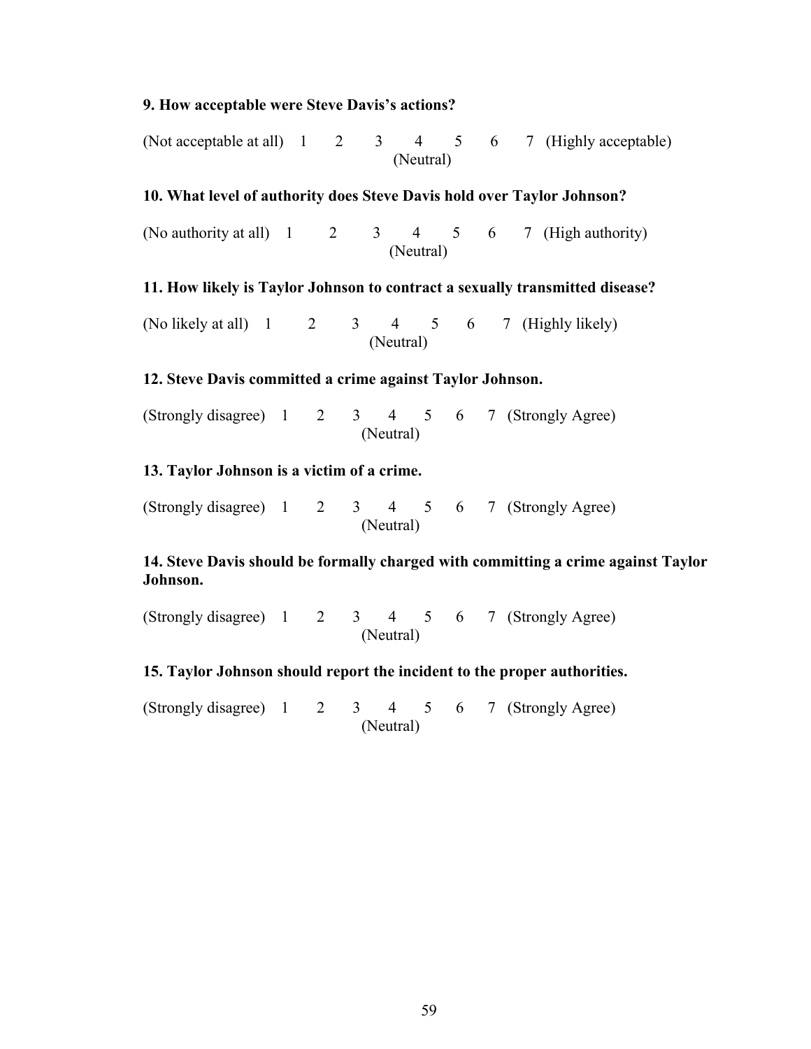**9. How acceptable were Steve Davis's actions?**

(Not acceptable at all) 1 2 3 4 5 6 7 (Highly acceptable)
(Neutral)

**10. What level of authority does Steve Davis hold over Taylor Johnson?**

(No authority at all) 1 2 3 4 5 6 7 (High authority)
(Neutral)

**11. How likely is Taylor Johnson to contract a sexually transmitted disease?**

(No likely at all) 1 2 3 4 5 6 7 (Highly likely)
(Neutral)

**12. Steve Davis committed a crime against Taylor Johnson.**

(Strongly disagree) 1 2 3 4 5 6 7 (Strongly Agree)
(Neutral)

**13. Taylor Johnson is a victim of a crime.**

(Strongly disagree) 1 2 3 4 5 6 7 (Strongly Agree)
(Neutral)

**14. Steve Davis should be formally charged with committing a crime against Taylor Johnson.**

(Strongly disagree) 1 2 3 4 5 6 7 (Strongly Agree)
(Neutral)

**15. Taylor Johnson should report the incident to the proper authorities.**

(Strongly disagree) 1 2 3 4 5 6 7 (Strongly Agree)
(Neutral)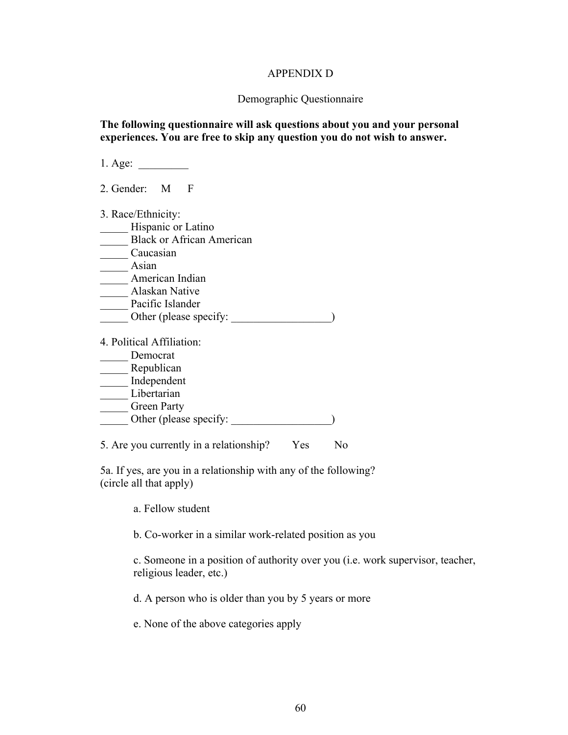# APPENDIX D

## Demographic Questionnaire

**The following questionnaire will ask questions about you and your personal experiences. You are free to skip any question you do not wish to answer.**

1. Age: _________

2. Gender: M F

3. Race/Ethnicity:
_____ Hispanic or Latino
_____ Black or African American
_____ Caucasian
_____ Asian
_____ American Indian
_____ Alaskan Native
_____ Pacific Islander
_____ Other (please specify: __________________)

4. Political Affiliation:
_____ Democrat
_____ Republican
_____ Independent
_____ Libertarian
_____ Green Party
_____ Other (please specify: __________________)

5. Are you currently in a relationship? Yes No

5a. If yes, are you in a relationship with any of the following? (circle all that apply)

a. Fellow student

b. Co-worker in a similar work-related position as you

c. Someone in a position of authority over you (i.e. work supervisor, teacher, religious leader, etc.)

d. A person who is older than you by 5 years or more

e. None of the above categories apply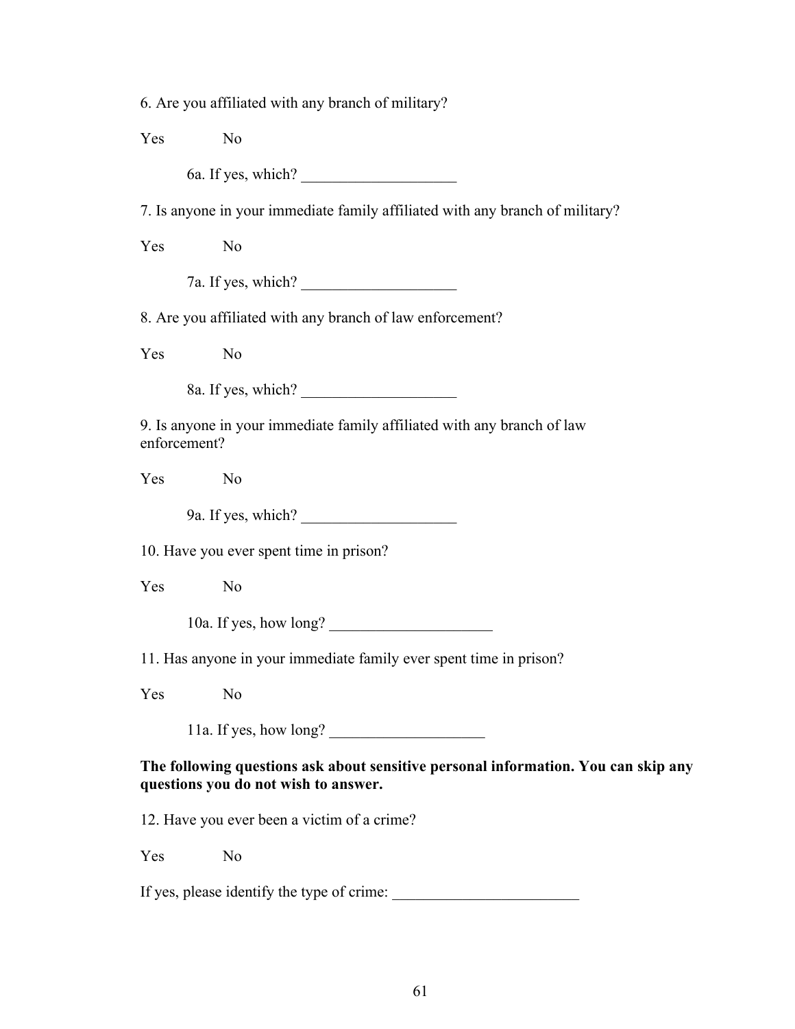6. Are you affiliated with any branch of military?

Yes No

6a. If yes, which? ____________________

7. Is anyone in your immediate family affiliated with any branch of military?

Yes No

7a. If yes, which? ____________________

8. Are you affiliated with any branch of law enforcement?

Yes No

8a. If yes, which? ____________________

9. Is anyone in your immediate family affiliated with any branch of law enforcement?

Yes No

9a. If yes, which? ____________________

10. Have you ever spent time in prison?

Yes No

10a. If yes, how long? _____________________

11. Has anyone in your immediate family ever spent time in prison?

Yes No

11a. If yes, how long? ____________________

**The following questions ask about sensitive personal information. You can skip any questions you do not wish to answer.**

12. Have you ever been a victim of a crime?

Yes No

If yes, please identify the type of crime: ________________________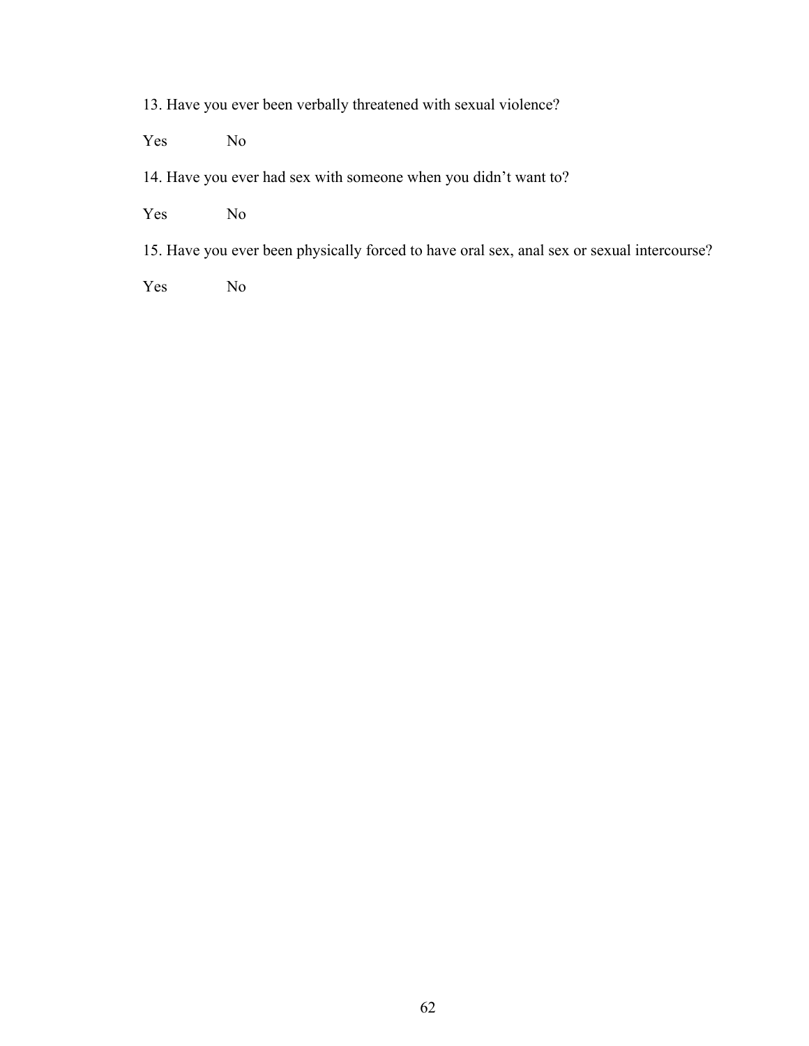13. Have you ever been verbally threatened with sexual violence?

Yes No

14. Have you ever had sex with someone when you didn't want to?

Yes No

15. Have you ever been physically forced to have oral sex, anal sex or sexual intercourse?

Yes No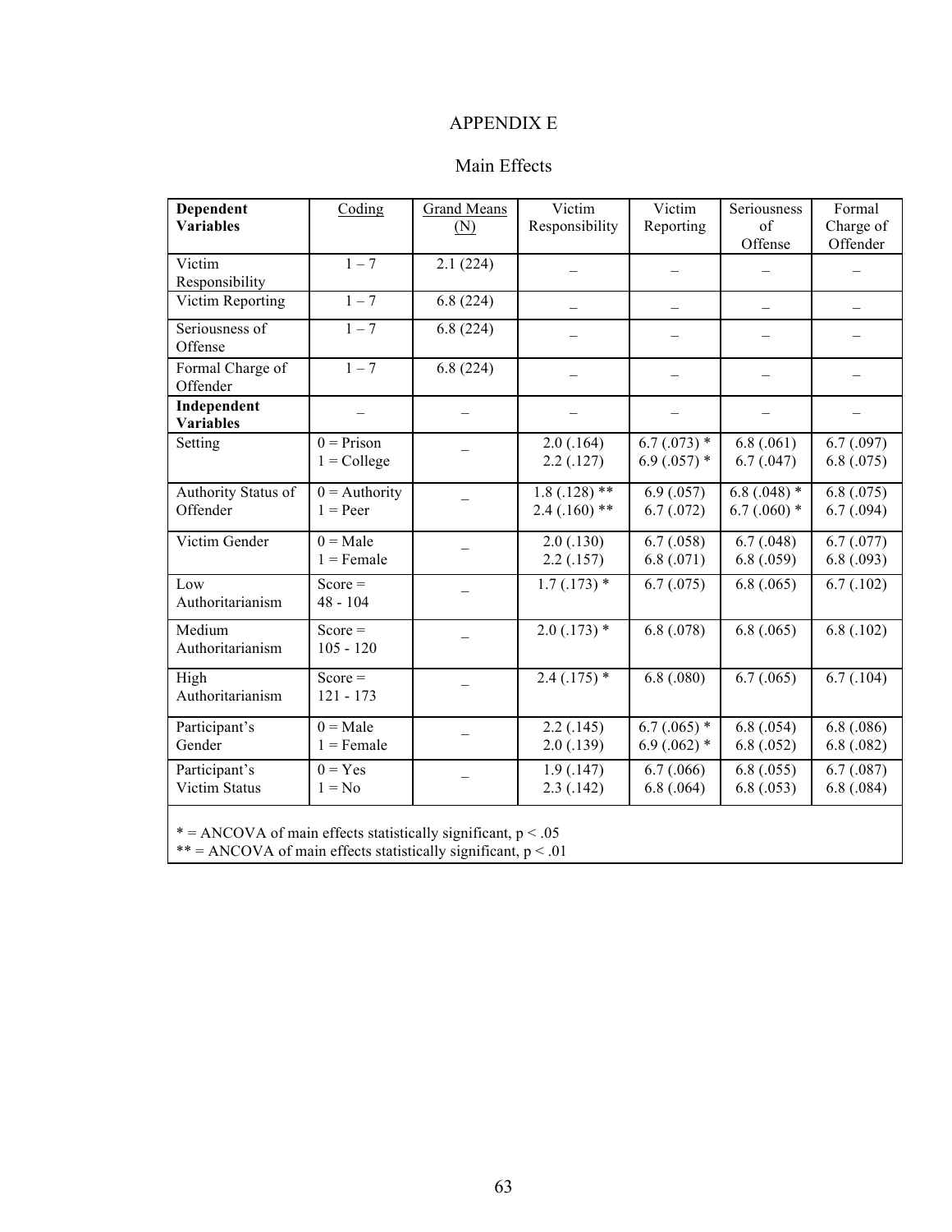# APPENDIX E

## Main Effects

| **Dependent Variables** | Coding | Grand Means (N) | Victim Responsibility | Victim Reporting | Seriousness of Offense | Formal Charge of Offender |
|---|---|---|---|---|---|---|
| Victim Responsibility | 1 – 7 | 2.1 (224) | _ | _ | _ | _ |
| Victim Reporting | 1 – 7 | 6.8 (224) | _ | _ | _ | _ |
| Seriousness of Offense | 1 – 7 | 6.8 (224) | _ | _ | _ | _ |
| Formal Charge of Offender | 1 – 7 | 6.8 (224) | _ | _ | _ | _ |
| **Independent Variables** | _ | _ | _ | _ | _ | _ |
| Setting | 0 = Prison<br>1 = College | _ | 2.0 (.164)<br>2.2 (.127) | 6.7 (.073) *<br>6.9 (.057) * | 6.8 (.061)<br>6.7 (.047) | 6.7 (.097)<br>6.8 (.075) |
| Authority Status of Offender | 0 = Authority<br>1 = Peer | _ | 1.8 (.128) **<br>2.4 (.160) ** | 6.9 (.057)<br>6.7 (.072) | 6.8 (.048) *<br>6.7 (.060) * | 6.8 (.075)<br>6.7 (.094) |
| Victim Gender | 0 = Male<br>1 = Female | _ | 2.0 (.130)<br>2.2 (.157) | 6.7 (.058)<br>6.8 (.071) | 6.7 (.048)<br>6.8 (.059) | 6.7 (.077)<br>6.8 (.093) |
| Low Authoritarianism | Score = 48 - 104 | _ | 1.7 (.173) * | 6.7 (.075) | 6.8 (.065) | 6.7 (.102) |
| Medium Authoritarianism | Score = 105 - 120 | _ | 2.0 (.173) * | 6.8 (.078) | 6.8 (.065) | 6.8 (.102) |
| High Authoritarianism | Score = 121 - 173 | _ | 2.4 (.175) * | 6.8 (.080) | 6.7 (.065) | 6.7 (.104) |
| Participant's Gender | 0 = Male<br>1 = Female | _ | 2.2 (.145)<br>2.0 (.139) | 6.7 (.065) *<br>6.9 (.062) * | 6.8 (.054)<br>6.8 (.052) | 6.8 (.086)<br>6.8 (.082) |
| Participant's Victim Status | 0 = Yes<br>1 = No | _ | 1.9 (.147)<br>2.3 (.142) | 6.7 (.066)<br>6.8 (.064) | 6.8 (.055)<br>6.8 (.053) | 6.7 (.087)<br>6.8 (.084) |

* = ANCOVA of main effects statistically significant, $p < .05$
** = ANCOVA of main effects statistically significant, $p < .01$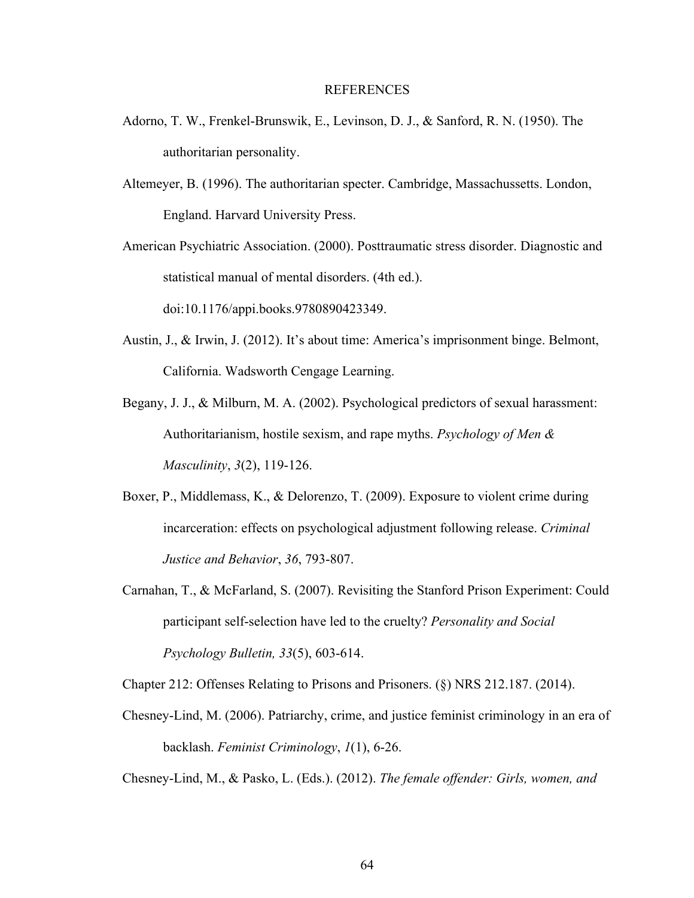# REFERENCES

Adorno, T. W., Frenkel-Brunswik, E., Levinson, D. J., & Sanford, R. N. (1950). The authoritarian personality.

Altemeyer, B. (1996). The authoritarian specter. Cambridge, Massachussetts. London, England. Harvard University Press.

American Psychiatric Association. (2000). Posttraumatic stress disorder. Diagnostic and statistical manual of mental disorders. (4th ed.). doi:10.1176/appi.books.9780890423349.

Austin, J., & Irwin, J. (2012). It's about time: America's imprisonment binge. Belmont, California. Wadsworth Cengage Learning.

Begany, J. J., & Milburn, M. A. (2002). Psychological predictors of sexual harassment: Authoritarianism, hostile sexism, and rape myths. *Psychology of Men & Masculinity*, *3*(2), 119-126.

Boxer, P., Middlemass, K., & Delorenzo, T. (2009). Exposure to violent crime during incarceration: effects on psychological adjustment following release. *Criminal Justice and Behavior*, *36*, 793-807.

Carnahan, T., & McFarland, S. (2007). Revisiting the Stanford Prison Experiment: Could participant self-selection have led to the cruelty? *Personality and Social Psychology Bulletin, 33*(5), 603-614.

Chapter 212: Offenses Relating to Prisons and Prisoners. (§) NRS 212.187. (2014).

Chesney-Lind, M. (2006). Patriarchy, crime, and justice feminist criminology in an era of backlash. *Feminist Criminology*, *1*(1), 6-26.

Chesney-Lind, M., & Pasko, L. (Eds.). (2012). *The female offender: Girls, women, and*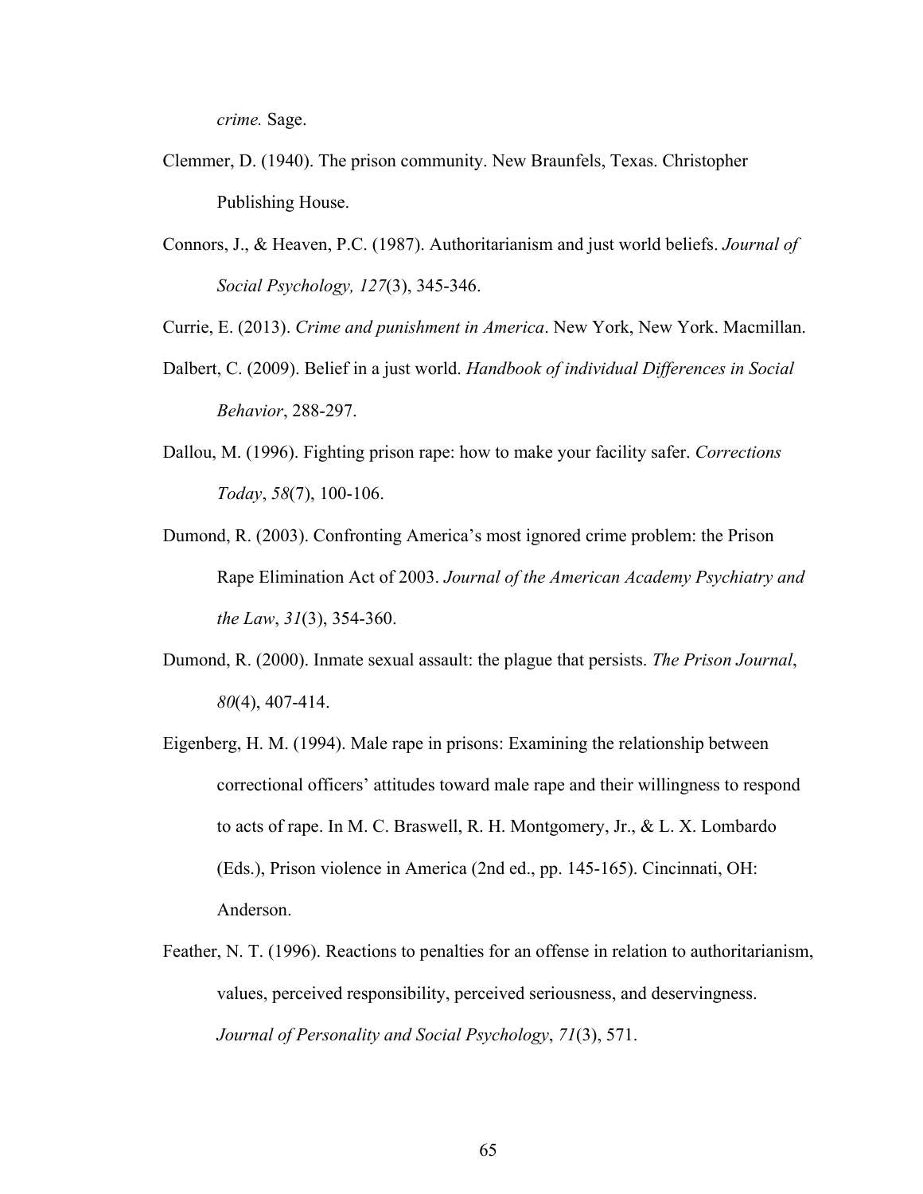*crime.* Sage.

Clemmer, D. (1940). The prison community. New Braunfels, Texas. Christopher Publishing House.

Connors, J., & Heaven, P.C. (1987). Authoritarianism and just world beliefs. *Journal of Social Psychology, 127*(3), 345-346.

Currie, E. (2013). *Crime and punishment in America*. New York, New York. Macmillan.

Dalbert, C. (2009). Belief in a just world. *Handbook of individual Differences in Social Behavior*, 288-297.

Dallou, M. (1996). Fighting prison rape: how to make your facility safer. *Corrections Today*, *58*(7), 100-106.

Dumond, R. (2003). Confronting America's most ignored crime problem: the Prison Rape Elimination Act of 2003. *Journal of the American Academy Psychiatry and the Law*, *31*(3), 354-360.

Dumond, R. (2000). Inmate sexual assault: the plague that persists. *The Prison Journal*, *80*(4), 407-414.

Eigenberg, H. M. (1994). Male rape in prisons: Examining the relationship between correctional officers' attitudes toward male rape and their willingness to respond to acts of rape. In M. C. Braswell, R. H. Montgomery, Jr., & L. X. Lombardo (Eds.), Prison violence in America (2nd ed., pp. 145-165). Cincinnati, OH: Anderson.

Feather, N. T. (1996). Reactions to penalties for an offense in relation to authoritarianism, values, perceived responsibility, perceived seriousness, and deservingness. *Journal of Personality and Social Psychology*, *71*(3), 571.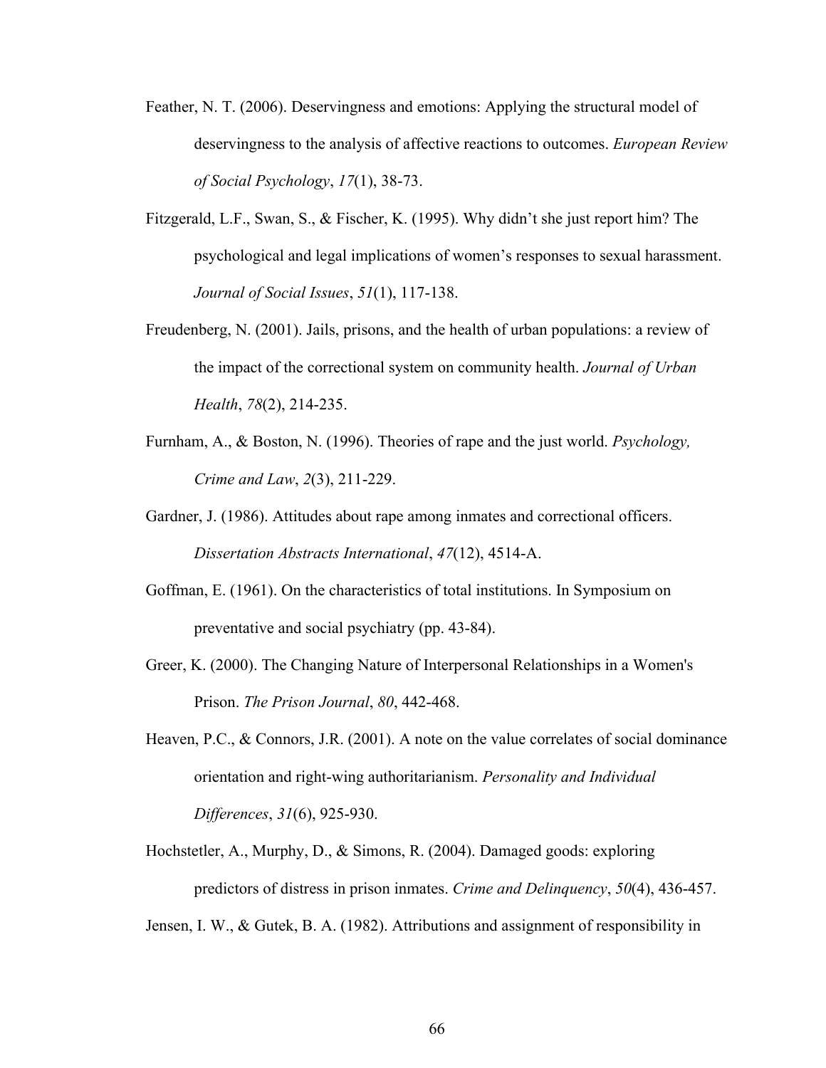Feather, N. T. (2006). Deservingness and emotions: Applying the structural model of deservingness to the analysis of affective reactions to outcomes. *European Review of Social Psychology*, *17*(1), 38-73.

Fitzgerald, L.F., Swan, S., & Fischer, K. (1995). Why didn't she just report him? The psychological and legal implications of women's responses to sexual harassment. *Journal of Social Issues*, *51*(1), 117-138.

Freudenberg, N. (2001). Jails, prisons, and the health of urban populations: a review of the impact of the correctional system on community health. *Journal of Urban Health*, *78*(2), 214-235.

Furnham, A., & Boston, N. (1996). Theories of rape and the just world. *Psychology, Crime and Law*, *2*(3), 211-229.

Gardner, J. (1986). Attitudes about rape among inmates and correctional officers. *Dissertation Abstracts International*, *47*(12), 4514-A.

Goffman, E. (1961). On the characteristics of total institutions. In Symposium on preventative and social psychiatry (pp. 43-84).

Greer, K. (2000). The Changing Nature of Interpersonal Relationships in a Women's Prison. *The Prison Journal*, *80*, 442-468.

Heaven, P.C., & Connors, J.R. (2001). A note on the value correlates of social dominance orientation and right-wing authoritarianism. *Personality and Individual Differences*, *31*(6), 925-930.

Hochstetler, A., Murphy, D., & Simons, R. (2004). Damaged goods: exploring predictors of distress in prison inmates. *Crime and Delinquency*, *50*(4), 436-457.

Jensen, I. W., & Gutek, B. A. (1982). Attributions and assignment of responsibility in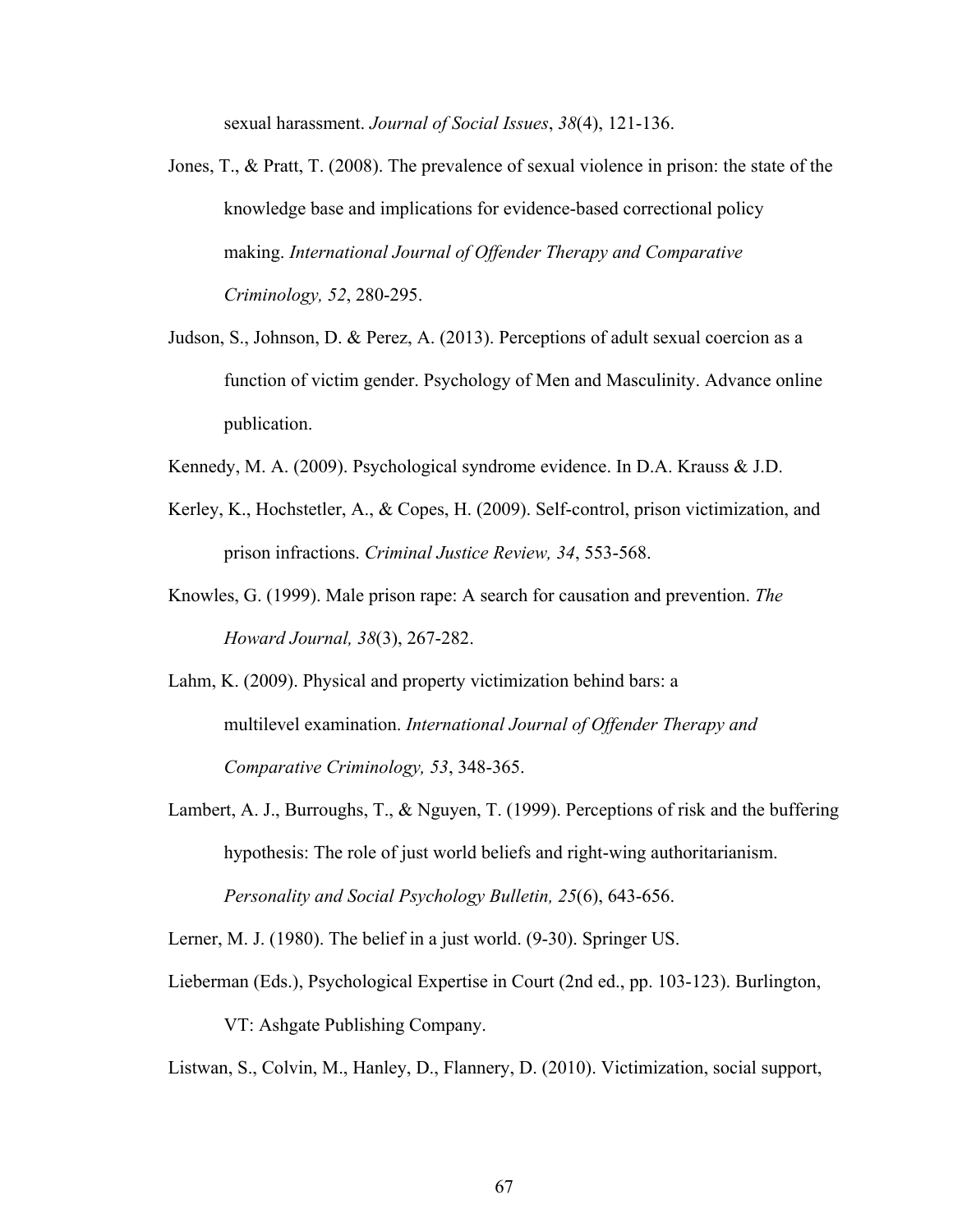sexual harassment. *Journal of Social Issues*, *38*(4), 121-136.

Jones, T., & Pratt, T. (2008). The prevalence of sexual violence in prison: the state of the knowledge base and implications for evidence-based correctional policy making. *International Journal of Offender Therapy and Comparative Criminology, 52*, 280-295.

Judson, S., Johnson, D. & Perez, A. (2013). Perceptions of adult sexual coercion as a function of victim gender. Psychology of Men and Masculinity. Advance online publication.

Kennedy, M. A. (2009). Psychological syndrome evidence. In D.A. Krauss & J.D.

Kerley, K., Hochstetler, A., & Copes, H. (2009). Self-control, prison victimization, and prison infractions. *Criminal Justice Review, 34*, 553-568.

Knowles, G. (1999). Male prison rape: A search for causation and prevention. *The Howard Journal, 38*(3), 267-282.

Lahm, K. (2009). Physical and property victimization behind bars: a multilevel examination. *International Journal of Offender Therapy and Comparative Criminology, 53*, 348-365.

Lambert, A. J., Burroughs, T., & Nguyen, T. (1999). Perceptions of risk and the buffering hypothesis: The role of just world beliefs and right-wing authoritarianism. *Personality and Social Psychology Bulletin, 25*(6), 643-656.

Lerner, M. J. (1980). The belief in a just world. (9-30). Springer US.

Lieberman (Eds.), Psychological Expertise in Court (2nd ed., pp. 103-123). Burlington, VT: Ashgate Publishing Company.

Listwan, S., Colvin, M., Hanley, D., Flannery, D. (2010). Victimization, social support,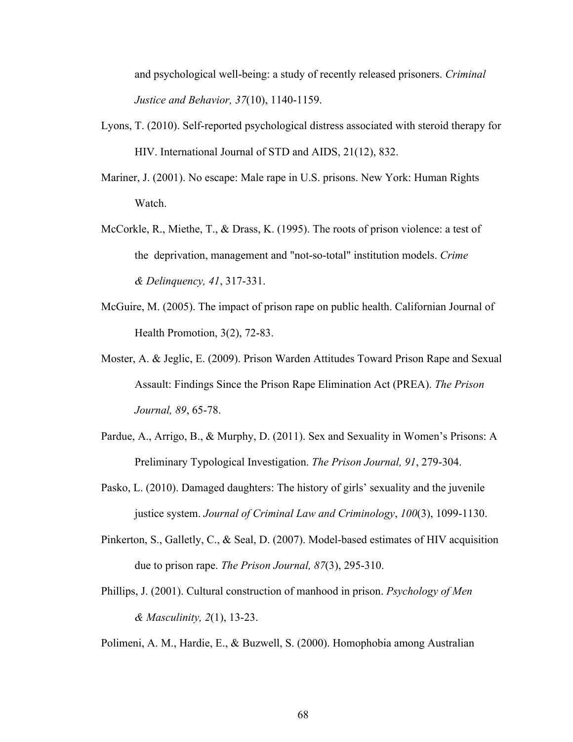and psychological well-being: a study of recently released prisoners. *Criminal Justice and Behavior, 37*(10), 1140-1159.

Lyons, T. (2010). Self-reported psychological distress associated with steroid therapy for HIV. International Journal of STD and AIDS, 21(12), 832.

Mariner, J. (2001). No escape: Male rape in U.S. prisons. New York: Human Rights Watch.

McCorkle, R., Miethe, T., & Drass, K. (1995). The roots of prison violence: a test of the deprivation, management and "not-so-total" institution models. *Crime & Delinquency, 41*, 317-331.

McGuire, M. (2005). The impact of prison rape on public health. Californian Journal of Health Promotion, 3(2), 72-83.

Moster, A. & Jeglic, E. (2009). Prison Warden Attitudes Toward Prison Rape and Sexual Assault: Findings Since the Prison Rape Elimination Act (PREA). *The Prison Journal, 89*, 65-78.

Pardue, A., Arrigo, B., & Murphy, D. (2011). Sex and Sexuality in Women's Prisons: A Preliminary Typological Investigation. *The Prison Journal, 91*, 279-304.

Pasko, L. (2010). Damaged daughters: The history of girls' sexuality and the juvenile justice system. *Journal of Criminal Law and Criminology*, *100*(3), 1099-1130.

Pinkerton, S., Galletly, C., & Seal, D. (2007). Model-based estimates of HIV acquisition due to prison rape. *The Prison Journal, 87*(3), 295-310.

Phillips, J. (2001). Cultural construction of manhood in prison. *Psychology of Men & Masculinity, 2*(1), 13-23.

Polimeni, A. M., Hardie, E., & Buzwell, S. (2000). Homophobia among Australian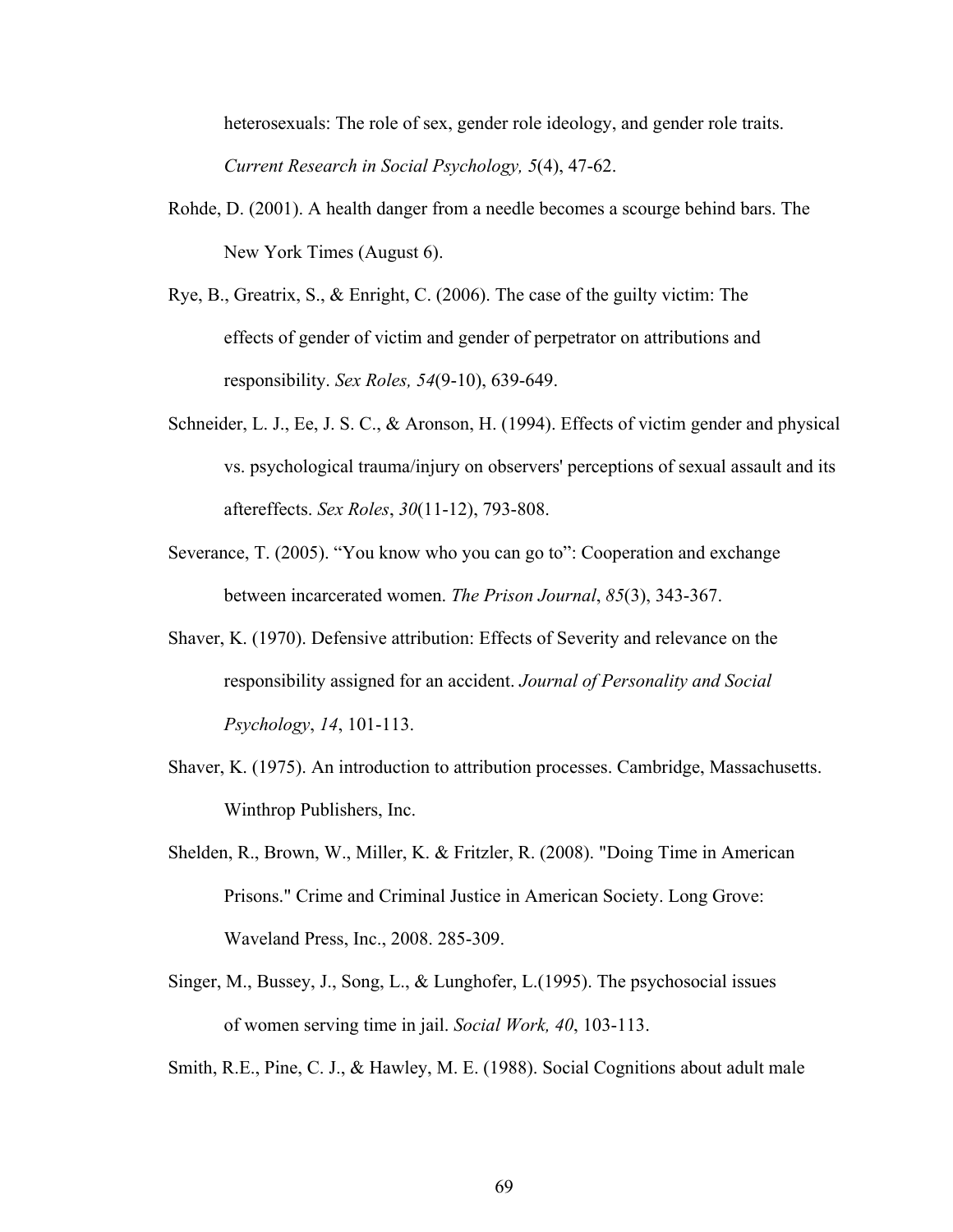heterosexuals: The role of sex, gender role ideology, and gender role traits. *Current Research in Social Psychology, 5*(4), 47-62.

Rohde, D. (2001). A health danger from a needle becomes a scourge behind bars. The New York Times (August 6).

Rye, B., Greatrix, S., & Enright, C. (2006). The case of the guilty victim: The effects of gender of victim and gender of perpetrator on attributions and responsibility. *Sex Roles, 54*(9-10), 639-649.

Schneider, L. J., Ee, J. S. C., & Aronson, H. (1994). Effects of victim gender and physical vs. psychological trauma/injury on observers' perceptions of sexual assault and its aftereffects. *Sex Roles*, *30*(11-12), 793-808.

Severance, T. (2005). "You know who you can go to": Cooperation and exchange between incarcerated women. *The Prison Journal*, *85*(3), 343-367.

Shaver, K. (1970). Defensive attribution: Effects of Severity and relevance on the responsibility assigned for an accident. *Journal of Personality and Social Psychology*, *14*, 101-113.

Shaver, K. (1975). An introduction to attribution processes. Cambridge, Massachusetts. Winthrop Publishers, Inc.

Shelden, R., Brown, W., Miller, K. & Fritzler, R. (2008). "Doing Time in American Prisons." Crime and Criminal Justice in American Society. Long Grove: Waveland Press, Inc., 2008. 285-309.

Singer, M., Bussey, J., Song, L., & Lunghofer, L.(1995). The psychosocial issues of women serving time in jail. *Social Work, 40*, 103-113.

Smith, R.E., Pine, C. J., & Hawley, M. E. (1988). Social Cognitions about adult male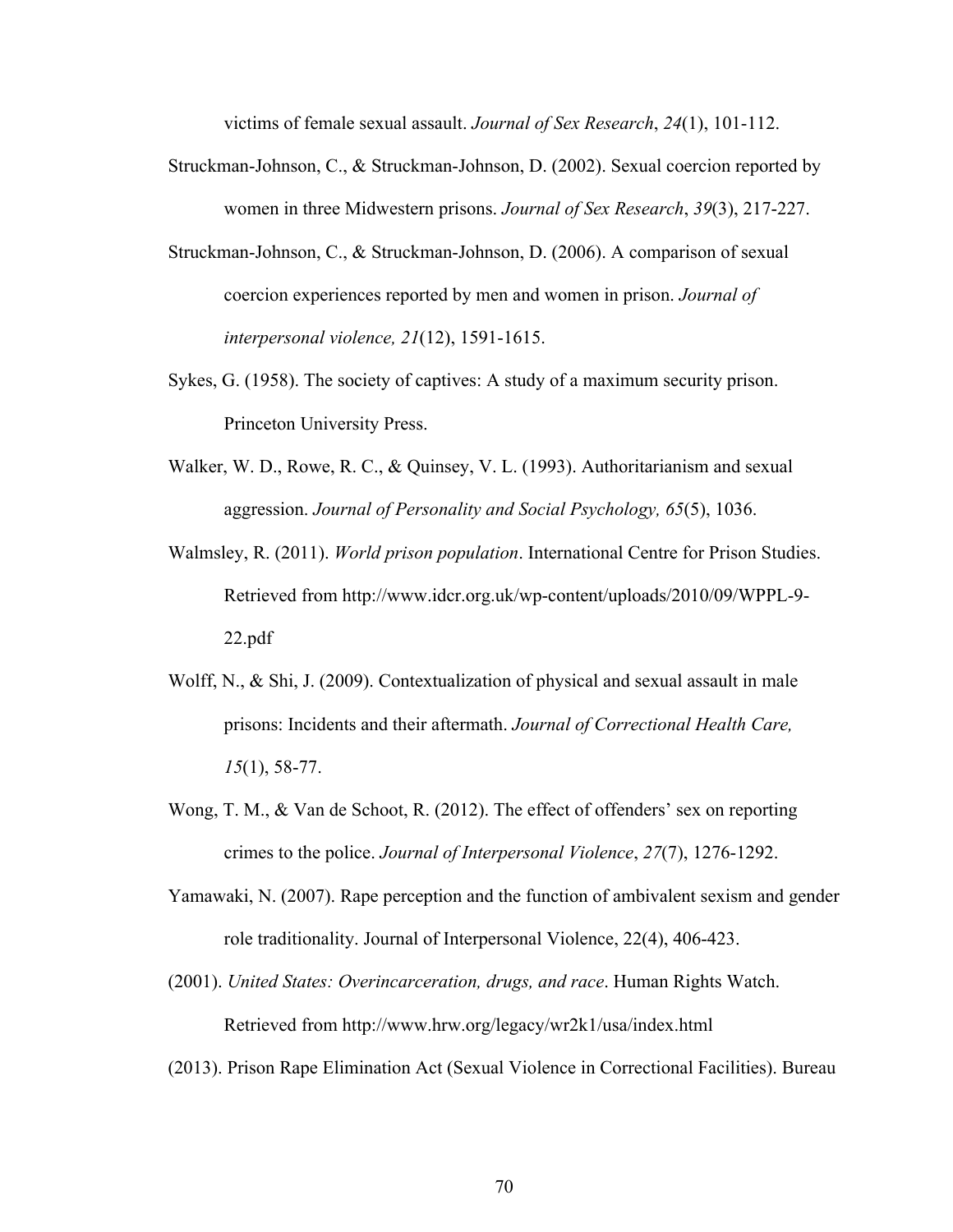victims of female sexual assault. *Journal of Sex Research*, *24*(1), 101-112.

Struckman-Johnson, C., & Struckman-Johnson, D. (2002). Sexual coercion reported by women in three Midwestern prisons. *Journal of Sex Research*, *39*(3), 217-227.

Struckman-Johnson, C., & Struckman-Johnson, D. (2006). A comparison of sexual coercion experiences reported by men and women in prison. *Journal of interpersonal violence, 21*(12), 1591-1615.

Sykes, G. (1958). The society of captives: A study of a maximum security prison. Princeton University Press.

Walker, W. D., Rowe, R. C., & Quinsey, V. L. (1993). Authoritarianism and sexual aggression. *Journal of Personality and Social Psychology, 65*(5), 1036.

Walmsley, R. (2011). *World prison population*. International Centre for Prison Studies. Retrieved from http://www.idcr.org.uk/wp-content/uploads/2010/09/WPPL-9-22.pdf

Wolff, N., & Shi, J. (2009). Contextualization of physical and sexual assault in male prisons: Incidents and their aftermath. *Journal of Correctional Health Care, 15*(1), 58-77.

Wong, T. M., & Van de Schoot, R. (2012). The effect of offenders' sex on reporting crimes to the police. *Journal of Interpersonal Violence*, *27*(7), 1276-1292.

Yamawaki, N. (2007). Rape perception and the function of ambivalent sexism and gender role traditionality. Journal of Interpersonal Violence, 22(4), 406-423.

(2001). *United States: Overincarceration, drugs, and race*. Human Rights Watch. Retrieved from http://www.hrw.org/legacy/wr2k1/usa/index.html

(2013). Prison Rape Elimination Act (Sexual Violence in Correctional Facilities). Bureau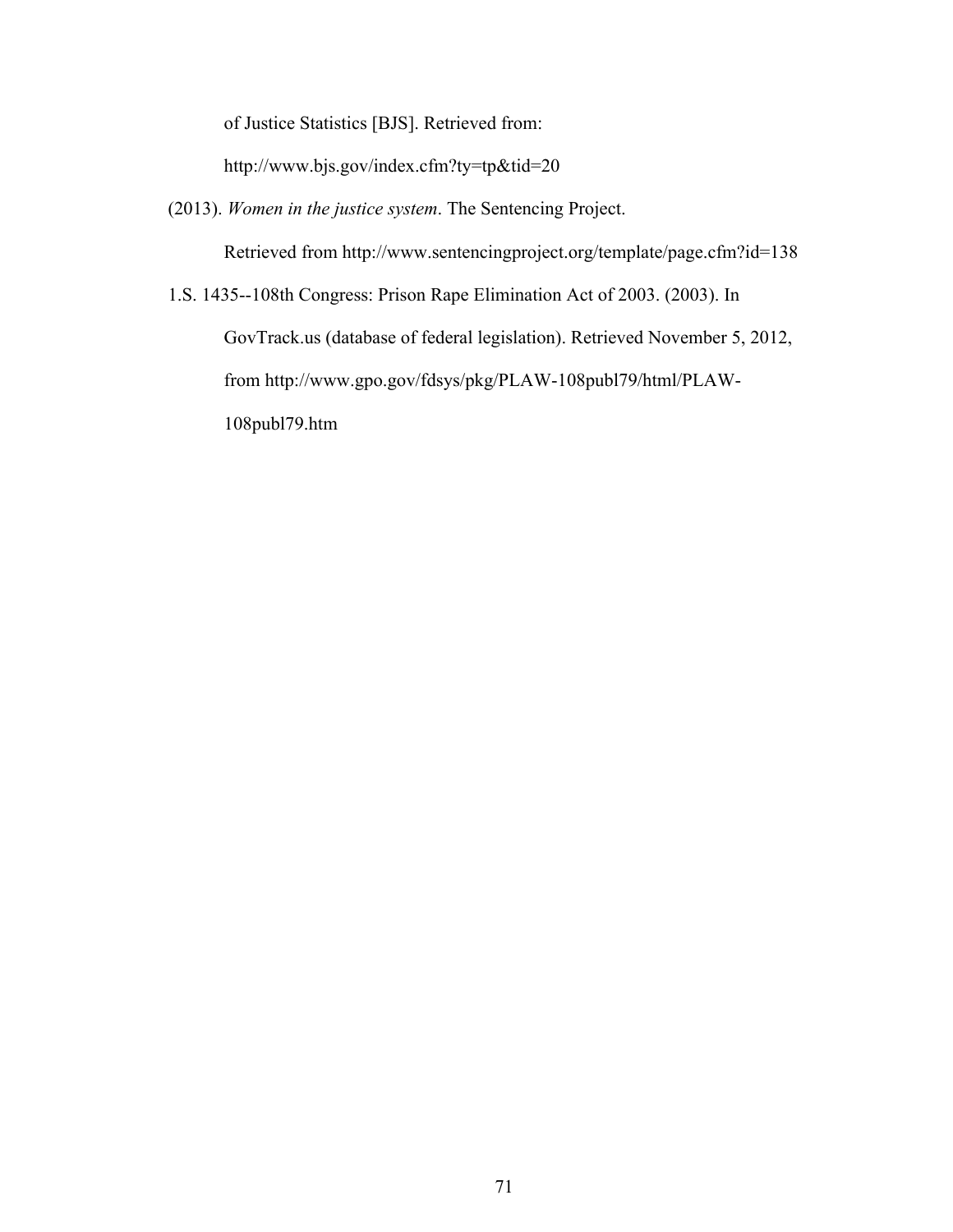of Justice Statistics [BJS]. Retrieved from: http://www.bjs.gov/index.cfm?ty=tp&tid=20

(2013). *Women in the justice system*. The Sentencing Project. Retrieved from http://www.sentencingproject.org/template/page.cfm?id=138

1.S. 1435--108th Congress: Prison Rape Elimination Act of 2003. (2003). In GovTrack.us (database of federal legislation). Retrieved November 5, 2012, from http://www.gpo.gov/fdsys/pkg/PLAW-108publ79/html/PLAW-108publ79.htm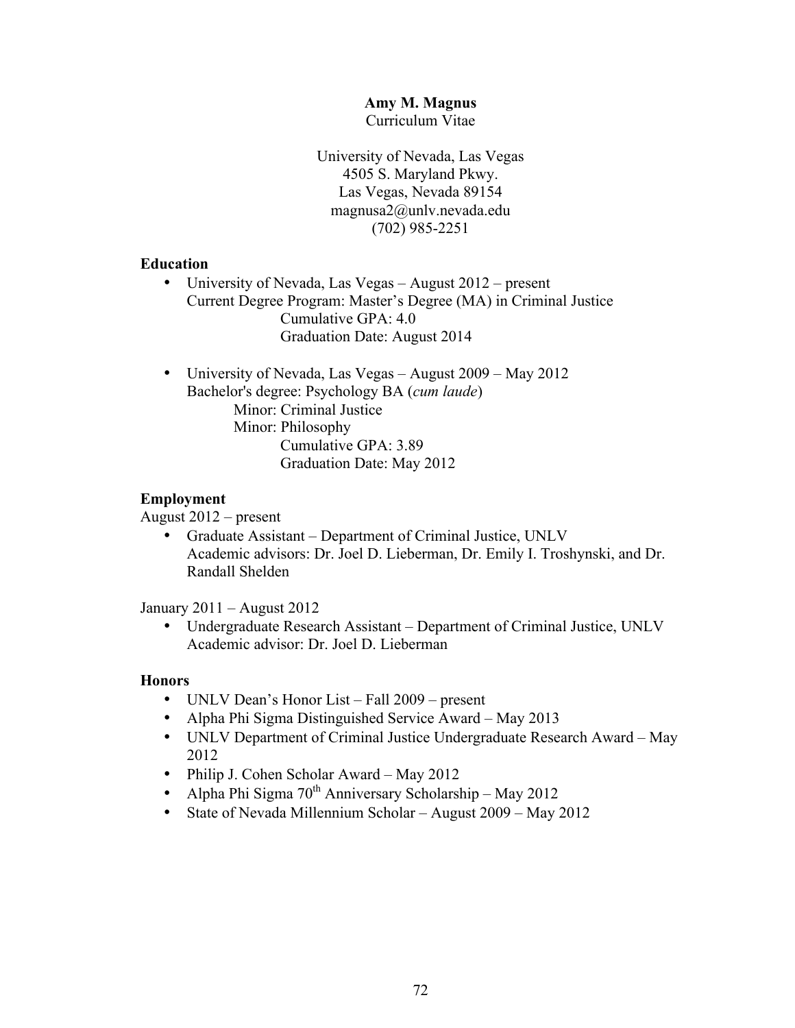**Amy M. Magnus**

Curriculum Vitae

University of Nevada, Las Vegas
4505 S. Maryland Pkwy.
Las Vegas, Nevada 89154
magnusa2@unlv.nevada.edu
(702) 985-2251

**Education**

- University of Nevada, Las Vegas – August 2012 – present
  Current Degree Program: Master's Degree (MA) in Criminal Justice
  Cumulative GPA: 4.0
  Graduation Date: August 2014

- University of Nevada, Las Vegas – August 2009 – May 2012
  Bachelor's degree: Psychology BA (*cum laude*)
  Minor: Criminal Justice
  Minor: Philosophy
  Cumulative GPA: 3.89
  Graduation Date: May 2012

**Employment**

August 2012 – present

- Graduate Assistant – Department of Criminal Justice, UNLV
  Academic advisors: Dr. Joel D. Lieberman, Dr. Emily I. Troshynski, and Dr. Randall Shelden

January 2011 – August 2012

- Undergraduate Research Assistant – Department of Criminal Justice, UNLV
  Academic advisor: Dr. Joel D. Lieberman

**Honors**

- UNLV Dean's Honor List – Fall 2009 – present
- Alpha Phi Sigma Distinguished Service Award – May 2013
- UNLV Department of Criminal Justice Undergraduate Research Award – May 2012
- Philip J. Cohen Scholar Award – May 2012
- Alpha Phi Sigma 70th Anniversary Scholarship – May 2012
- State of Nevada Millennium Scholar – August 2009 – May 2012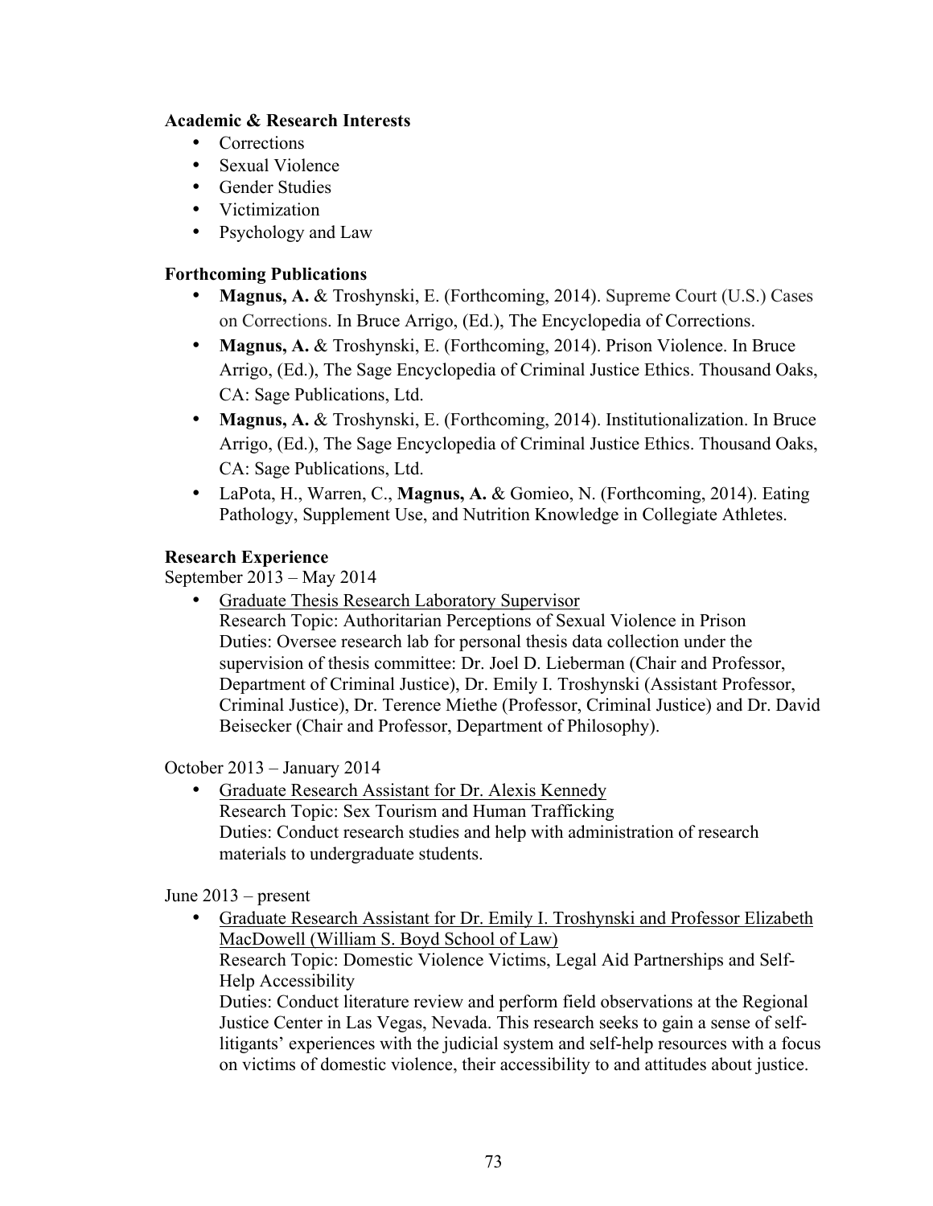**Academic & Research Interests**

- Corrections
- Sexual Violence
- Gender Studies
- Victimization
- Psychology and Law

**Forthcoming Publications**

- **Magnus, A.** & Troshynski, E. (Forthcoming, 2014). Supreme Court (U.S.) Cases on Corrections. In Bruce Arrigo, (Ed.), The Encyclopedia of Corrections.
- **Magnus, A.** & Troshynski, E. (Forthcoming, 2014). Prison Violence. In Bruce Arrigo, (Ed.), The Sage Encyclopedia of Criminal Justice Ethics. Thousand Oaks, CA: Sage Publications, Ltd.
- **Magnus, A.** & Troshynski, E. (Forthcoming, 2014). Institutionalization. In Bruce Arrigo, (Ed.), The Sage Encyclopedia of Criminal Justice Ethics. Thousand Oaks, CA: Sage Publications, Ltd.
- LaPota, H., Warren, C., **Magnus, A.** & Gomieo, N. (Forthcoming, 2014). Eating Pathology, Supplement Use, and Nutrition Knowledge in Collegiate Athletes.

**Research Experience**

September 2013 – May 2014

- Graduate Thesis Research Laboratory Supervisor
  Research Topic: Authoritarian Perceptions of Sexual Violence in Prison
  Duties: Oversee research lab for personal thesis data collection under the supervision of thesis committee: Dr. Joel D. Lieberman (Chair and Professor, Department of Criminal Justice), Dr. Emily I. Troshynski (Assistant Professor, Criminal Justice), Dr. Terence Miethe (Professor, Criminal Justice) and Dr. David Beisecker (Chair and Professor, Department of Philosophy).

October 2013 – January 2014

- Graduate Research Assistant for Dr. Alexis Kennedy
  Research Topic: Sex Tourism and Human Trafficking
  Duties: Conduct research studies and help with administration of research materials to undergraduate students.

June 2013 – present

- Graduate Research Assistant for Dr. Emily I. Troshynski and Professor Elizabeth MacDowell (William S. Boyd School of Law)
  Research Topic: Domestic Violence Victims, Legal Aid Partnerships and Self-Help Accessibility
  Duties: Conduct literature review and perform field observations at the Regional Justice Center in Las Vegas, Nevada. This research seeks to gain a sense of self-litigants' experiences with the judicial system and self-help resources with a focus on victims of domestic violence, their accessibility to and attitudes about justice.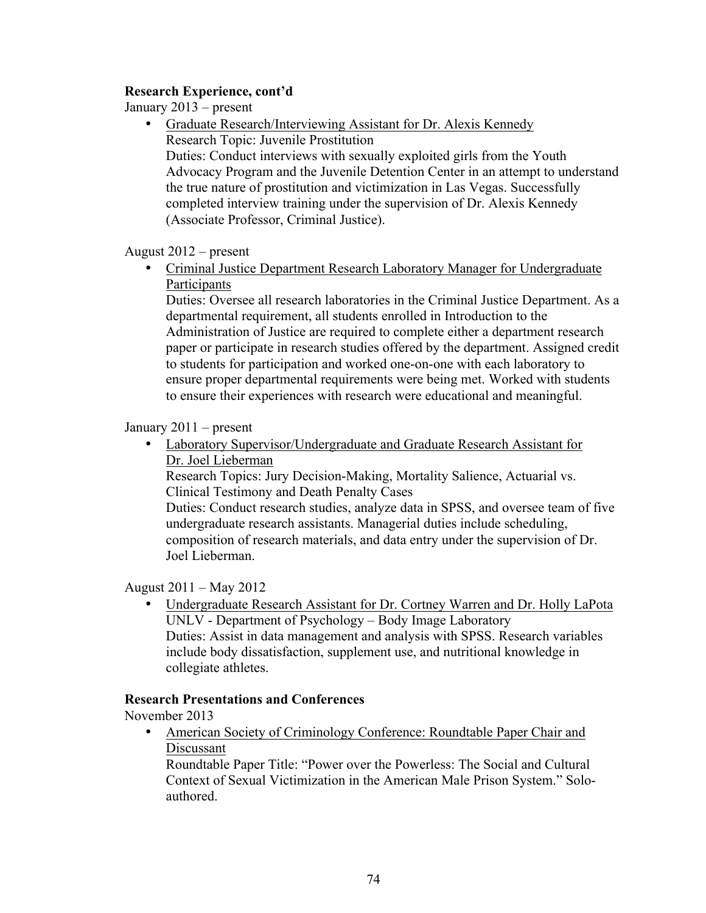**Research Experience, cont'd**

January 2013 – present

- Graduate Research/Interviewing Assistant for Dr. Alexis Kennedy
  Research Topic: Juvenile Prostitution
  Duties: Conduct interviews with sexually exploited girls from the Youth Advocacy Program and the Juvenile Detention Center in an attempt to understand the true nature of prostitution and victimization in Las Vegas. Successfully completed interview training under the supervision of Dr. Alexis Kennedy (Associate Professor, Criminal Justice).

August 2012 – present

- Criminal Justice Department Research Laboratory Manager for Undergraduate Participants
  Duties: Oversee all research laboratories in the Criminal Justice Department. As a departmental requirement, all students enrolled in Introduction to the Administration of Justice are required to complete either a department research paper or participate in research studies offered by the department. Assigned credit to students for participation and worked one-on-one with each laboratory to ensure proper departmental requirements were being met. Worked with students to ensure their experiences with research were educational and meaningful.

January 2011 – present

- Laboratory Supervisor/Undergraduate and Graduate Research Assistant for Dr. Joel Lieberman
  Research Topics: Jury Decision-Making, Mortality Salience, Actuarial vs. Clinical Testimony and Death Penalty Cases
  Duties: Conduct research studies, analyze data in SPSS, and oversee team of five undergraduate research assistants. Managerial duties include scheduling, composition of research materials, and data entry under the supervision of Dr. Joel Lieberman.

August 2011 – May 2012

- Undergraduate Research Assistant for Dr. Cortney Warren and Dr. Holly LaPota
  UNLV - Department of Psychology – Body Image Laboratory
  Duties: Assist in data management and analysis with SPSS. Research variables include body dissatisfaction, supplement use, and nutritional knowledge in collegiate athletes.

**Research Presentations and Conferences**

November 2013

- American Society of Criminology Conference: Roundtable Paper Chair and Discussant
  Roundtable Paper Title: "Power over the Powerless: The Social and Cultural Context of Sexual Victimization in the American Male Prison System." Solo-authored.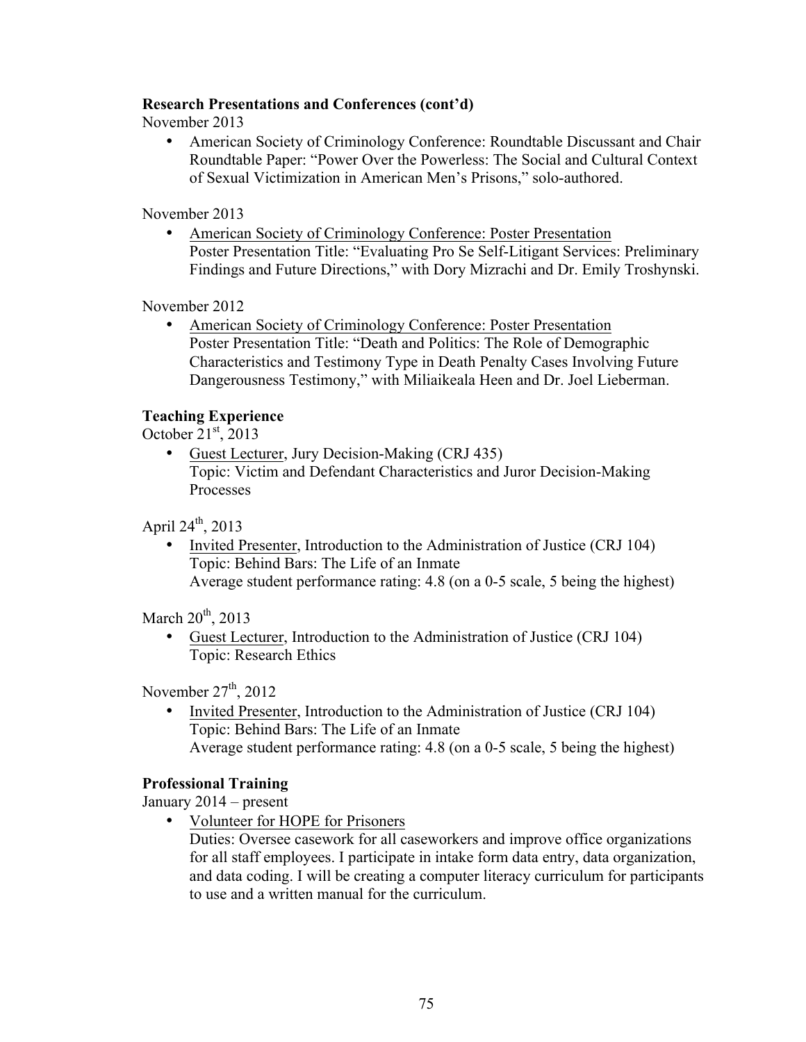**Research Presentations and Conferences (cont'd)**

November 2013

- American Society of Criminology Conference: Roundtable Discussant and Chair
  Roundtable Paper: "Power Over the Powerless: The Social and Cultural Context of Sexual Victimization in American Men's Prisons," solo-authored.

November 2013

- American Society of Criminology Conference: Poster Presentation
  Poster Presentation Title: "Evaluating Pro Se Self-Litigant Services: Preliminary Findings and Future Directions," with Dory Mizrachi and Dr. Emily Troshynski.

November 2012

- American Society of Criminology Conference: Poster Presentation
  Poster Presentation Title: "Death and Politics: The Role of Demographic Characteristics and Testimony Type in Death Penalty Cases Involving Future Dangerousness Testimony," with Miliaikeala Heen and Dr. Joel Lieberman.

**Teaching Experience**

October 21st, 2013

- Guest Lecturer, Jury Decision-Making (CRJ 435)
  Topic: Victim and Defendant Characteristics and Juror Decision-Making Processes

April 24th, 2013

- Invited Presenter, Introduction to the Administration of Justice (CRJ 104)
  Topic: Behind Bars: The Life of an Inmate
  Average student performance rating: 4.8 (on a 0-5 scale, 5 being the highest)

March 20th, 2013

- Guest Lecturer, Introduction to the Administration of Justice (CRJ 104)
  Topic: Research Ethics

November 27th, 2012

- Invited Presenter, Introduction to the Administration of Justice (CRJ 104)
  Topic: Behind Bars: The Life of an Inmate
  Average student performance rating: 4.8 (on a 0-5 scale, 5 being the highest)

**Professional Training**

January 2014 – present

- Volunteer for HOPE for Prisoners
  Duties: Oversee casework for all caseworkers and improve office organizations for all staff employees. I participate in intake form data entry, data organization, and data coding. I will be creating a computer literacy curriculum for participants to use and a written manual for the curriculum.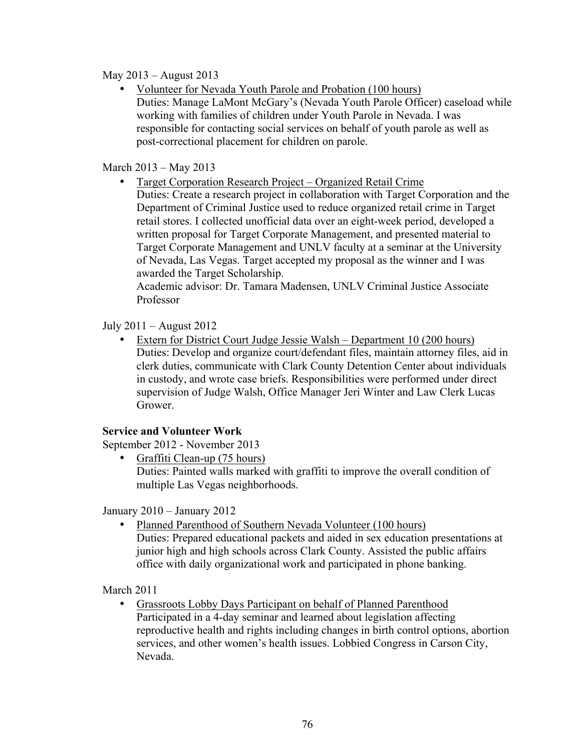May 2013 – August 2013

- Volunteer for Nevada Youth Parole and Probation (100 hours)
  Duties: Manage LaMont McGary's (Nevada Youth Parole Officer) caseload while working with families of children under Youth Parole in Nevada. I was responsible for contacting social services on behalf of youth parole as well as post-correctional placement for children on parole.

March 2013 – May 2013

- Target Corporation Research Project – Organized Retail Crime
  Duties: Create a research project in collaboration with Target Corporation and the Department of Criminal Justice used to reduce organized retail crime in Target retail stores. I collected unofficial data over an eight-week period, developed a written proposal for Target Corporate Management, and presented material to Target Corporate Management and UNLV faculty at a seminar at the University of Nevada, Las Vegas. Target accepted my proposal as the winner and I was awarded the Target Scholarship.
  Academic advisor: Dr. Tamara Madensen, UNLV Criminal Justice Associate Professor

July 2011 – August 2012

- Extern for District Court Judge Jessie Walsh – Department 10 (200 hours)
  Duties: Develop and organize court/defendant files, maintain attorney files, aid in clerk duties, communicate with Clark County Detention Center about individuals in custody, and wrote case briefs. Responsibilities were performed under direct supervision of Judge Walsh, Office Manager Jeri Winter and Law Clerk Lucas Grower.

**Service and Volunteer Work**

September 2012 - November 2013

- Graffiti Clean-up (75 hours)
  Duties: Painted walls marked with graffiti to improve the overall condition of multiple Las Vegas neighborhoods.

January 2010 – January 2012

- Planned Parenthood of Southern Nevada Volunteer (100 hours)
  Duties: Prepared educational packets and aided in sex education presentations at junior high and high schools across Clark County. Assisted the public affairs office with daily organizational work and participated in phone banking.

March 2011

- Grassroots Lobby Days Participant on behalf of Planned Parenthood
  Participated in a 4-day seminar and learned about legislation affecting reproductive health and rights including changes in birth control options, abortion services, and other women's health issues. Lobbied Congress in Carson City, Nevada.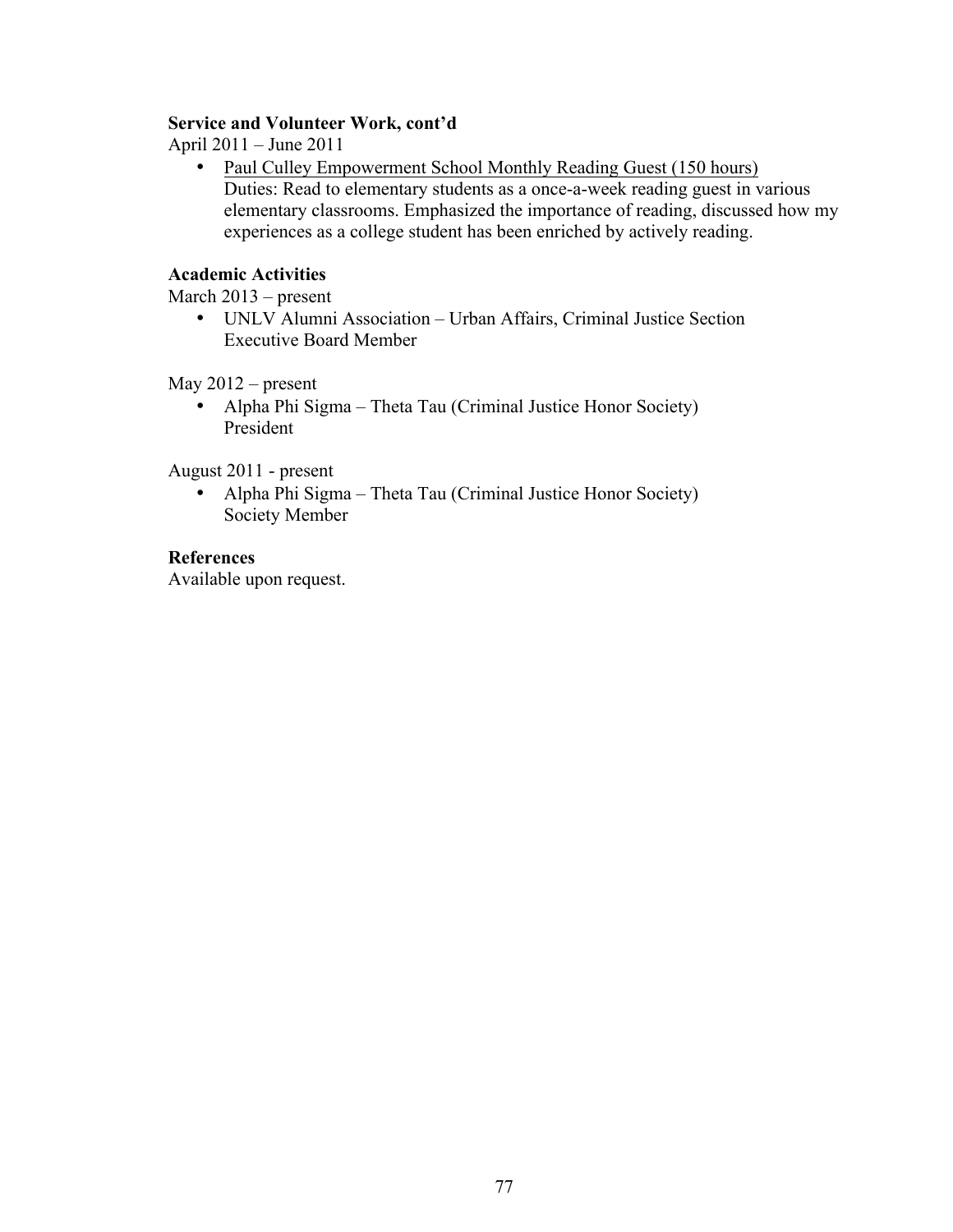**Service and Volunteer Work, cont'd**

April 2011 – June 2011

- Paul Culley Empowerment School Monthly Reading Guest (150 hours)
  Duties: Read to elementary students as a once-a-week reading guest in various elementary classrooms. Emphasized the importance of reading, discussed how my experiences as a college student has been enriched by actively reading.

**Academic Activities**

March 2013 – present

- UNLV Alumni Association – Urban Affairs, Criminal Justice Section
  Executive Board Member

May 2012 – present

- Alpha Phi Sigma – Theta Tau (Criminal Justice Honor Society)
  President

August 2011 - present

- Alpha Phi Sigma – Theta Tau (Criminal Justice Honor Society)
  Society Member

**References**

Available upon request.